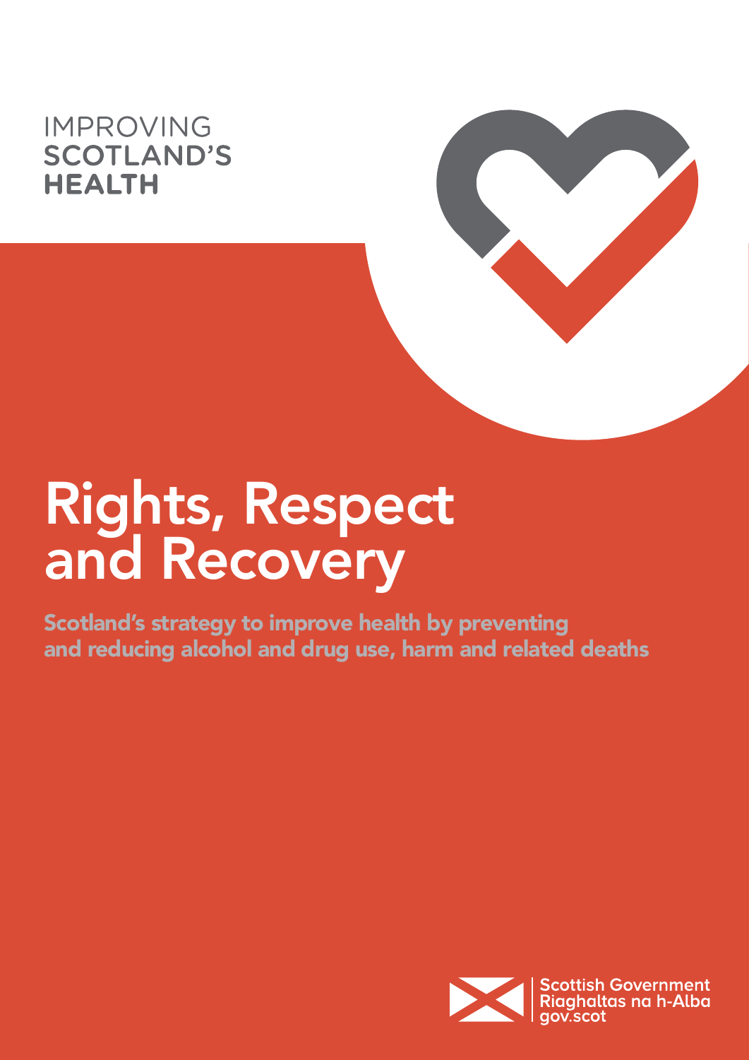IMPROVING
**SCOTLAND'S**
**HEALTH**

# Rights, Respect and Recovery

## Scotland's strategy to improve health by preventing and reducing alcohol and drug use, harm and related deaths

Scottish Government
Riaghaltas na h-Alba
gov.scot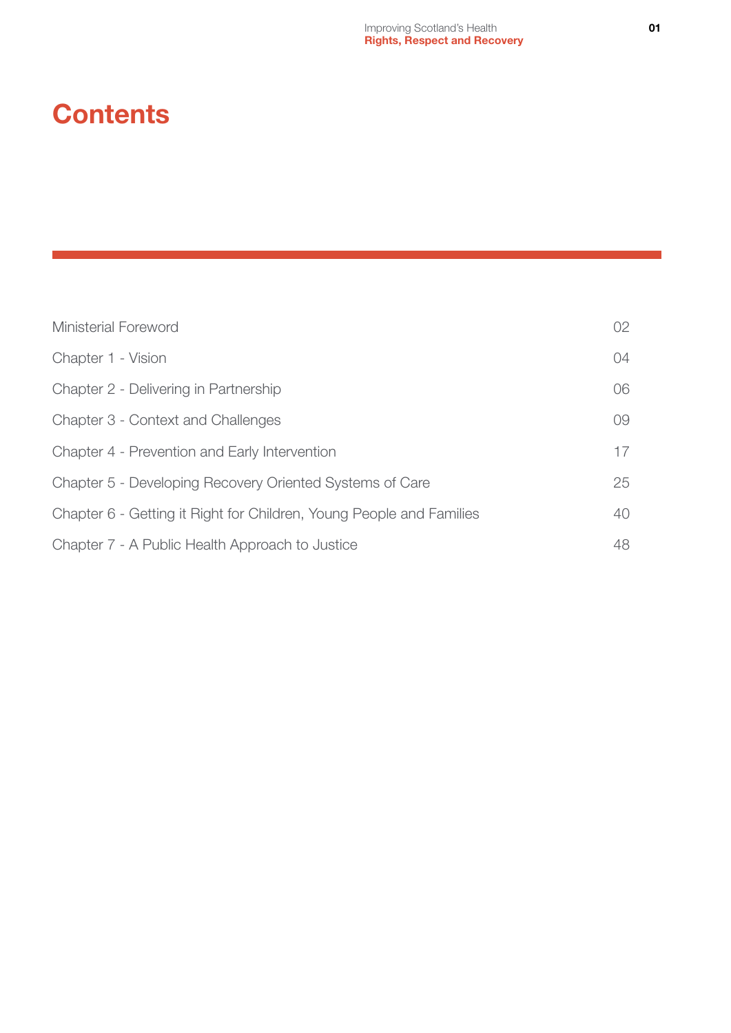# Contents

| | |
|---|---|
| Ministerial Foreword | 02 |
| Chapter 1 - Vision | 04 |
| Chapter 2 - Delivering in Partnership | 06 |
| Chapter 3 - Context and Challenges | 09 |
| Chapter 4 - Prevention and Early Intervention | 17 |
| Chapter 5 - Developing Recovery Oriented Systems of Care | 25 |
| Chapter 6 - Getting it Right for Children, Young People and Families | 40 |
| Chapter 7 - A Public Health Approach to Justice | 48 |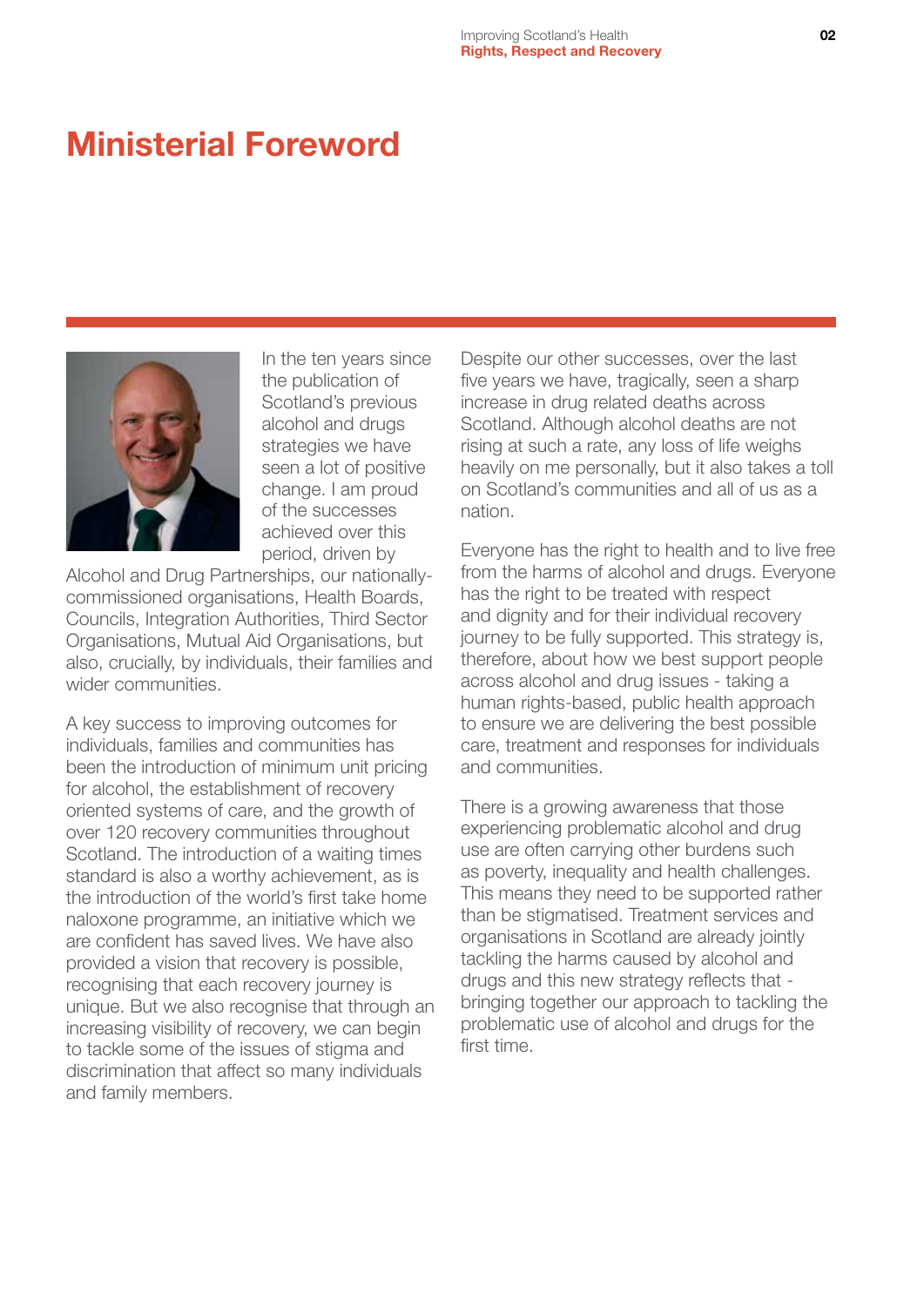# Ministerial Foreword

In the ten years since the publication of Scotland's previous alcohol and drugs strategies we have seen a lot of positive change. I am proud of the successes achieved over this period, driven by Alcohol and Drug Partnerships, our nationally-commissioned organisations, Health Boards, Councils, Integration Authorities, Third Sector Organisations, Mutual Aid Organisations, but also, crucially, by individuals, their families and wider communities.

A key success to improving outcomes for individuals, families and communities has been the introduction of minimum unit pricing for alcohol, the establishment of recovery oriented systems of care, and the growth of over 120 recovery communities throughout Scotland. The introduction of a waiting times standard is also a worthy achievement, as is the introduction of the world's first take home naloxone programme, an initiative which we are confident has saved lives. We have also provided a vision that recovery is possible, recognising that each recovery journey is unique. But we also recognise that through an increasing visibility of recovery, we can begin to tackle some of the issues of stigma and discrimination that affect so many individuals and family members.

Despite our other successes, over the last five years we have, tragically, seen a sharp increase in drug related deaths across Scotland. Although alcohol deaths are not rising at such a rate, any loss of life weighs heavily on me personally, but it also takes a toll on Scotland's communities and all of us as a nation.

Everyone has the right to health and to live free from the harms of alcohol and drugs. Everyone has the right to be treated with respect and dignity and for their individual recovery journey to be fully supported. This strategy is, therefore, about how we best support people across alcohol and drug issues - taking a human rights-based, public health approach to ensure we are delivering the best possible care, treatment and responses for individuals and communities.

There is a growing awareness that those experiencing problematic alcohol and drug use are often carrying other burdens such as poverty, inequality and health challenges. This means they need to be supported rather than be stigmatised. Treatment services and organisations in Scotland are already jointly tackling the harms caused by alcohol and drugs and this new strategy reflects that - bringing together our approach to tackling the problematic use of alcohol and drugs for the first time.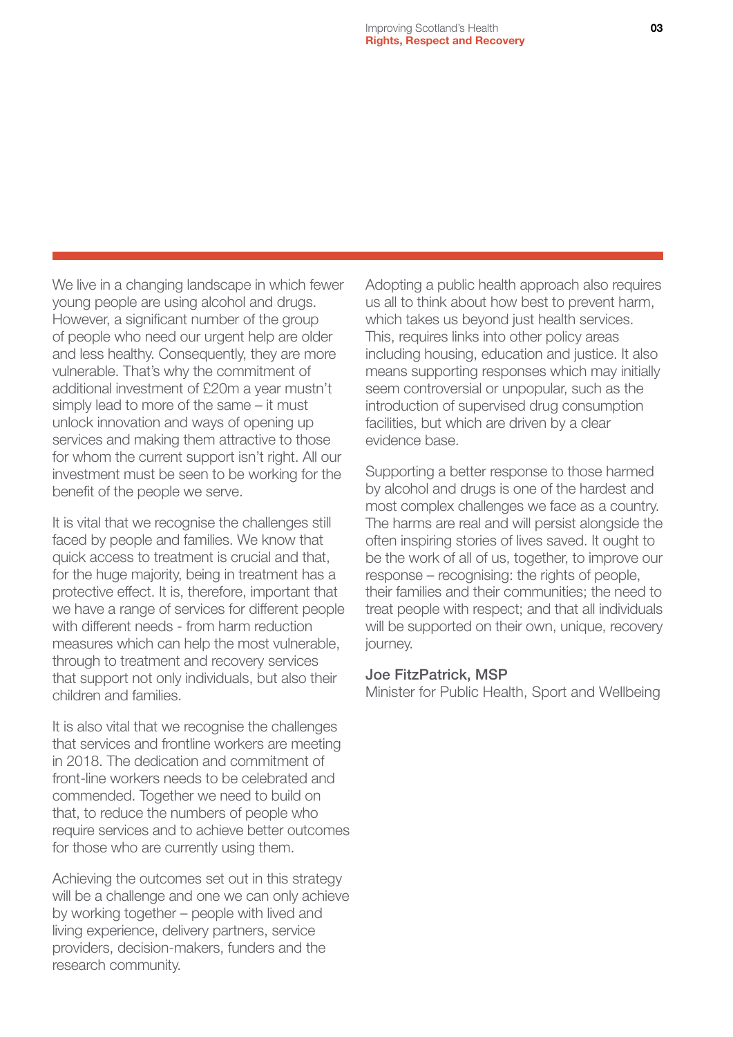We live in a changing landscape in which fewer young people are using alcohol and drugs. However, a significant number of the group of people who need our urgent help are older and less healthy. Consequently, they are more vulnerable. That's why the commitment of additional investment of £20m a year mustn't simply lead to more of the same – it must unlock innovation and ways of opening up services and making them attractive to those for whom the current support isn't right. All our investment must be seen to be working for the benefit of the people we serve.

It is vital that we recognise the challenges still faced by people and families. We know that quick access to treatment is crucial and that, for the huge majority, being in treatment has a protective effect. It is, therefore, important that we have a range of services for different people with different needs - from harm reduction measures which can help the most vulnerable, through to treatment and recovery services that support not only individuals, but also their children and families.

It is also vital that we recognise the challenges that services and frontline workers are meeting in 2018. The dedication and commitment of front-line workers needs to be celebrated and commended. Together we need to build on that, to reduce the numbers of people who require services and to achieve better outcomes for those who are currently using them.

Achieving the outcomes set out in this strategy will be a challenge and one we can only achieve by working together – people with lived and living experience, delivery partners, service providers, decision-makers, funders and the research community.

Adopting a public health approach also requires us all to think about how best to prevent harm, which takes us beyond just health services. This, requires links into other policy areas including housing, education and justice. It also means supporting responses which may initially seem controversial or unpopular, such as the introduction of supervised drug consumption facilities, but which are driven by a clear evidence base.

Supporting a better response to those harmed by alcohol and drugs is one of the hardest and most complex challenges we face as a country. The harms are real and will persist alongside the often inspiring stories of lives saved. It ought to be the work of all of us, together, to improve our response – recognising: the rights of people, their families and their communities; the need to treat people with respect; and that all individuals will be supported on their own, unique, recovery journey.

**Joe FitzPatrick, MSP**
Minister for Public Health, Sport and Wellbeing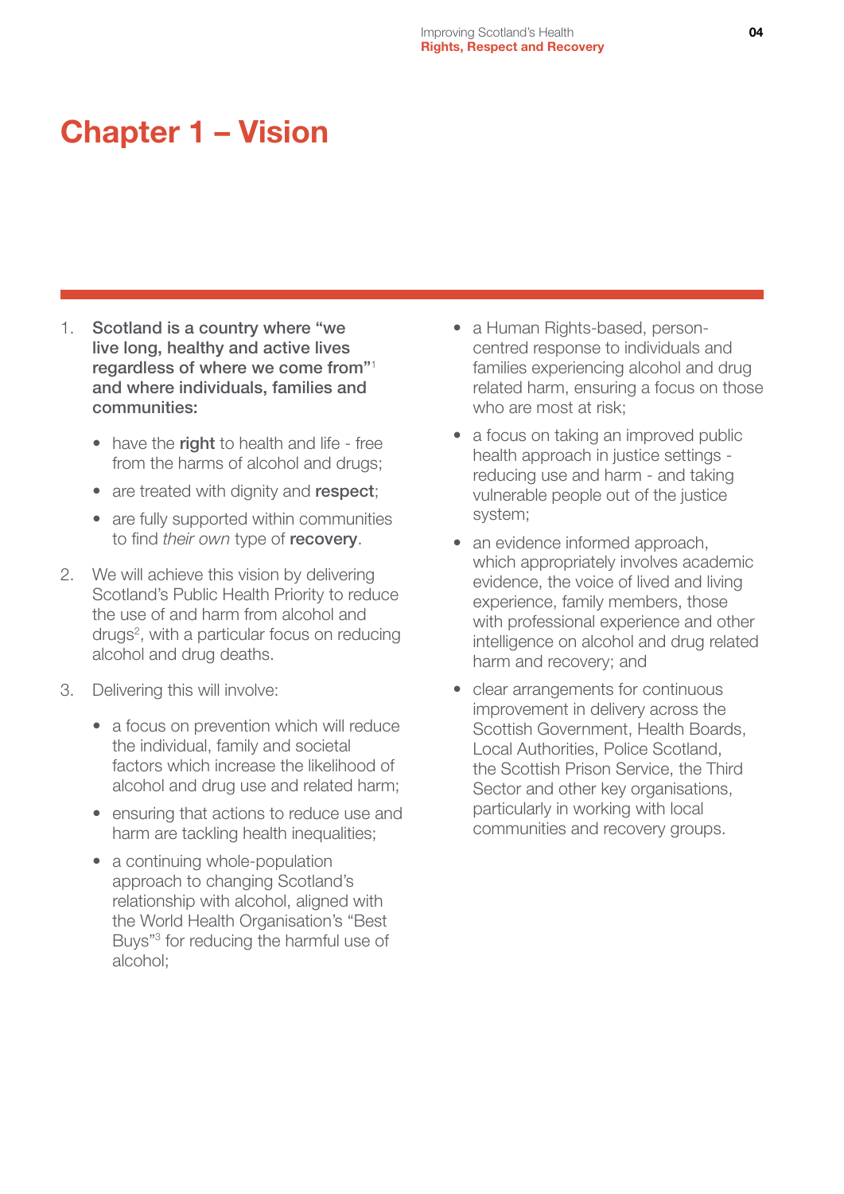# Chapter 1 – Vision

1. **Scotland is a country where "we live long, healthy and active lives regardless of where we come from"[1] and where individuals, families and communities:**

   - have the **right** to health and life - free from the harms of alcohol and drugs;
   - are treated with dignity and **respect**;
   - are fully supported within communities to find *their own* type of **recovery**.

2. We will achieve this vision by delivering Scotland's Public Health Priority to reduce the use of and harm from alcohol and drugs[2], with a particular focus on reducing alcohol and drug deaths.

3. Delivering this will involve:

   - a focus on prevention which will reduce the individual, family and societal factors which increase the likelihood of alcohol and drug use and related harm;
   - ensuring that actions to reduce use and harm are tackling health inequalities;
   - a continuing whole-population approach to changing Scotland's relationship with alcohol, aligned with the World Health Organisation's "Best Buys"[3] for reducing the harmful use of alcohol;
   - a Human Rights-based, person-centred response to individuals and families experiencing alcohol and drug related harm, ensuring a focus on those who are most at risk;
   - a focus on taking an improved public health approach in justice settings - reducing use and harm - and taking vulnerable people out of the justice system;
   - an evidence informed approach, which appropriately involves academic evidence, the voice of lived and living experience, family members, those with professional experience and other intelligence on alcohol and drug related harm and recovery; and
   - clear arrangements for continuous improvement in delivery across the Scottish Government, Health Boards, Local Authorities, Police Scotland, the Scottish Prison Service, the Third Sector and other key organisations, particularly in working with local communities and recovery groups.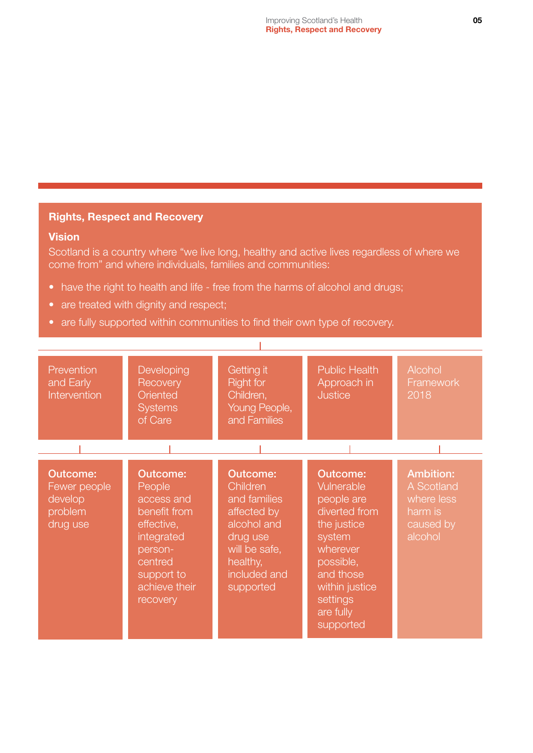## Rights, Respect and Recovery

### Vision

Scotland is a country where "we live long, healthy and active lives regardless of where we come from" and where individuals, families and communities:

- have the right to health and life - free from the harms of alcohol and drugs;
- are treated with dignity and respect;
- are fully supported within communities to find their own type of recovery.

| Prevention and Early Intervention | Developing Recovery Oriented Systems of Care | Getting it Right for Children, Young People, and Families | Public Health Approach in Justice | Alcohol Framework 2018 |
|---|---|---|---|---|
| **Outcome:** Fewer people develop problem drug use | **Outcome:** People access and benefit from effective, integrated person-centred support to achieve their recovery | **Outcome:** Children and families affected by alcohol and drug use will be safe, healthy, included and supported | **Outcome:** Vulnerable people are diverted from the justice system wherever possible, and those within justice settings are fully supported | **Ambition:** A Scotland where less harm is caused by alcohol |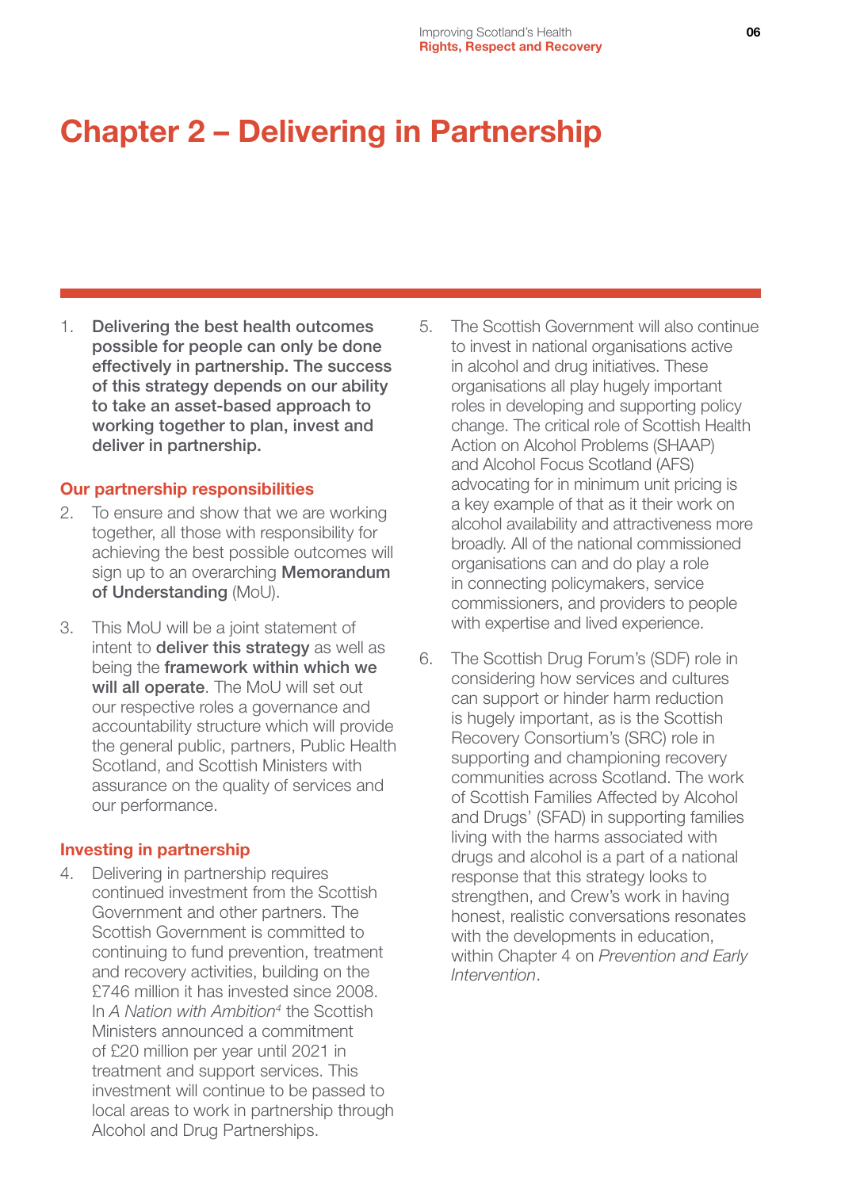# Chapter 2 – Delivering in Partnership

1. **Delivering the best health outcomes possible for people can only be done effectively in partnership. The success of this strategy depends on our ability to take an asset-based approach to working together to plan, invest and deliver in partnership.**

## Our partnership responsibilities

2. To ensure and show that we are working together, all those with responsibility for achieving the best possible outcomes will sign up to an overarching **Memorandum of Understanding** (MoU).

3. This MoU will be a joint statement of intent to **deliver this strategy** as well as being the **framework within which we will all operate**. The MoU will set out our respective roles a governance and accountability structure which will provide the general public, partners, Public Health Scotland, and Scottish Ministers with assurance on the quality of services and our performance.

## Investing in partnership

4. Delivering in partnership requires continued investment from the Scottish Government and other partners. The Scottish Government is committed to continuing to fund prevention, treatment and recovery activities, building on the £746 million it has invested since 2008. In *A Nation with Ambition*[4] the Scottish Ministers announced a commitment of £20 million per year until 2021 in treatment and support services. This investment will continue to be passed to local areas to work in partnership through Alcohol and Drug Partnerships.

5. The Scottish Government will also continue to invest in national organisations active in alcohol and drug initiatives. These organisations all play hugely important roles in developing and supporting policy change. The critical role of Scottish Health Action on Alcohol Problems (SHAAP) and Alcohol Focus Scotland (AFS) advocating for in minimum unit pricing is a key example of that as it their work on alcohol availability and attractiveness more broadly. All of the national commissioned organisations can and do play a role in connecting policymakers, service commissioners, and providers to people with expertise and lived experience.

6. The Scottish Drug Forum's (SDF) role in considering how services and cultures can support or hinder harm reduction is hugely important, as is the Scottish Recovery Consortium's (SRC) role in supporting and championing recovery communities across Scotland. The work of Scottish Families Affected by Alcohol and Drugs' (SFAD) in supporting families living with the harms associated with drugs and alcohol is a part of a national response that this strategy looks to strengthen, and Crew's work in having honest, realistic conversations resonates with the developments in education, within Chapter 4 on *Prevention and Early Intervention*.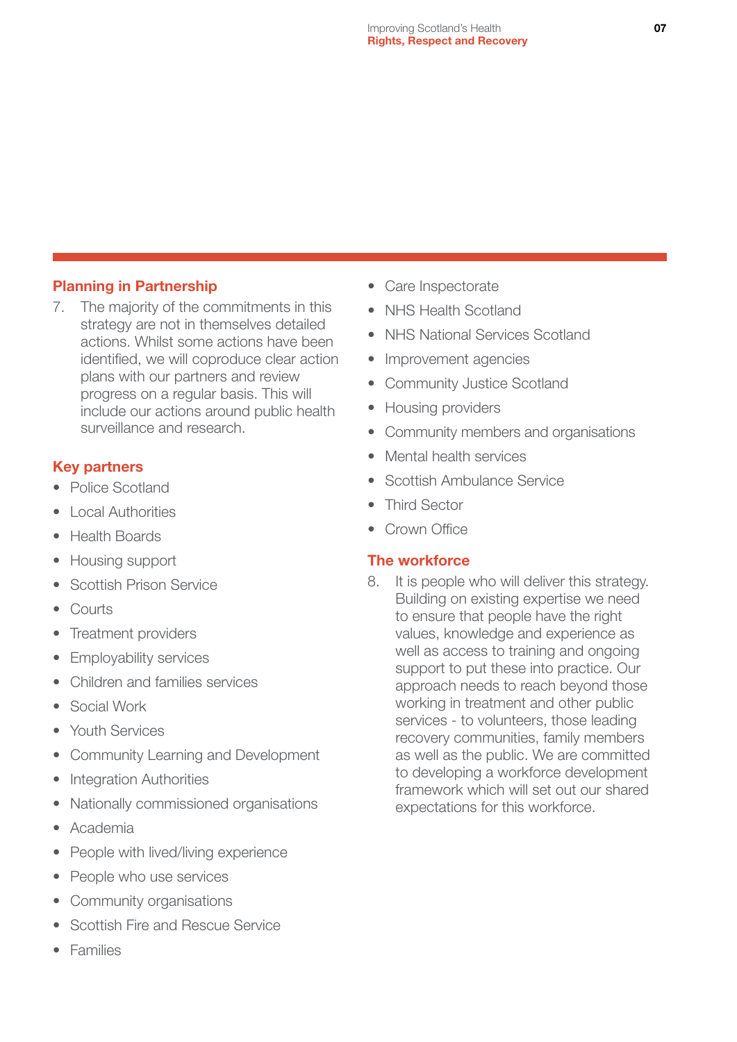## Planning in Partnership

7. The majority of the commitments in this strategy are not in themselves detailed actions. Whilst some actions have been identified, we will coproduce clear action plans with our partners and review progress on a regular basis. This will include our actions around public health surveillance and research.

## Key partners

- Police Scotland
- Local Authorities
- Health Boards
- Housing support
- Scottish Prison Service
- Courts
- Treatment providers
- Employability services
- Children and families services
- Social Work
- Youth Services
- Community Learning and Development
- Integration Authorities
- Nationally commissioned organisations
- Academia
- People with lived/living experience
- People who use services
- Community organisations
- Scottish Fire and Rescue Service
- Families
- Care Inspectorate
- NHS Health Scotland
- NHS National Services Scotland
- Improvement agencies
- Community Justice Scotland
- Housing providers
- Community members and organisations
- Mental health services
- Scottish Ambulance Service
- Third Sector
- Crown Office

## The workforce

8. It is people who will deliver this strategy. Building on existing expertise we need to ensure that people have the right values, knowledge and experience as well as access to training and ongoing support to put these into practice. Our approach needs to reach beyond those working in treatment and other public services - to volunteers, those leading recovery communities, family members as well as the public. We are committed to developing a workforce development framework which will set out our shared expectations for this workforce.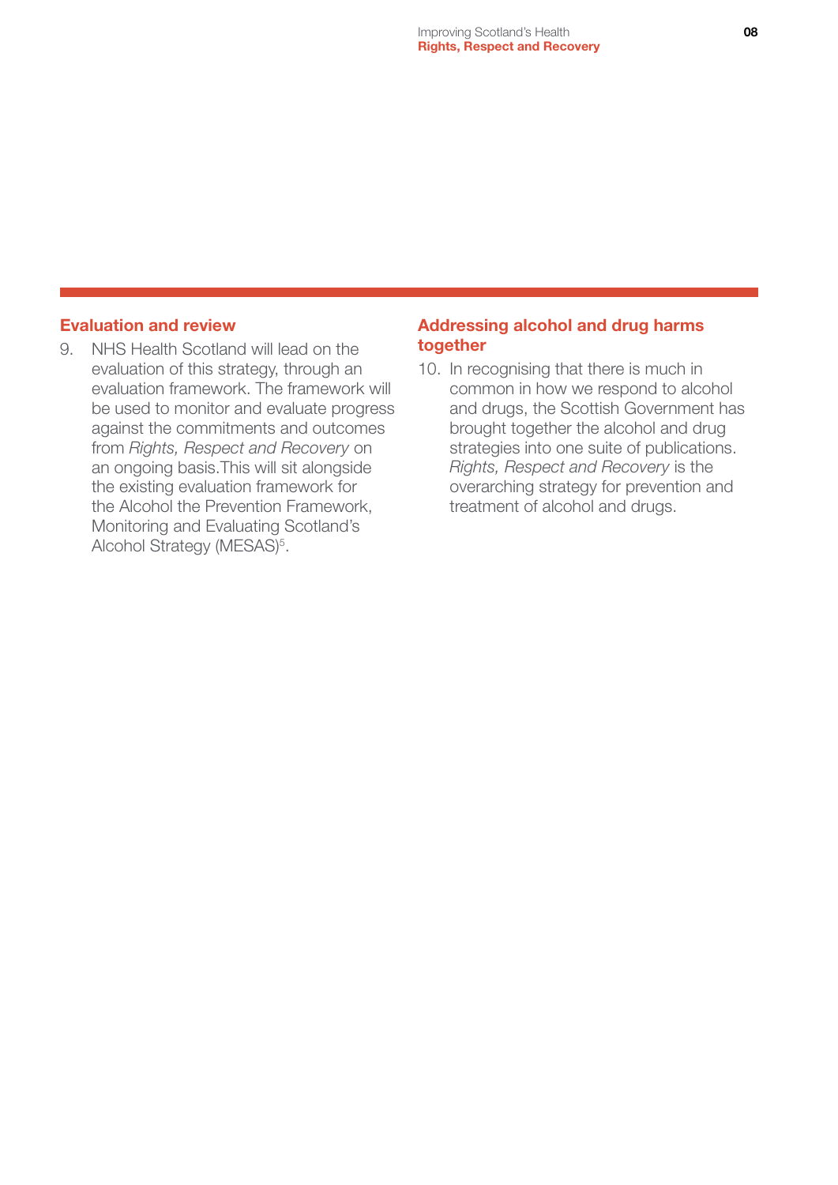## Evaluation and review

9. NHS Health Scotland will lead on the evaluation of this strategy, through an evaluation framework. The framework will be used to monitor and evaluate progress against the commitments and outcomes from *Rights, Respect and Recovery* on an ongoing basis.This will sit alongside the existing evaluation framework for the Alcohol the Prevention Framework, Monitoring and Evaluating Scotland's Alcohol Strategy (MESAS)[5].

## Addressing alcohol and drug harms together

10. In recognising that there is much in common in how we respond to alcohol and drugs, the Scottish Government has brought together the alcohol and drug strategies into one suite of publications. *Rights, Respect and Recovery* is the overarching strategy for prevention and treatment of alcohol and drugs.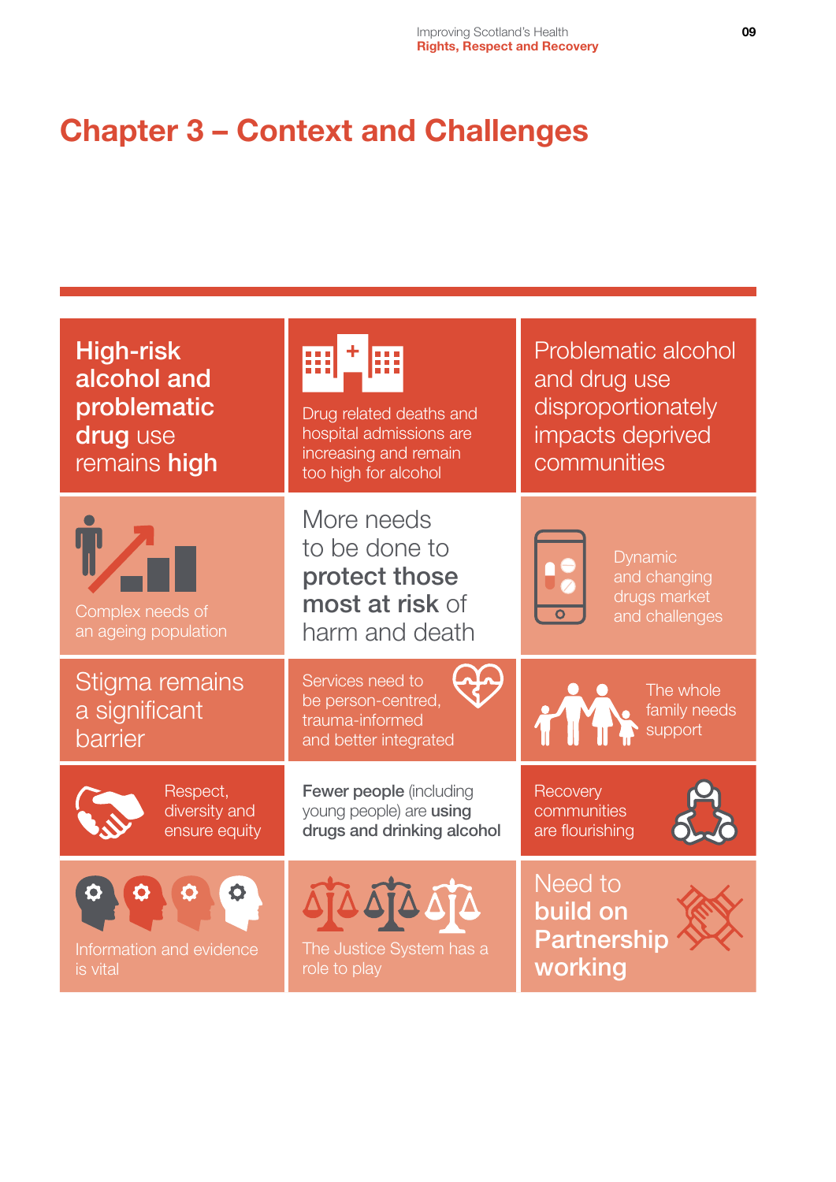# Chapter 3 – Context and Challenges

**High-risk alcohol and problematic drug** use remains **high**

Drug related deaths and hospital admissions are increasing and remain too high for alcohol

Problematic alcohol and drug use disproportionately impacts deprived communities

Complex needs of an ageing population

More needs to be done to **protect those most at risk** of harm and death

Dynamic and changing drugs market and challenges

Stigma remains a significant barrier

Services need to be person-centred, trauma-informed and better integrated

The whole family needs support

Respect, diversity and ensure equity

**Fewer people** (including young people) are **using drugs and drinking alcohol**

Recovery communities are flourishing

Information and evidence is vital

The Justice System has a role to play

Need to **build on Partnership working**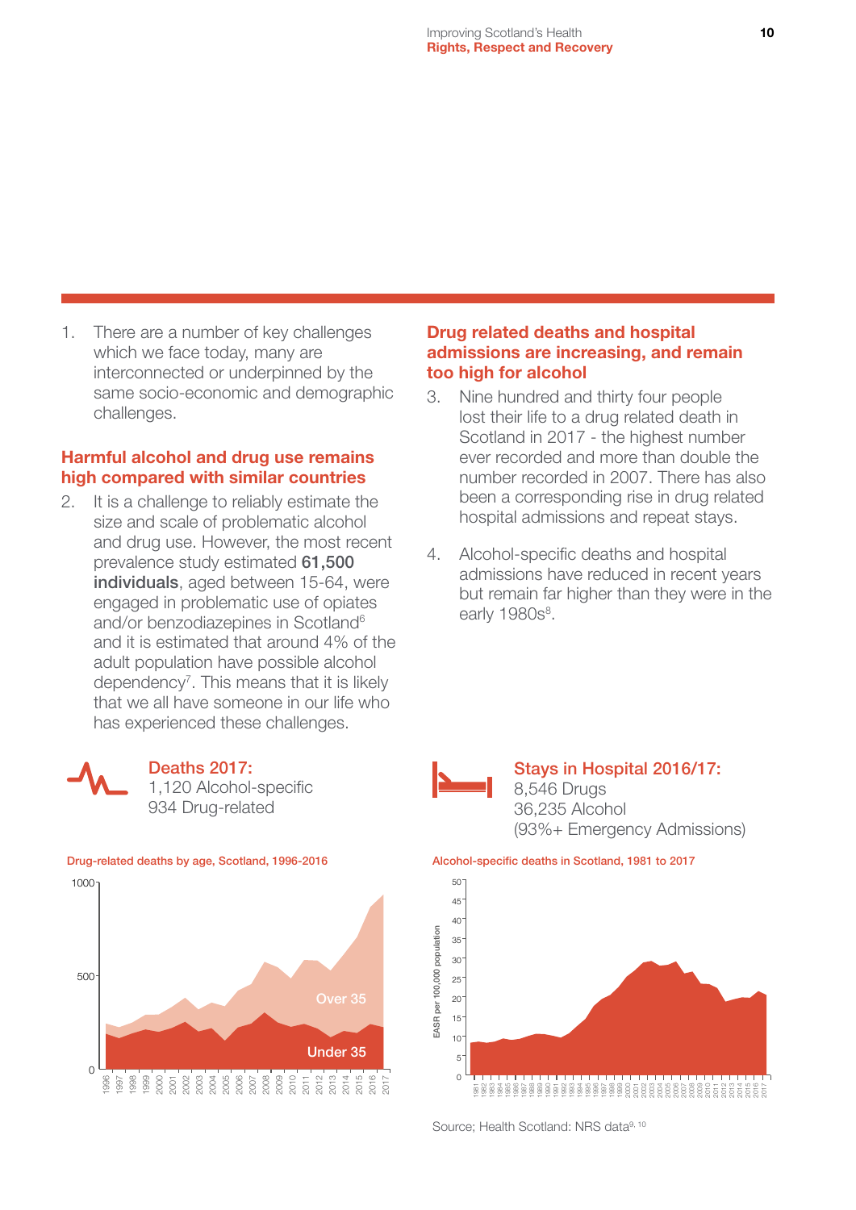1. There are a number of key challenges which we face today, many are interconnected or underpinned by the same socio-economic and demographic challenges.

### Harmful alcohol and drug use remains high compared with similar countries

2. It is a challenge to reliably estimate the size and scale of problematic alcohol and drug use. However, the most recent prevalence study estimated **61,500 individuals**, aged between 15-64, were engaged in problematic use of opiates and/or benzodiazepines in Scotland[6] and it is estimated that around 4% of the adult population have possible alcohol dependency[7]. This means that it is likely that we all have someone in our life who has experienced these challenges.

### Drug related deaths and hospital admissions are increasing, and remain too high for alcohol

3. Nine hundred and thirty four people lost their life to a drug related death in Scotland in 2017 - the highest number ever recorded and more than double the number recorded in 2007. There has also been a corresponding rise in drug related hospital admissions and repeat stays.

4. Alcohol-specific deaths and hospital admissions have reduced in recent years but remain far higher than they were in the early 1980s[8].

**Deaths 2017:**
1,120 Alcohol-specific
934 Drug-related

**Stays in Hospital 2016/17:**
8,546 Drugs
36,235 Alcohol
(93%+ Emergency Admissions)

Drug-related deaths by age, Scotland, 1996-2016

Alcohol-specific deaths in Scotland, 1981 to 2017

Source; Health Scotland: NRS data[9, 10]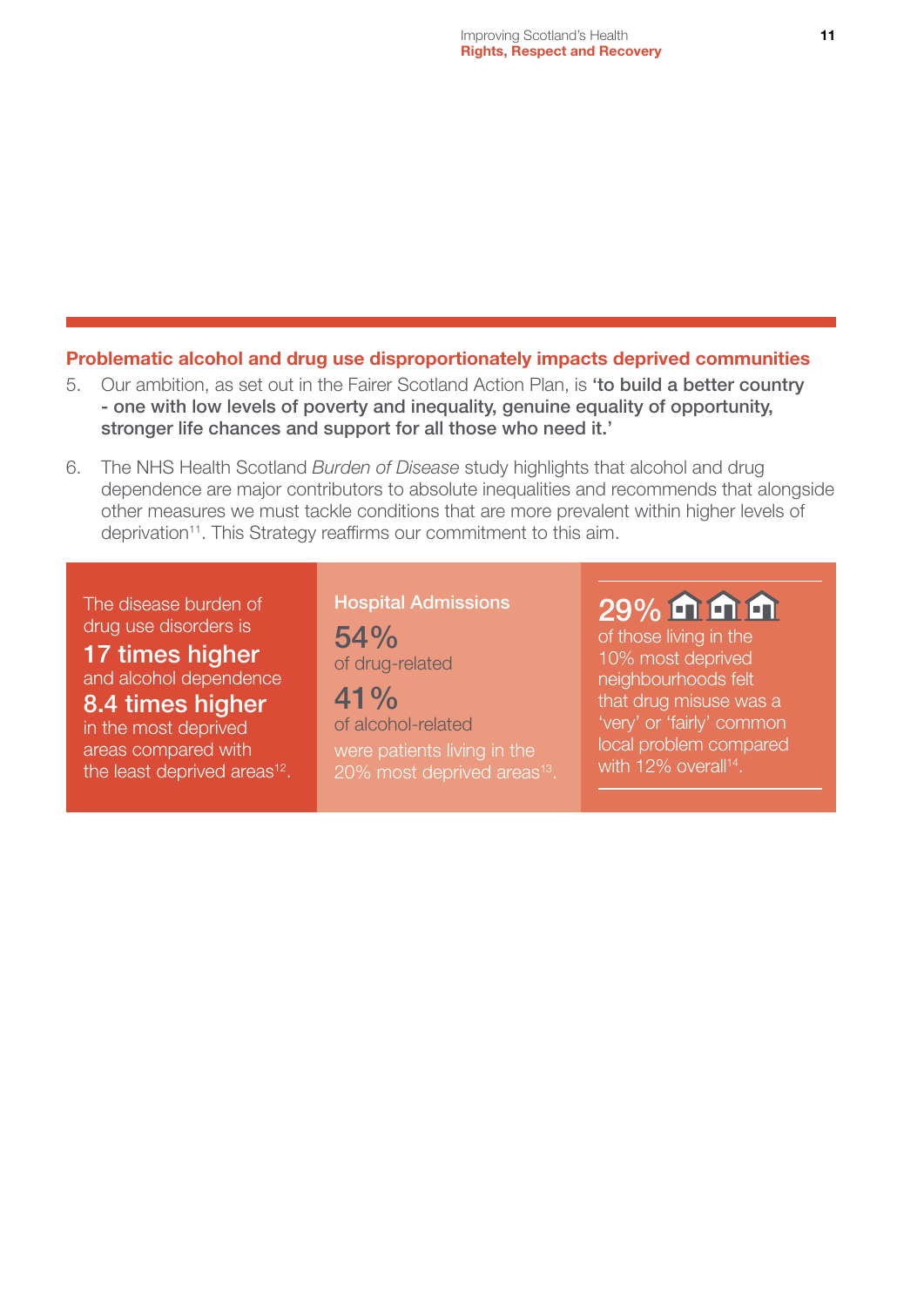## Problematic alcohol and drug use disproportionately impacts deprived communities

5. Our ambition, as set out in the Fairer Scotland Action Plan, is **'to build a better country - one with low levels of poverty and inequality, genuine equality of opportunity, stronger life chances and support for all those who need it.'**

6. The NHS Health Scotland *Burden of Disease* study highlights that alcohol and drug dependence are major contributors to absolute inequalities and recommends that alongside other measures we must tackle conditions that are more prevalent within higher levels of deprivation[11]. This Strategy reaffirms our commitment to this aim.

The disease burden of drug use disorders is **17 times higher** and alcohol dependence **8.4 times higher** in the most deprived areas compared with the least deprived areas[12].

**Hospital Admissions**

**54%** of drug-related

**41%** of alcohol-related

were patients living in the 20% most deprived areas[13].

**29%** of those living in the 10% most deprived neighbourhoods felt that drug misuse was a 'very' or 'fairly' common local problem compared with 12% overall[14].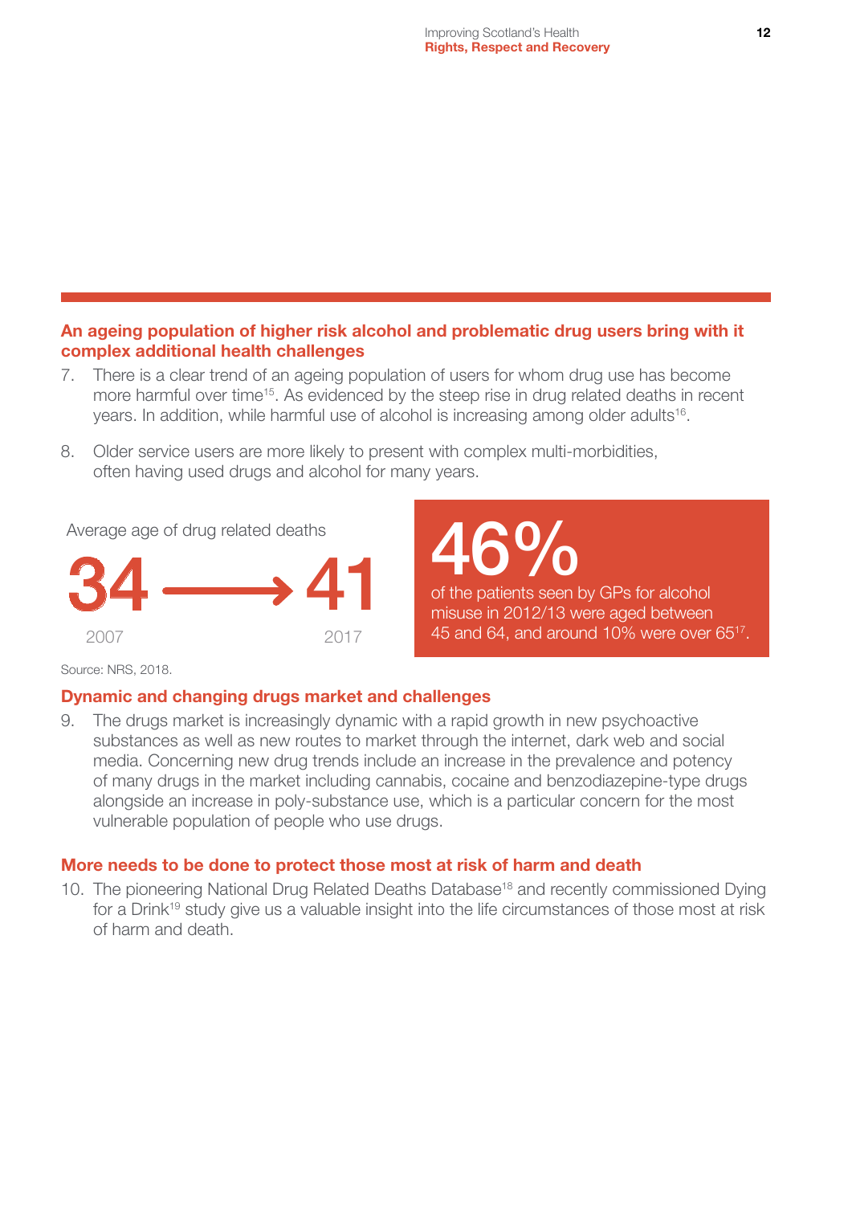## An ageing population of higher risk alcohol and problematic drug users bring with it complex additional health challenges

7. There is a clear trend of an ageing population of users for whom drug use has become more harmful over time[15]. As evidenced by the steep rise in drug related deaths in recent years. In addition, while harmful use of alcohol is increasing among older adults[16].

8. Older service users are more likely to present with complex multi-morbidities, often having used drugs and alcohol for many years.

Average age of drug related deaths

**34** → **41**

2007 — 2017

Source: NRS, 2018.

**46%**

of the patients seen by GPs for alcohol misuse in 2012/13 were aged between 45 and 64, and around 10% were over 65[17].

## Dynamic and changing drugs market and challenges

9. The drugs market is increasingly dynamic with a rapid growth in new psychoactive substances as well as new routes to market through the internet, dark web and social media. Concerning new drug trends include an increase in the prevalence and potency of many drugs in the market including cannabis, cocaine and benzodiazepine-type drugs alongside an increase in poly-substance use, which is a particular concern for the most vulnerable population of people who use drugs.

## More needs to be done to protect those most at risk of harm and death

10. The pioneering National Drug Related Deaths Database[18] and recently commissioned Dying for a Drink[19] study give us a valuable insight into the life circumstances of those most at risk of harm and death.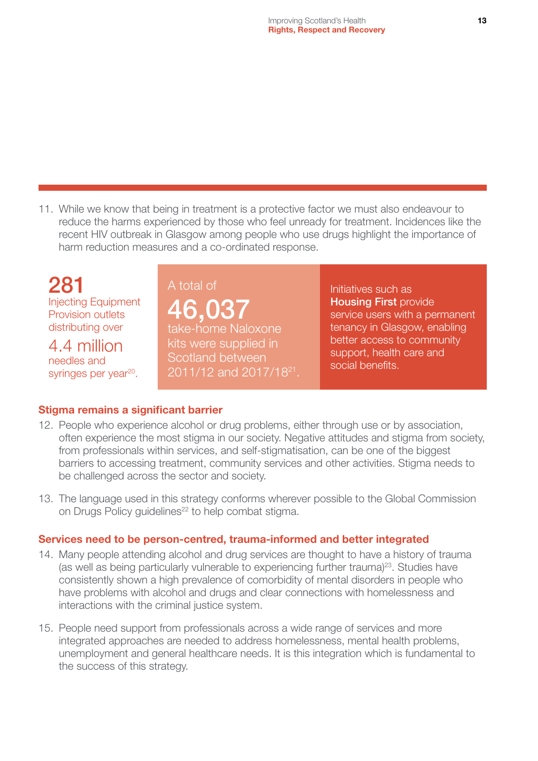11. While we know that being in treatment is a protective factor we must also endeavour to reduce the harms experienced by those who feel unready for treatment. Incidences like the recent HIV outbreak in Glasgow among people who use drugs highlight the importance of harm reduction measures and a co-ordinated response.

**281** Injecting Equipment Provision outlets distributing over **4.4 million** needles and syringes per year[20].

A total of **46,037** take-home Naloxone kits were supplied in Scotland between 2011/12 and 2017/18[21].

Initiatives such as **Housing First** provide service users with a permanent tenancy in Glasgow, enabling better access to community support, health care and social benefits.

### Stigma remains a significant barrier

12. People who experience alcohol or drug problems, either through use or by association, often experience the most stigma in our society. Negative attitudes and stigma from society, from professionals within services, and self-stigmatisation, can be one of the biggest barriers to accessing treatment, community services and other activities. Stigma needs to be challenged across the sector and society.

13. The language used in this strategy conforms wherever possible to the Global Commission on Drugs Policy guidelines[22] to help combat stigma.

### Services need to be person-centred, trauma-informed and better integrated

14. Many people attending alcohol and drug services are thought to have a history of trauma (as well as being particularly vulnerable to experiencing further trauma)[23]. Studies have consistently shown a high prevalence of comorbidity of mental disorders in people who have problems with alcohol and drugs and clear connections with homelessness and interactions with the criminal justice system.

15. People need support from professionals across a wide range of services and more integrated approaches are needed to address homelessness, mental health problems, unemployment and general healthcare needs. It is this integration which is fundamental to the success of this strategy.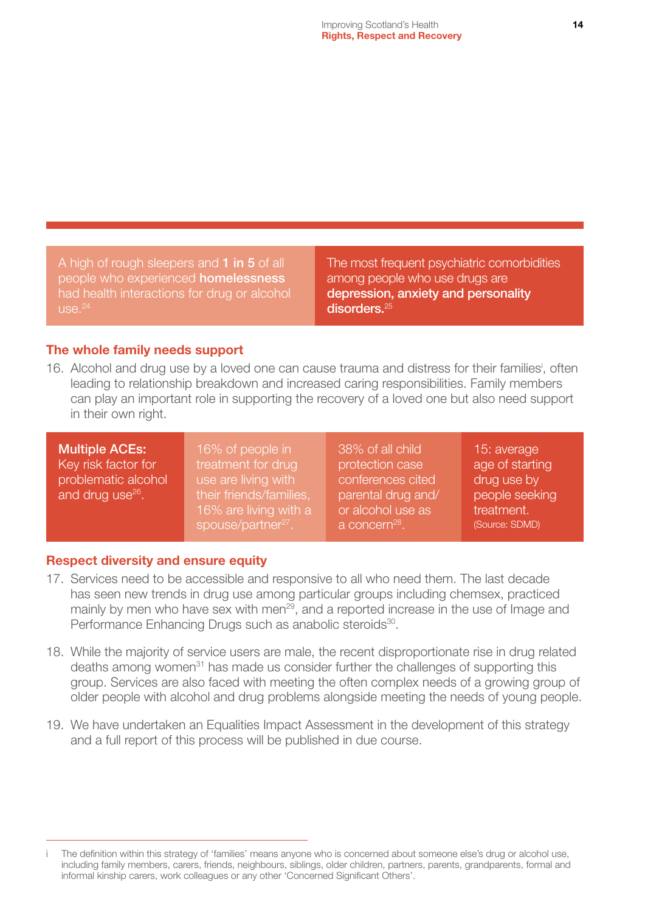A high of rough sleepers and **1 in 5** of all people who experienced **homelessness** had health interactions for drug or alcohol use.[24]

The most frequent psychiatric comorbidities among people who use drugs are **depression, anxiety and personality disorders.**[25]

### The whole family needs support

16. Alcohol and drug use by a loved one can cause trauma and distress for their families[i], often leading to relationship breakdown and increased caring responsibilities. Family members can play an important role in supporting the recovery of a loved one but also need support in their own right.

**Multiple ACEs:** Key risk factor for problematic alcohol and drug use[26].

16% of people in treatment for drug use are living with their friends/families, 16% are living with a spouse/partner[27].

38% of all child protection case conferences cited parental drug and/or alcohol use as a concern[28].

15: average age of starting drug use by people seeking treatment. (Source: SDMD)

### Respect diversity and ensure equity

17. Services need to be accessible and responsive to all who need them. The last decade has seen new trends in drug use among particular groups including chemsex, practiced mainly by men who have sex with men[29], and a reported increase in the use of Image and Performance Enhancing Drugs such as anabolic steroids[30].

18. While the majority of service users are male, the recent disproportionate rise in drug related deaths among women[31] has made us consider further the challenges of supporting this group. Services are also faced with meeting the often complex needs of a growing group of older people with alcohol and drug problems alongside meeting the needs of young people.

19. We have undertaken an Equalities Impact Assessment in the development of this strategy and a full report of this process will be published in due course.

---

i The definition within this strategy of 'families' means anyone who is concerned about someone else's drug or alcohol use, including family members, carers, friends, neighbours, siblings, older children, partners, parents, grandparents, formal and informal kinship carers, work colleagues or any other 'Concerned Significant Others'.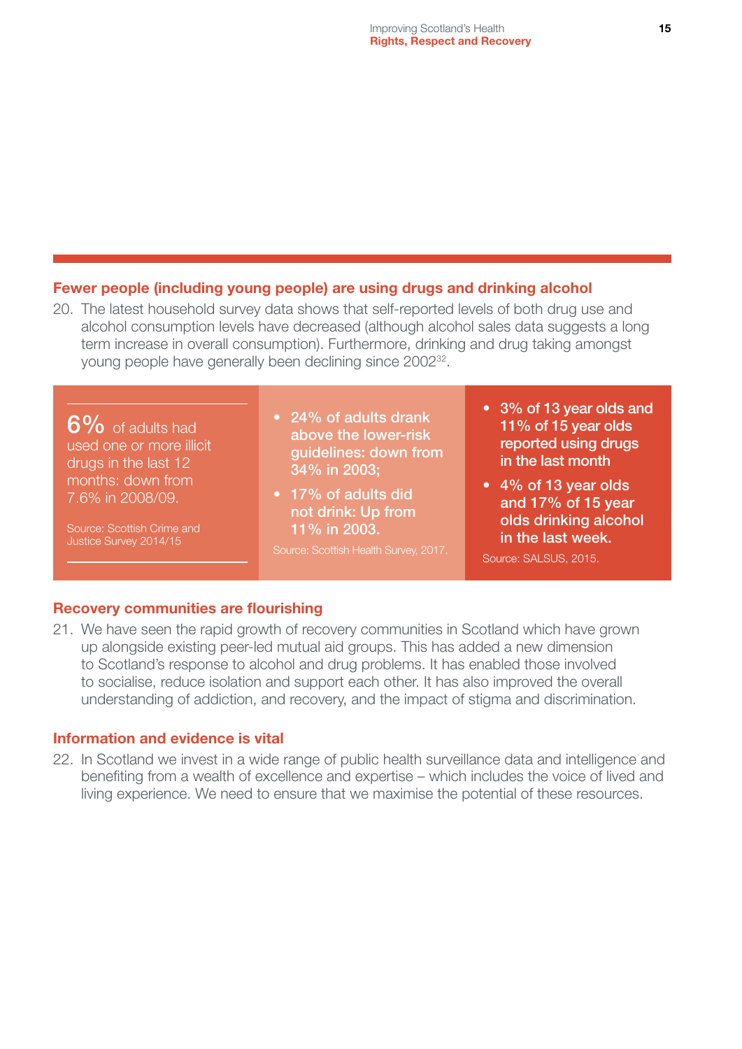## Fewer people (including young people) are using drugs and drinking alcohol

20. The latest household survey data shows that self-reported levels of both drug use and alcohol consumption levels have decreased (although alcohol sales data suggests a long term increase in overall consumption). Furthermore, drinking and drug taking amongst young people have generally been declining since 2002[32].

**6%** of adults had used one or more illicit drugs in the last 12 months: down from 7.6% in 2008/09.

Source: Scottish Crime and Justice Survey 2014/15

- **24% of adults drank above the lower-risk guidelines: down from 34% in 2003;**
- **17% of adults did not drink: Up from 11% in 2003.**

Source: Scottish Health Survey, 2017.

- **3% of 13 year olds and 11% of 15 year olds reported using drugs in the last month**
- **4% of 13 year olds and 17% of 15 year olds drinking alcohol in the last week.**

Source: SALSUS, 2015.

## Recovery communities are flourishing

21. We have seen the rapid growth of recovery communities in Scotland which have grown up alongside existing peer-led mutual aid groups. This has added a new dimension to Scotland's response to alcohol and drug problems. It has enabled those involved to socialise, reduce isolation and support each other. It has also improved the overall understanding of addiction, and recovery, and the impact of stigma and discrimination.

## Information and evidence is vital

22. In Scotland we invest in a wide range of public health surveillance data and intelligence and benefiting from a wealth of excellence and expertise – which includes the voice of lived and living experience. We need to ensure that we maximise the potential of these resources.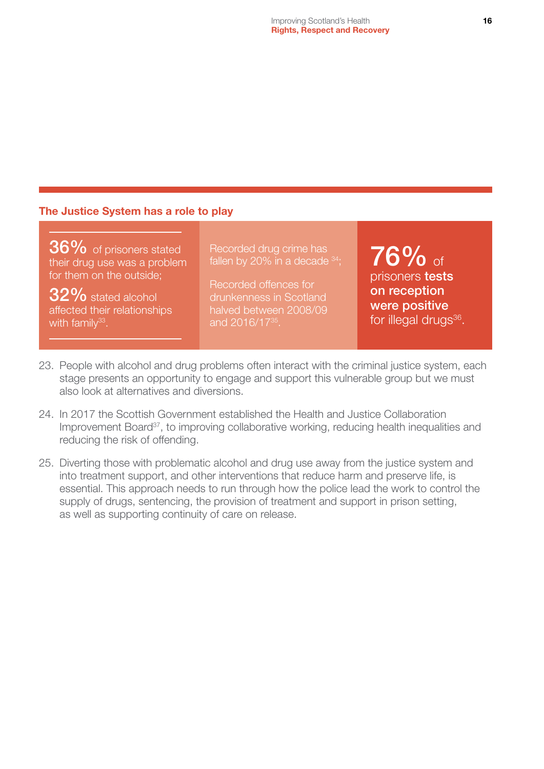## The Justice System has a role to play

**36%** of prisoners stated their drug use was a problem for them on the outside;

**32%** stated alcohol affected their relationships with family[33].

Recorded drug crime has fallen by 20% in a decade [34];

Recorded offences for drunkenness in Scotland halved between 2008/09 and 2016/17[35].

**76%** of prisoners **tests on reception were positive** for illegal drugs[36].

23. People with alcohol and drug problems often interact with the criminal justice system, each stage presents an opportunity to engage and support this vulnerable group but we must also look at alternatives and diversions.

24. In 2017 the Scottish Government established the Health and Justice Collaboration Improvement Board[37], to improving collaborative working, reducing health inequalities and reducing the risk of offending.

25. Diverting those with problematic alcohol and drug use away from the justice system and into treatment support, and other interventions that reduce harm and preserve life, is essential. This approach needs to run through how the police lead the work to control the supply of drugs, sentencing, the provision of treatment and support in prison setting, as well as supporting continuity of care on release.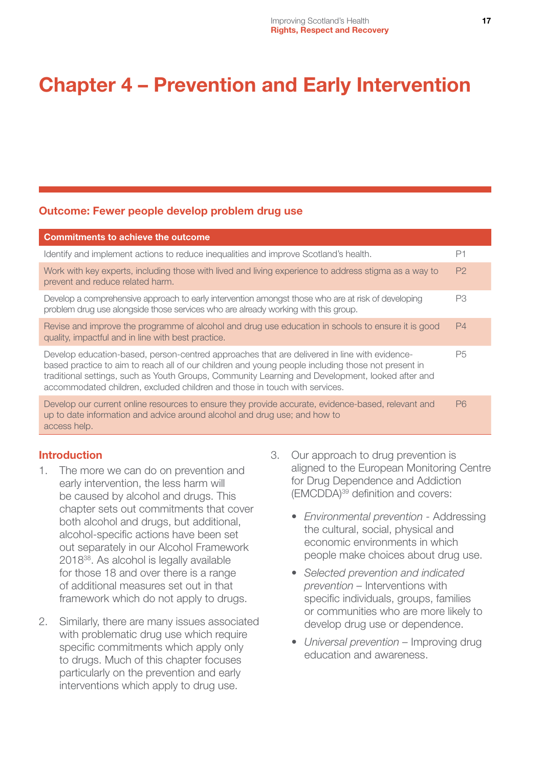# Chapter 4 – Prevention and Early Intervention

## Outcome: Fewer people develop problem drug use

| Commitments to achieve the outcome | |
|---|---|
| Identify and implement actions to reduce inequalities and improve Scotland's health. | P1 |
| Work with key experts, including those with lived and living experience to address stigma as a way to prevent and reduce related harm. | P2 |
| Develop a comprehensive approach to early intervention amongst those who are at risk of developing problem drug use alongside those services who are already working with this group. | P3 |
| Revise and improve the programme of alcohol and drug use education in schools to ensure it is good quality, impactful and in line with best practice. | P4 |
| Develop education-based, person-centred approaches that are delivered in line with evidence-based practice to aim to reach all of our children and young people including those not present in traditional settings, such as Youth Groups, Community Learning and Development, looked after and accommodated children, excluded children and those in touch with services. | P5 |
| Develop our current online resources to ensure they provide accurate, evidence-based, relevant and up to date information and advice around alcohol and drug use; and how to access help. | P6 |

### Introduction

1. The more we can do on prevention and early intervention, the less harm will be caused by alcohol and drugs. This chapter sets out commitments that cover both alcohol and drugs, but additional, alcohol-specific actions have been set out separately in our Alcohol Framework 2018[38]. As alcohol is legally available for those 18 and over there is a range of additional measures set out in that framework which do not apply to drugs.

2. Similarly, there are many issues associated with problematic drug use which require specific commitments which apply only to drugs. Much of this chapter focuses particularly on the prevention and early interventions which apply to drug use.

3. Our approach to drug prevention is aligned to the European Monitoring Centre for Drug Dependence and Addiction (EMCDDA)[39] definition and covers:

   - *Environmental prevention* - Addressing the cultural, social, physical and economic environments in which people make choices about drug use.
   - *Selected prevention and indicated prevention* – Interventions with specific individuals, groups, families or communities who are more likely to develop drug use or dependence.
   - *Universal prevention* – Improving drug education and awareness.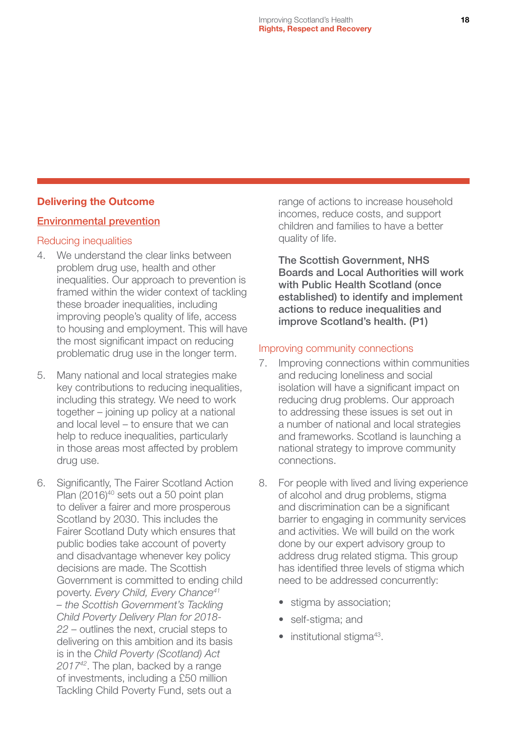## Delivering the Outcome

### Environmental prevention

#### Reducing inequalities

4. We understand the clear links between problem drug use, health and other inequalities. Our approach to prevention is framed within the wider context of tackling these broader inequalities, including improving people's quality of life, access to housing and employment. This will have the most significant impact on reducing problematic drug use in the longer term.

5. Many national and local strategies make key contributions to reducing inequalities, including this strategy. We need to work together – joining up policy at a national and local level – to ensure that we can help to reduce inequalities, particularly in those areas most affected by problem drug use.

6. Significantly, The Fairer Scotland Action Plan (2016)[40] sets out a 50 point plan to deliver a fairer and more prosperous Scotland by 2030. This includes the Fairer Scotland Duty which ensures that public bodies take account of poverty and disadvantage whenever key policy decisions are made. The Scottish Government is committed to ending child poverty. *Every Child, Every Chance*[41] – *the Scottish Government's Tackling Child Poverty Delivery Plan for 2018-22* – outlines the next, crucial steps to delivering on this ambition and its basis is in the *Child Poverty (Scotland) Act 2017*[42]. The plan, backed by a range of investments, including a £50 million Tackling Child Poverty Fund, sets out a range of actions to increase household incomes, reduce costs, and support children and families to have a better quality of life.

**The Scottish Government, NHS Boards and Local Authorities will work with Public Health Scotland (once established) to identify and implement actions to reduce inequalities and improve Scotland's health. (P1)**

#### Improving community connections

7. Improving connections within communities and reducing loneliness and social isolation will have a significant impact on reducing drug problems. Our approach to addressing these issues is set out in a number of national and local strategies and frameworks. Scotland is launching a national strategy to improve community connections.

8. For people with lived and living experience of alcohol and drug problems, stigma and discrimination can be a significant barrier to engaging in community services and activities. We will build on the work done by our expert advisory group to address drug related stigma. This group has identified three levels of stigma which need to be addressed concurrently:

   - stigma by association;
   - self-stigma; and
   - institutional stigma[43].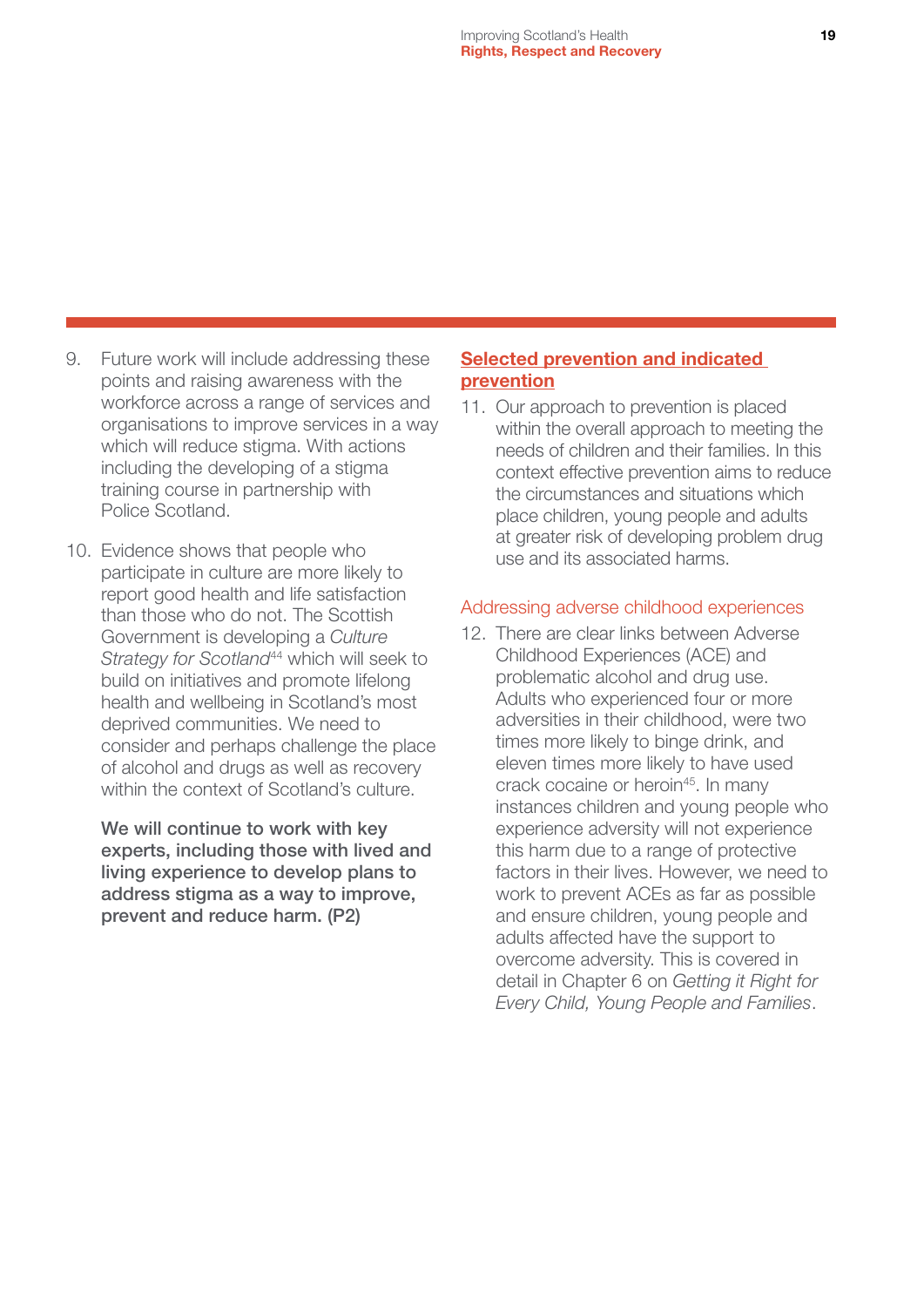9. Future work will include addressing these points and raising awareness with the workforce across a range of services and organisations to improve services in a way which will reduce stigma. With actions including the developing of a stigma training course in partnership with Police Scotland.

10. Evidence shows that people who participate in culture are more likely to report good health and life satisfaction than those who do not. The Scottish Government is developing a *Culture Strategy for Scotland*[44] which will seek to build on initiatives and promote lifelong health and wellbeing in Scotland's most deprived communities. We need to consider and perhaps challenge the place of alcohol and drugs as well as recovery within the context of Scotland's culture.

    **We will continue to work with key experts, including those with lived and living experience to develop plans to address stigma as a way to improve, prevent and reduce harm. (P2)**

## Selected prevention and indicated prevention

11. Our approach to prevention is placed within the overall approach to meeting the needs of children and their families. In this context effective prevention aims to reduce the circumstances and situations which place children, young people and adults at greater risk of developing problem drug use and its associated harms.

### Addressing adverse childhood experiences

12. There are clear links between Adverse Childhood Experiences (ACE) and problematic alcohol and drug use. Adults who experienced four or more adversities in their childhood, were two times more likely to binge drink, and eleven times more likely to have used crack cocaine or heroin[45]. In many instances children and young people who experience adversity will not experience this harm due to a range of protective factors in their lives. However, we need to work to prevent ACEs as far as possible and ensure children, young people and adults affected have the support to overcome adversity. This is covered in detail in Chapter 6 on *Getting it Right for Every Child, Young People and Families*.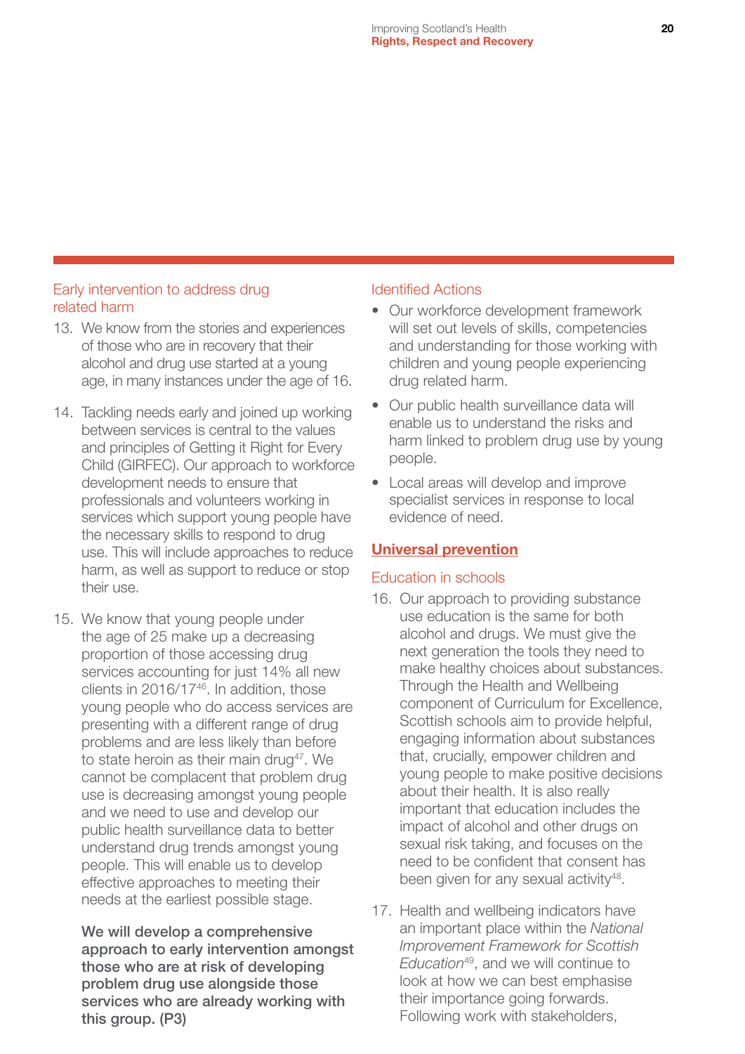### Early intervention to address drug related harm

13. We know from the stories and experiences of those who are in recovery that their alcohol and drug use started at a young age, in many instances under the age of 16.

14. Tackling needs early and joined up working between services is central to the values and principles of Getting it Right for Every Child (GIRFEC). Our approach to workforce development needs to ensure that professionals and volunteers working in services which support young people have the necessary skills to respond to drug use. This will include approaches to reduce harm, as well as support to reduce or stop their use.

15. We know that young people under the age of 25 make up a decreasing proportion of those accessing drug services accounting for just 14% all new clients in 2016/17[46]. In addition, those young people who do access services are presenting with a different range of drug problems and are less likely than before to state heroin as their main drug[47]. We cannot be complacent that problem drug use is decreasing amongst young people and we need to use and develop our public health surveillance data to better understand drug trends amongst young people. This will enable us to develop effective approaches to meeting their needs at the earliest possible stage.

    **We will develop a comprehensive approach to early intervention amongst those who are at risk of developing problem drug use alongside those services who are already working with this group. (P3)**

### Identified Actions

- Our workforce development framework will set out levels of skills, competencies and understanding for those working with children and young people experiencing drug related harm.
- Our public health surveillance data will enable us to understand the risks and harm linked to problem drug use by young people.
- Local areas will develop and improve specialist services in response to local evidence of need.

## Universal prevention

### Education in schools

16. Our approach to providing substance use education is the same for both alcohol and drugs. We must give the next generation the tools they need to make healthy choices about substances. Through the Health and Wellbeing component of Curriculum for Excellence, Scottish schools aim to provide helpful, engaging information about substances that, crucially, empower children and young people to make positive decisions about their health. It is also really important that education includes the impact of alcohol and other drugs on sexual risk taking, and focuses on the need to be confident that consent has been given for any sexual activity[48].

17. Health and wellbeing indicators have an important place within the *National Improvement Framework for Scottish Education*[49], and we will continue to look at how we can best emphasise their importance going forwards. Following work with stakeholders,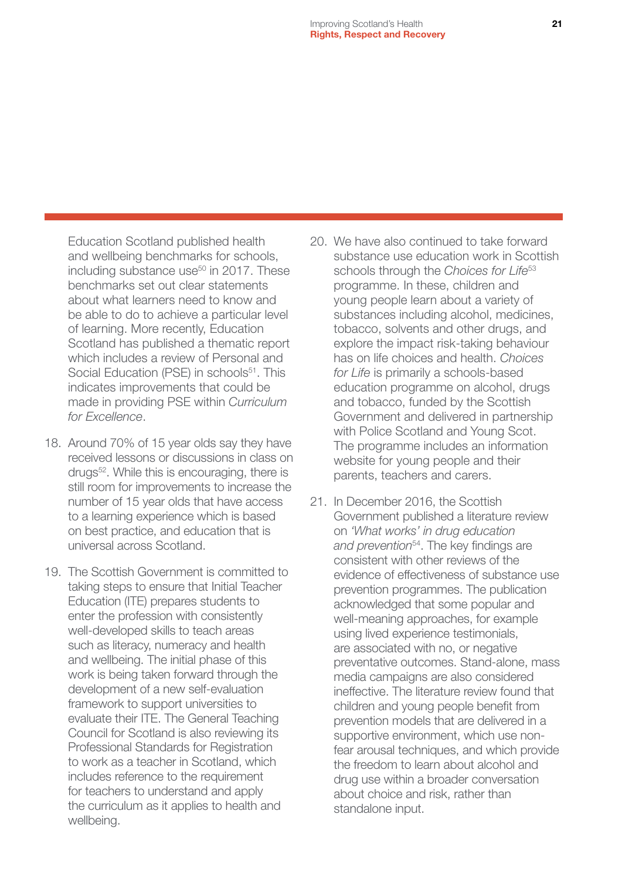Education Scotland published health and wellbeing benchmarks for schools, including substance use[50] in 2017. These benchmarks set out clear statements about what learners need to know and be able to do to achieve a particular level of learning. More recently, Education Scotland has published a thematic report which includes a review of Personal and Social Education (PSE) in schools[51]. This indicates improvements that could be made in providing PSE within *Curriculum for Excellence*.

18. Around 70% of 15 year olds say they have received lessons or discussions in class on drugs[52]. While this is encouraging, there is still room for improvements to increase the number of 15 year olds that have access to a learning experience which is based on best practice, and education that is universal across Scotland.

19. The Scottish Government is committed to taking steps to ensure that Initial Teacher Education (ITE) prepares students to enter the profession with consistently well-developed skills to teach areas such as literacy, numeracy and health and wellbeing. The initial phase of this work is being taken forward through the development of a new self-evaluation framework to support universities to evaluate their ITE. The General Teaching Council for Scotland is also reviewing its Professional Standards for Registration to work as a teacher in Scotland, which includes reference to the requirement for teachers to understand and apply the curriculum as it applies to health and wellbeing.

20. We have also continued to take forward substance use education work in Scottish schools through the *Choices for Life*[53] programme. In these, children and young people learn about a variety of substances including alcohol, medicines, tobacco, solvents and other drugs, and explore the impact risk-taking behaviour has on life choices and health. *Choices for Life* is primarily a schools-based education programme on alcohol, drugs and tobacco, funded by the Scottish Government and delivered in partnership with Police Scotland and Young Scot. The programme includes an information website for young people and their parents, teachers and carers.

21. In December 2016, the Scottish Government published a literature review on *'What works' in drug education and prevention*[54]. The key findings are consistent with other reviews of the evidence of effectiveness of substance use prevention programmes. The publication acknowledged that some popular and well-meaning approaches, for example using lived experience testimonials, are associated with no, or negative preventative outcomes. Stand-alone, mass media campaigns are also considered ineffective. The literature review found that children and young people benefit from prevention models that are delivered in a supportive environment, which use non-fear arousal techniques, and which provide the freedom to learn about alcohol and drug use within a broader conversation about choice and risk, rather than standalone input.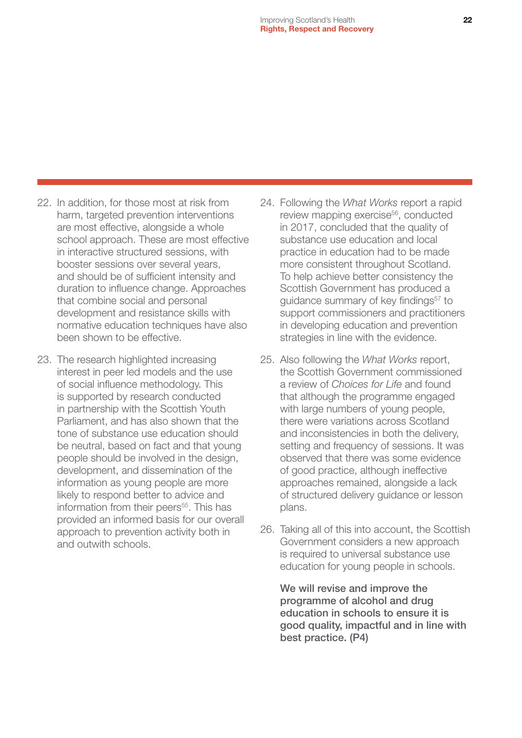22. In addition, for those most at risk from harm, targeted prevention interventions are most effective, alongside a whole school approach. These are most effective in interactive structured sessions, with booster sessions over several years, and should be of sufficient intensity and duration to influence change. Approaches that combine social and personal development and resistance skills with normative education techniques have also been shown to be effective.

23. The research highlighted increasing interest in peer led models and the use of social influence methodology. This is supported by research conducted in partnership with the Scottish Youth Parliament, and has also shown that the tone of substance use education should be neutral, based on fact and that young people should be involved in the design, development, and dissemination of the information as young people are more likely to respond better to advice and information from their peers[55]. This has provided an informed basis for our overall approach to prevention activity both in and outwith schools.

24. Following the *What Works* report a rapid review mapping exercise[56], conducted in 2017, concluded that the quality of substance use education and local practice in education had to be made more consistent throughout Scotland. To help achieve better consistency the Scottish Government has produced a guidance summary of key findings[57] to support commissioners and practitioners in developing education and prevention strategies in line with the evidence.

25. Also following the *What Works* report, the Scottish Government commissioned a review of *Choices for Life* and found that although the programme engaged with large numbers of young people, there were variations across Scotland and inconsistencies in both the delivery, setting and frequency of sessions. It was observed that there was some evidence of good practice, although ineffective approaches remained, alongside a lack of structured delivery guidance or lesson plans.

26. Taking all of this into account, the Scottish Government considers a new approach is required to universal substance use education for young people in schools.

    **We will revise and improve the programme of alcohol and drug education in schools to ensure it is good quality, impactful and in line with best practice. (P4)**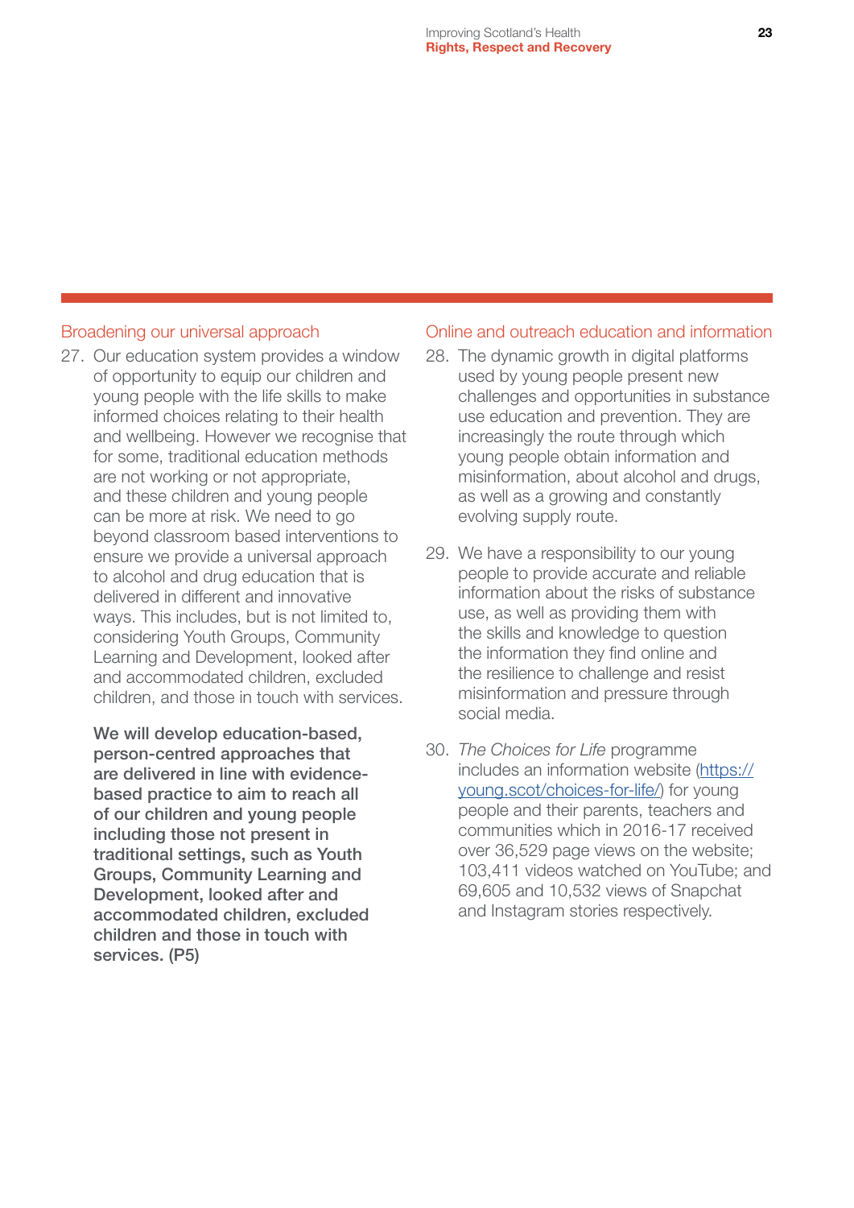## Broadening our universal approach

27. Our education system provides a window of opportunity to equip our children and young people with the life skills to make informed choices relating to their health and wellbeing. However we recognise that for some, traditional education methods are not working or not appropriate, and these children and young people can be more at risk. We need to go beyond classroom based interventions to ensure we provide a universal approach to alcohol and drug education that is delivered in different and innovative ways. This includes, but is not limited to, considering Youth Groups, Community Learning and Development, looked after and accommodated children, excluded children, and those in touch with services.

    **We will develop education-based, person-centred approaches that are delivered in line with evidence-based practice to aim to reach all of our children and young people including those not present in traditional settings, such as Youth Groups, Community Learning and Development, looked after and accommodated children, excluded children and those in touch with services. (P5)**

## Online and outreach education and information

28. The dynamic growth in digital platforms used by young people present new challenges and opportunities in substance use education and prevention. They are increasingly the route through which young people obtain information and misinformation, about alcohol and drugs, as well as a growing and constantly evolving supply route.

29. We have a responsibility to our young people to provide accurate and reliable information about the risks of substance use, as well as providing them with the skills and knowledge to question the information they find online and the resilience to challenge and resist misinformation and pressure through social media.

30. *The Choices for Life* programme includes an information website (https://young.scot/choices-for-life/) for young people and their parents, teachers and communities which in 2016-17 received over 36,529 page views on the website; 103,411 videos watched on YouTube; and 69,605 and 10,532 views of Snapchat and Instagram stories respectively.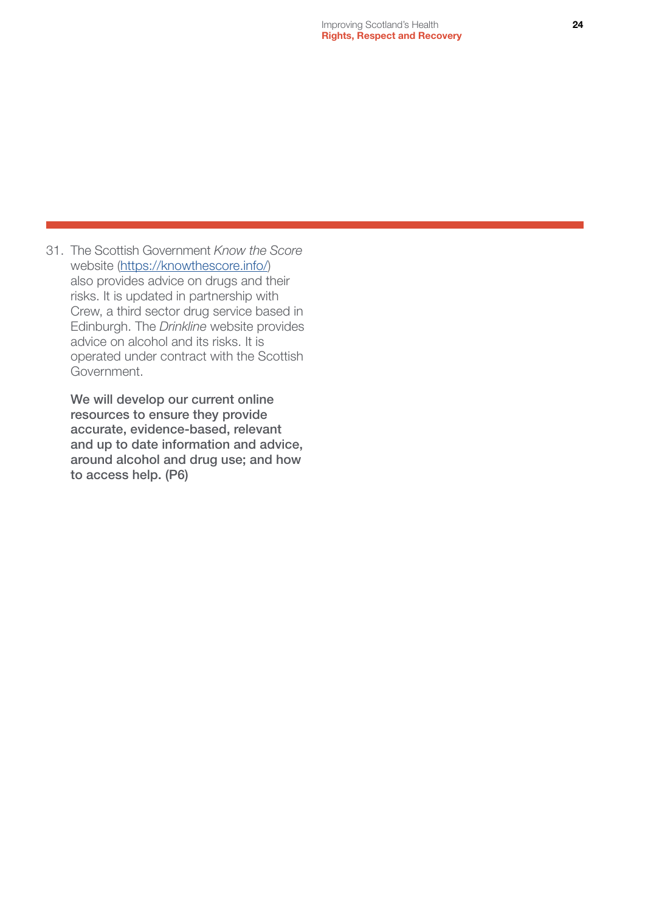31. The Scottish Government *Know the Score* website ([https://knowthescore.info/](https://knowthescore.info/)) also provides advice on drugs and their risks. It is updated in partnership with Crew, a third sector drug service based in Edinburgh. The *Drinkline* website provides advice on alcohol and its risks. It is operated under contract with the Scottish Government.

    **We will develop our current online resources to ensure they provide accurate, evidence-based, relevant and up to date information and advice, around alcohol and drug use; and how to access help. (P6)**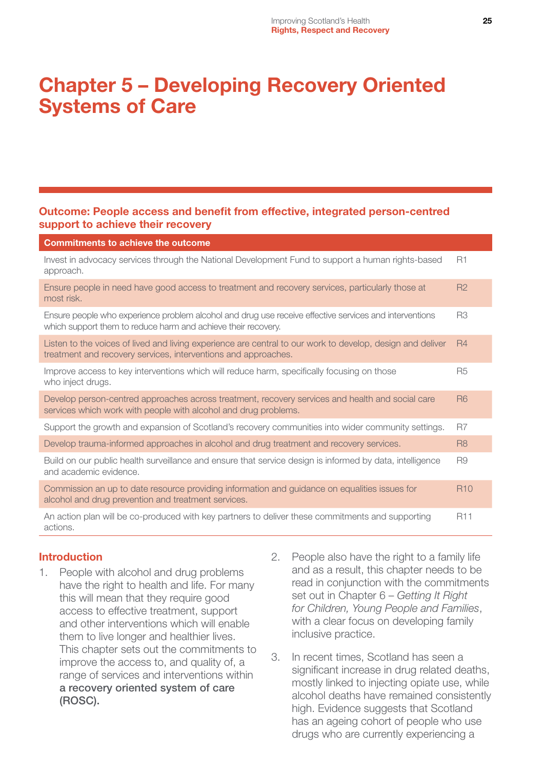# Chapter 5 – Developing Recovery Oriented Systems of Care

**Outcome: People access and benefit from effective, integrated person-centred support to achieve their recovery**

| Commitments to achieve the outcome | |
|---|---|
| Invest in advocacy services through the National Development Fund to support a human rights-based approach. | R1 |
| Ensure people in need have good access to treatment and recovery services, particularly those at most risk. | R2 |
| Ensure people who experience problem alcohol and drug use receive effective services and interventions which support them to reduce harm and achieve their recovery. | R3 |
| Listen to the voices of lived and living experience are central to our work to develop, design and deliver treatment and recovery services, interventions and approaches. | R4 |
| Improve access to key interventions which will reduce harm, specifically focusing on those who inject drugs. | R5 |
| Develop person-centred approaches across treatment, recovery services and health and social care services which work with people with alcohol and drug problems. | R6 |
| Support the growth and expansion of Scotland's recovery communities into wider community settings. | R7 |
| Develop trauma-informed approaches in alcohol and drug treatment and recovery services. | R8 |
| Build on our public health surveillance and ensure that service design is informed by data, intelligence and academic evidence. | R9 |
| Commission an up to date resource providing information and guidance on equalities issues for alcohol and drug prevention and treatment services. | R10 |
| An action plan will be co-produced with key partners to deliver these commitments and supporting actions. | R11 |

## Introduction

1. People with alcohol and drug problems have the right to health and life. For many this will mean that they require good access to effective treatment, support and other interventions which will enable them to live longer and healthier lives. This chapter sets out the commitments to improve the access to, and quality of, a range of services and interventions within **a recovery oriented system of care (ROSC).**

2. People also have the right to a family life and as a result, this chapter needs to be read in conjunction with the commitments set out in Chapter 6 – *Getting It Right for Children, Young People and Families*, with a clear focus on developing family inclusive practice.

3. In recent times, Scotland has seen a significant increase in drug related deaths, mostly linked to injecting opiate use, while alcohol deaths have remained consistently high. Evidence suggests that Scotland has an ageing cohort of people who use drugs who are currently experiencing a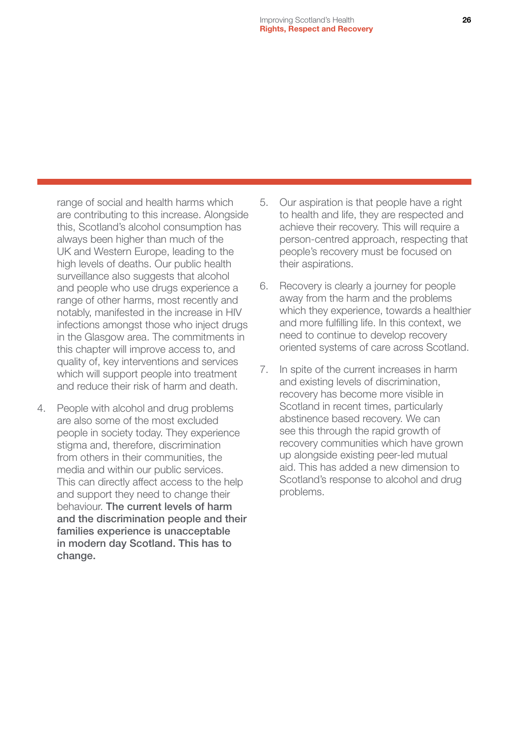range of social and health harms which are contributing to this increase. Alongside this, Scotland's alcohol consumption has always been higher than much of the UK and Western Europe, leading to the high levels of deaths. Our public health surveillance also suggests that alcohol and people who use drugs experience a range of other harms, most recently and notably, manifested in the increase in HIV infections amongst those who inject drugs in the Glasgow area. The commitments in this chapter will improve access to, and quality of, key interventions and services which will support people into treatment and reduce their risk of harm and death.

4. People with alcohol and drug problems are also some of the most excluded people in society today. They experience stigma and, therefore, discrimination from others in their communities, the media and within our public services. This can directly affect access to the help and support they need to change their behaviour. **The current levels of harm and the discrimination people and their families experience is unacceptable in modern day Scotland. This has to change.**

5. Our aspiration is that people have a right to health and life, they are respected and achieve their recovery. This will require a person-centred approach, respecting that people's recovery must be focused on their aspirations.

6. Recovery is clearly a journey for people away from the harm and the problems which they experience, towards a healthier and more fulfilling life. In this context, we need to continue to develop recovery oriented systems of care across Scotland.

7. In spite of the current increases in harm and existing levels of discrimination, recovery has become more visible in Scotland in recent times, particularly abstinence based recovery. We can see this through the rapid growth of recovery communities which have grown up alongside existing peer-led mutual aid. This has added a new dimension to Scotland's response to alcohol and drug problems.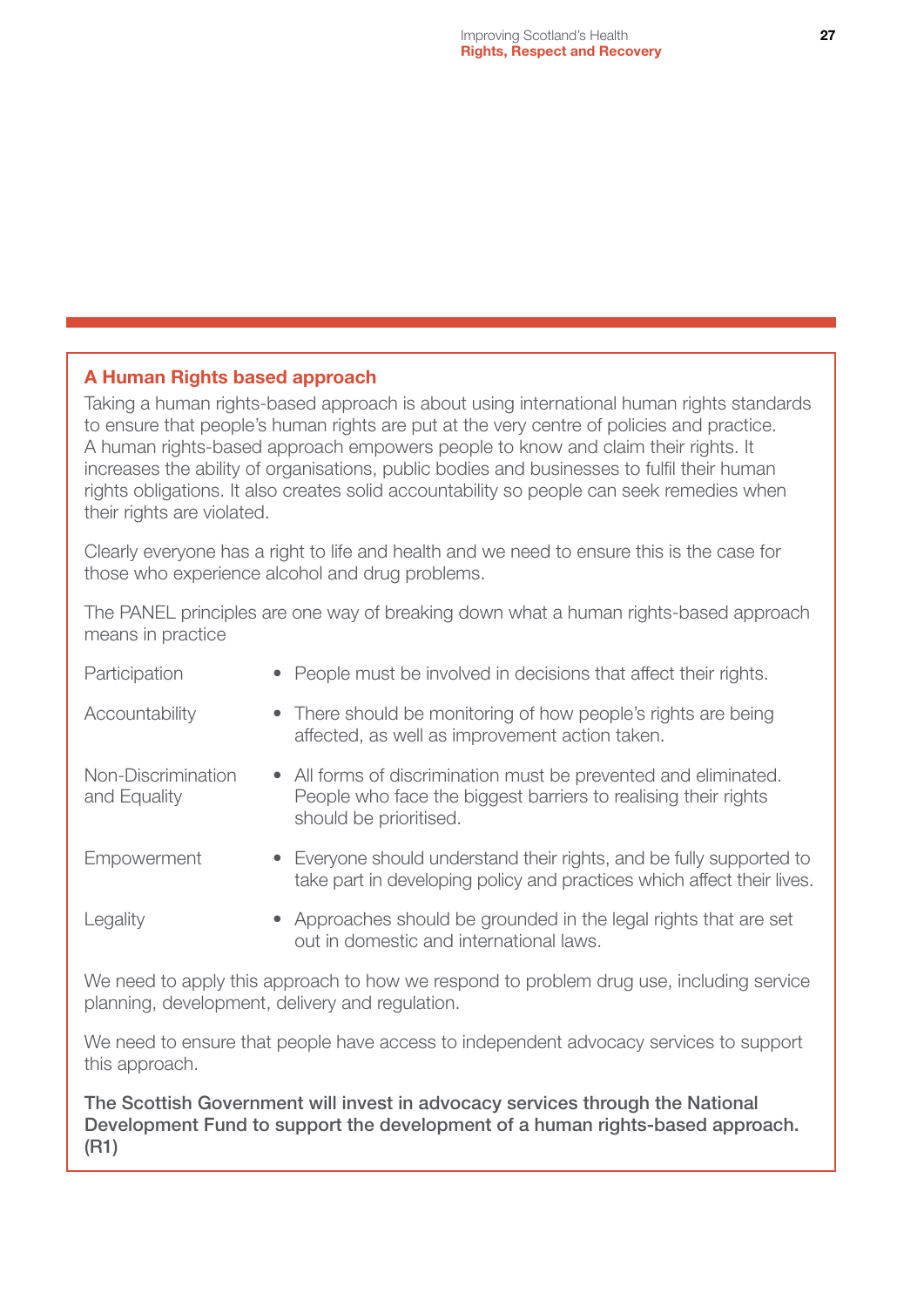## A Human Rights based approach

Taking a human rights-based approach is about using international human rights standards to ensure that people's human rights are put at the very centre of policies and practice. A human rights-based approach empowers people to know and claim their rights. It increases the ability of organisations, public bodies and businesses to fulfil their human rights obligations. It also creates solid accountability so people can seek remedies when their rights are violated.

Clearly everyone has a right to life and health and we need to ensure this is the case for those who experience alcohol and drug problems.

The PANEL principles are one way of breaking down what a human rights-based approach means in practice

| | |
|---|---|
| Participation | • People must be involved in decisions that affect their rights. |
| Accountability | • There should be monitoring of how people's rights are being affected, as well as improvement action taken. |
| Non-Discrimination and Equality | • All forms of discrimination must be prevented and eliminated. People who face the biggest barriers to realising their rights should be prioritised. |
| Empowerment | • Everyone should understand their rights, and be fully supported to take part in developing policy and practices which affect their lives. |
| Legality | • Approaches should be grounded in the legal rights that are set out in domestic and international laws. |

We need to apply this approach to how we respond to problem drug use, including service planning, development, delivery and regulation.

We need to ensure that people have access to independent advocacy services to support this approach.

**The Scottish Government will invest in advocacy services through the National Development Fund to support the development of a human rights-based approach. (R1)**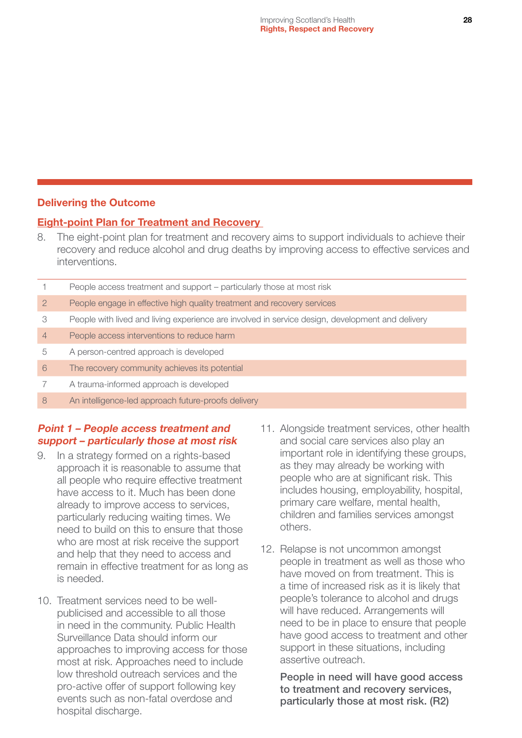## Delivering the Outcome

### Eight-point Plan for Treatment and Recovery

8. The eight-point plan for treatment and recovery aims to support individuals to achieve their recovery and reduce alcohol and drug deaths by improving access to effective services and interventions.

| | |
|---|---|
| 1 | People access treatment and support – particularly those at most risk |
| 2 | People engage in effective high quality treatment and recovery services |
| 3 | People with lived and living experience are involved in service design, development and delivery |
| 4 | People access interventions to reduce harm |
| 5 | A person-centred approach is developed |
| 6 | The recovery community achieves its potential |
| 7 | A trauma-informed approach is developed |
| 8 | An intelligence-led approach future-proofs delivery |

#### *Point 1 – People access treatment and support – particularly those at most risk*

9. In a strategy formed on a rights-based approach it is reasonable to assume that all people who require effective treatment have access to it. Much has been done already to improve access to services, particularly reducing waiting times. We need to build on this to ensure that those who are most at risk receive the support and help that they need to access and remain in effective treatment for as long as is needed.

10. Treatment services need to be well-publicised and accessible to all those in need in the community. Public Health Surveillance Data should inform our approaches to improving access for those most at risk. Approaches need to include low threshold outreach services and the pro-active offer of support following key events such as non-fatal overdose and hospital discharge.

11. Alongside treatment services, other health and social care services also play an important role in identifying these groups, as they may already be working with people who are at significant risk. This includes housing, employability, hospital, primary care welfare, mental health, children and families services amongst others.

12. Relapse is not uncommon amongst people in treatment as well as those who have moved on from treatment. This is a time of increased risk as it is likely that people's tolerance to alcohol and drugs will have reduced. Arrangements will need to be in place to ensure that people have good access to treatment and other support in these situations, including assertive outreach.

**People in need will have good access to treatment and recovery services, particularly those at most risk. (R2)**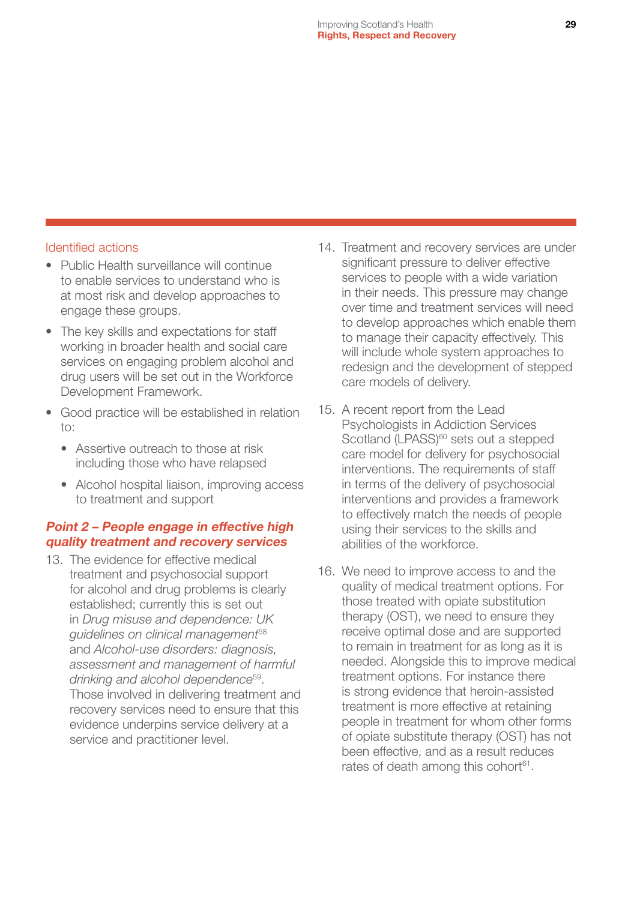### Identified actions

- Public Health surveillance will continue to enable services to understand who is at most risk and develop approaches to engage these groups.
- The key skills and expectations for staff working in broader health and social care services on engaging problem alcohol and drug users will be set out in the Workforce Development Framework.
- Good practice will be established in relation to:
  - Assertive outreach to those at risk including those who have relapsed
  - Alcohol hospital liaison, improving access to treatment and support

### *Point 2 – People engage in effective high quality treatment and recovery services*

13. The evidence for effective medical treatment and psychosocial support for alcohol and drug problems is clearly established; currently this is set out in *Drug misuse and dependence: UK guidelines on clinical management*[58] and *Alcohol-use disorders: diagnosis, assessment and management of harmful drinking and alcohol dependence*[59]. Those involved in delivering treatment and recovery services need to ensure that this evidence underpins service delivery at a service and practitioner level.

14. Treatment and recovery services are under significant pressure to deliver effective services to people with a wide variation in their needs. This pressure may change over time and treatment services will need to develop approaches which enable them to manage their capacity effectively. This will include whole system approaches to redesign and the development of stepped care models of delivery.

15. A recent report from the Lead Psychologists in Addiction Services Scotland (LPASS)[60] sets out a stepped care model for delivery for psychosocial interventions. The requirements of staff in terms of the delivery of psychosocial interventions and provides a framework to effectively match the needs of people using their services to the skills and abilities of the workforce.

16. We need to improve access to and the quality of medical treatment options. For those treated with opiate substitution therapy (OST), we need to ensure they receive optimal dose and are supported to remain in treatment for as long as it is needed. Alongside this to improve medical treatment options. For instance there is strong evidence that heroin-assisted treatment is more effective at retaining people in treatment for whom other forms of opiate substitute therapy (OST) has not been effective, and as a result reduces rates of death among this cohort[61].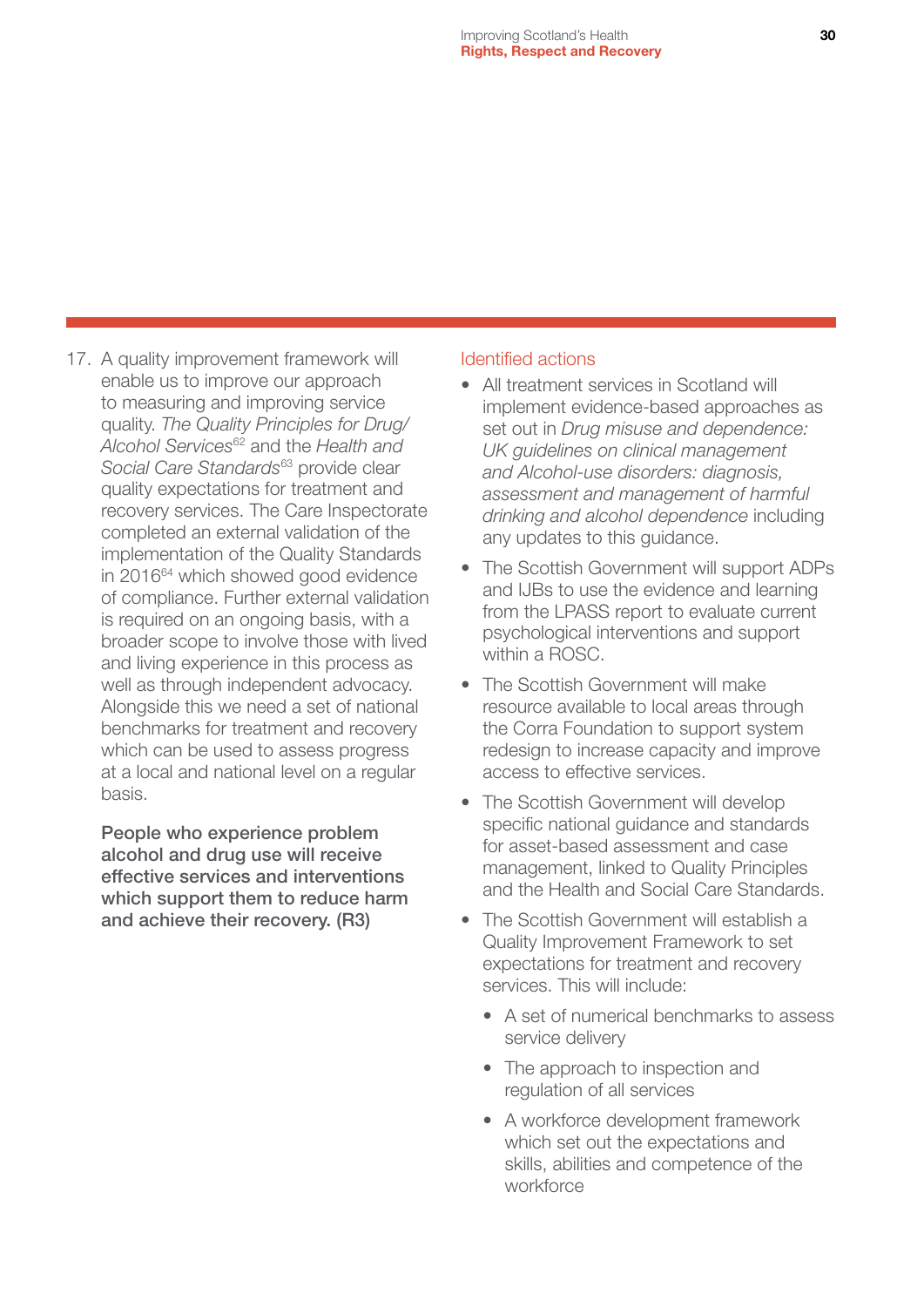17. A quality improvement framework will enable us to improve our approach to measuring and improving service quality. *The Quality Principles for Drug/Alcohol Services*[62] and the *Health and Social Care Standards*[63] provide clear quality expectations for treatment and recovery services. The Care Inspectorate completed an external validation of the implementation of the Quality Standards in 2016[64] which showed good evidence of compliance. Further external validation is required on an ongoing basis, with a broader scope to involve those with lived and living experience in this process as well as through independent advocacy. Alongside this we need a set of national benchmarks for treatment and recovery which can be used to assess progress at a local and national level on a regular basis.

   **People who experience problem alcohol and drug use will receive effective services and interventions which support them to reduce harm and achieve their recovery. (R3)**

### Identified actions

- All treatment services in Scotland will implement evidence-based approaches as set out in *Drug misuse and dependence: UK guidelines on clinical management and Alcohol-use disorders: diagnosis, assessment and management of harmful drinking and alcohol dependence* including any updates to this guidance.
- The Scottish Government will support ADPs and IJBs to use the evidence and learning from the LPASS report to evaluate current psychological interventions and support within a ROSC.
- The Scottish Government will make resource available to local areas through the Corra Foundation to support system redesign to increase capacity and improve access to effective services.
- The Scottish Government will develop specific national guidance and standards for asset-based assessment and case management, linked to Quality Principles and the Health and Social Care Standards.
- The Scottish Government will establish a Quality Improvement Framework to set expectations for treatment and recovery services. This will include:
  - A set of numerical benchmarks to assess service delivery
  - The approach to inspection and regulation of all services
  - A workforce development framework which set out the expectations and skills, abilities and competence of the workforce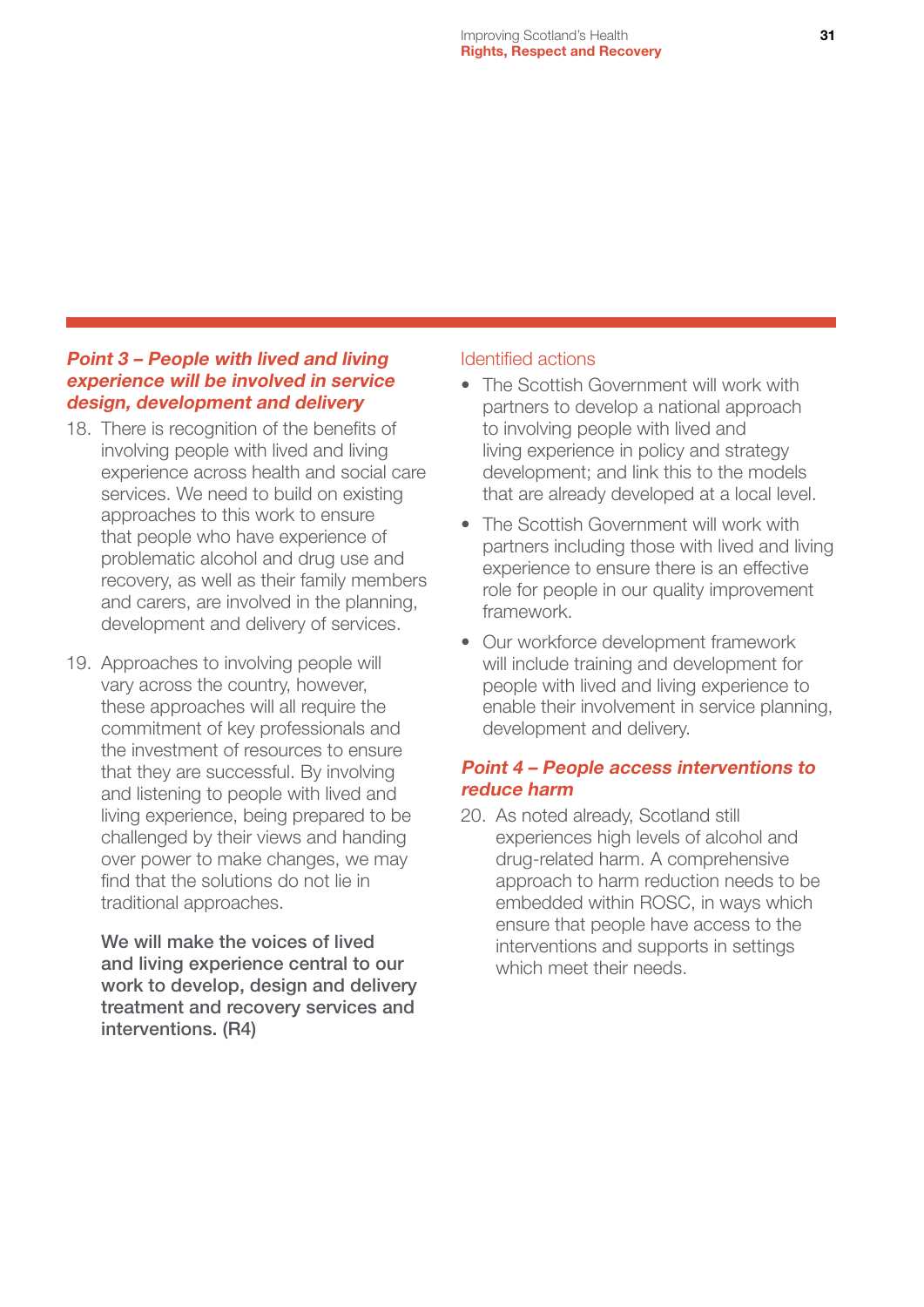### *Point 3 – People with lived and living experience will be involved in service design, development and delivery*

18. There is recognition of the benefits of involving people with lived and living experience across health and social care services. We need to build on existing approaches to this work to ensure that people who have experience of problematic alcohol and drug use and recovery, as well as their family members and carers, are involved in the planning, development and delivery of services.

19. Approaches to involving people will vary across the country, however, these approaches will all require the commitment of key professionals and the investment of resources to ensure that they are successful. By involving and listening to people with lived and living experience, being prepared to be challenged by their views and handing over power to make changes, we may find that the solutions do not lie in traditional approaches.

    **We will make the voices of lived and living experience central to our work to develop, design and delivery treatment and recovery services and interventions. (R4)**

Identified actions

- The Scottish Government will work with partners to develop a national approach to involving people with lived and living experience in policy and strategy development; and link this to the models that are already developed at a local level.
- The Scottish Government will work with partners including those with lived and living experience to ensure there is an effective role for people in our quality improvement framework.
- Our workforce development framework will include training and development for people with lived and living experience to enable their involvement in service planning, development and delivery.

### *Point 4 – People access interventions to reduce harm*

20. As noted already, Scotland still experiences high levels of alcohol and drug-related harm. A comprehensive approach to harm reduction needs to be embedded within ROSC, in ways which ensure that people have access to the interventions and supports in settings which meet their needs.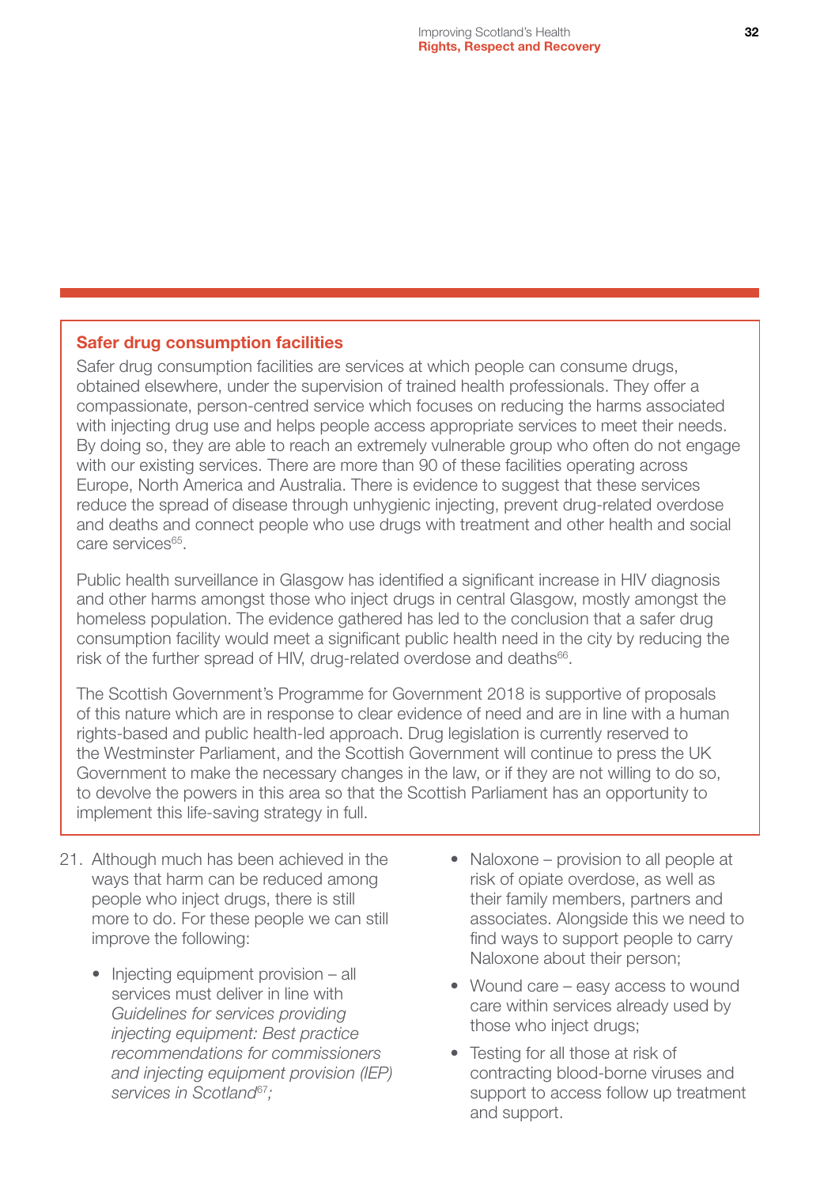### Safer drug consumption facilities

Safer drug consumption facilities are services at which people can consume drugs, obtained elsewhere, under the supervision of trained health professionals. They offer a compassionate, person-centred service which focuses on reducing the harms associated with injecting drug use and helps people access appropriate services to meet their needs. By doing so, they are able to reach an extremely vulnerable group who often do not engage with our existing services. There are more than 90 of these facilities operating across Europe, North America and Australia. There is evidence to suggest that these services reduce the spread of disease through unhygienic injecting, prevent drug-related overdose and deaths and connect people who use drugs with treatment and other health and social care services[65].

Public health surveillance in Glasgow has identified a significant increase in HIV diagnosis and other harms amongst those who inject drugs in central Glasgow, mostly amongst the homeless population. The evidence gathered has led to the conclusion that a safer drug consumption facility would meet a significant public health need in the city by reducing the risk of the further spread of HIV, drug-related overdose and deaths[66].

The Scottish Government's Programme for Government 2018 is supportive of proposals of this nature which are in response to clear evidence of need and are in line with a human rights-based and public health-led approach. Drug legislation is currently reserved to the Westminster Parliament, and the Scottish Government will continue to press the UK Government to make the necessary changes in the law, or if they are not willing to do so, to devolve the powers in this area so that the Scottish Parliament has an opportunity to implement this life-saving strategy in full.

21. Although much has been achieved in the ways that harm can be reduced among people who inject drugs, there is still more to do. For these people we can still improve the following:

    - Injecting equipment provision – all services must deliver in line with *Guidelines for services providing injecting equipment: Best practice recommendations for commissioners and injecting equipment provision (IEP) services in Scotland*[67];
    - Naloxone – provision to all people at risk of opiate overdose, as well as their family members, partners and associates. Alongside this we need to find ways to support people to carry Naloxone about their person;
    - Wound care – easy access to wound care within services already used by those who inject drugs;
    - Testing for all those at risk of contracting blood-borne viruses and support to access follow up treatment and support.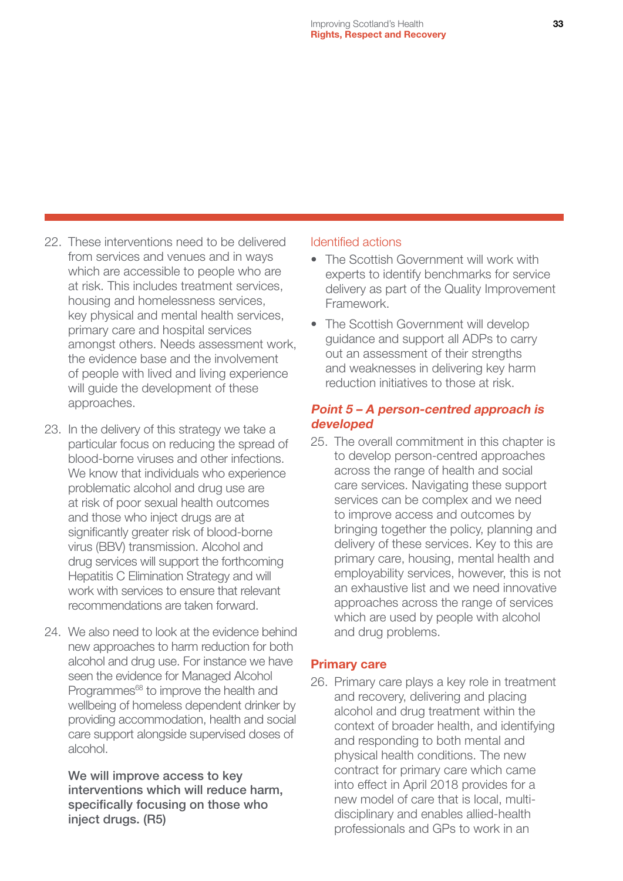22. These interventions need to be delivered from services and venues and in ways which are accessible to people who are at risk. This includes treatment services, housing and homelessness services, key physical and mental health services, primary care and hospital services amongst others. Needs assessment work, the evidence base and the involvement of people with lived and living experience will guide the development of these approaches.

23. In the delivery of this strategy we take a particular focus on reducing the spread of blood-borne viruses and other infections. We know that individuals who experience problematic alcohol and drug use are at risk of poor sexual health outcomes and those who inject drugs are at significantly greater risk of blood-borne virus (BBV) transmission. Alcohol and drug services will support the forthcoming Hepatitis C Elimination Strategy and will work with services to ensure that relevant recommendations are taken forward.

24. We also need to look at the evidence behind new approaches to harm reduction for both alcohol and drug use. For instance we have seen the evidence for Managed Alcohol Programmes[68] to improve the health and wellbeing of homeless dependent drinker by providing accommodation, health and social care support alongside supervised doses of alcohol.

**We will improve access to key interventions which will reduce harm, specifically focusing on those who inject drugs. (R5)**

Identified actions

- The Scottish Government will work with experts to identify benchmarks for service delivery as part of the Quality Improvement Framework.
- The Scottish Government will develop guidance and support all ADPs to carry out an assessment of their strengths and weaknesses in delivering key harm reduction initiatives to those at risk.

### *Point 5 – A person-centred approach is developed*

25. The overall commitment in this chapter is to develop person-centred approaches across the range of health and social care services. Navigating these support services can be complex and we need to improve access and outcomes by bringing together the policy, planning and delivery of these services. Key to this are primary care, housing, mental health and employability services, however, this is not an exhaustive list and we need innovative approaches across the range of services which are used by people with alcohol and drug problems.

### Primary care

26. Primary care plays a key role in treatment and recovery, delivering and placing alcohol and drug treatment within the context of broader health, and identifying and responding to both mental and physical health conditions. The new contract for primary care which came into effect in April 2018 provides for a new model of care that is local, multi-disciplinary and enables allied-health professionals and GPs to work in an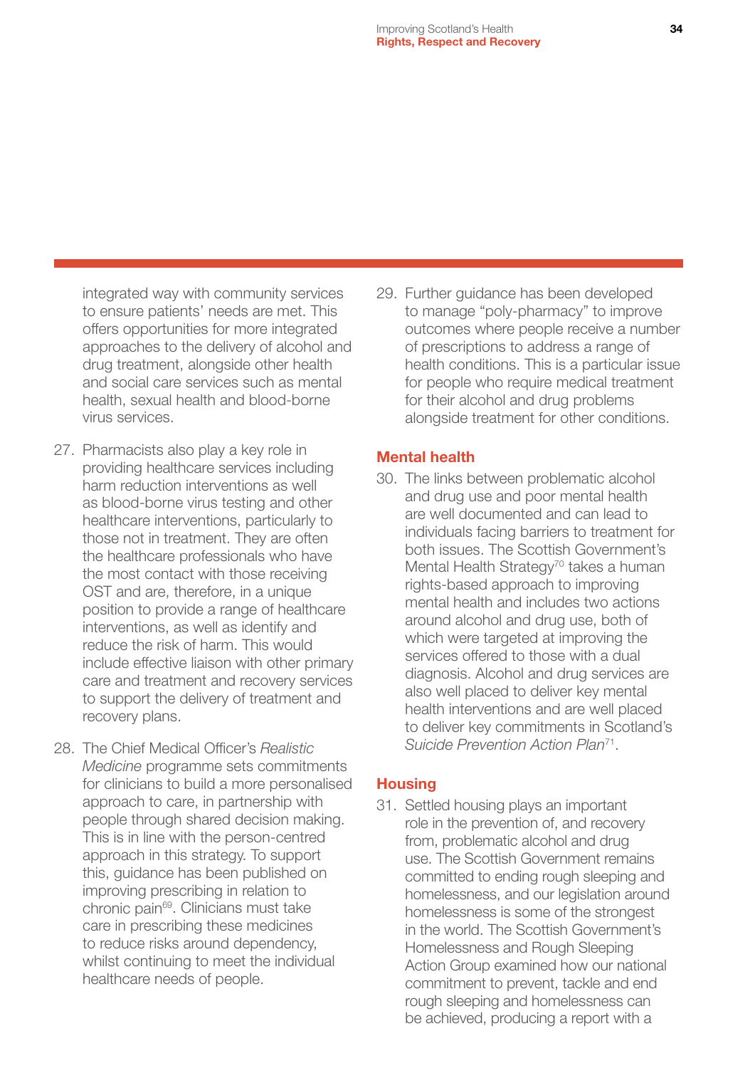integrated way with community services to ensure patients' needs are met. This offers opportunities for more integrated approaches to the delivery of alcohol and drug treatment, alongside other health and social care services such as mental health, sexual health and blood-borne virus services.

27. Pharmacists also play a key role in providing healthcare services including harm reduction interventions as well as blood-borne virus testing and other healthcare interventions, particularly to those not in treatment. They are often the healthcare professionals who have the most contact with those receiving OST and are, therefore, in a unique position to provide a range of healthcare interventions, as well as identify and reduce the risk of harm. This would include effective liaison with other primary care and treatment and recovery services to support the delivery of treatment and recovery plans.

28. The Chief Medical Officer's *Realistic Medicine* programme sets commitments for clinicians to build a more personalised approach to care, in partnership with people through shared decision making. This is in line with the person-centred approach in this strategy. To support this, guidance has been published on improving prescribing in relation to chronic pain[69]. Clinicians must take care in prescribing these medicines to reduce risks around dependency, whilst continuing to meet the individual healthcare needs of people.

29. Further guidance has been developed to manage "poly-pharmacy" to improve outcomes where people receive a number of prescriptions to address a range of health conditions. This is a particular issue for people who require medical treatment for their alcohol and drug problems alongside treatment for other conditions.

## Mental health

30. The links between problematic alcohol and drug use and poor mental health are well documented and can lead to individuals facing barriers to treatment for both issues. The Scottish Government's Mental Health Strategy[70] takes a human rights-based approach to improving mental health and includes two actions around alcohol and drug use, both of which were targeted at improving the services offered to those with a dual diagnosis. Alcohol and drug services are also well placed to deliver key mental health interventions and are well placed to deliver key commitments in Scotland's *Suicide Prevention Action Plan*[71].

## Housing

31. Settled housing plays an important role in the prevention of, and recovery from, problematic alcohol and drug use. The Scottish Government remains committed to ending rough sleeping and homelessness, and our legislation around homelessness is some of the strongest in the world. The Scottish Government's Homelessness and Rough Sleeping Action Group examined how our national commitment to prevent, tackle and end rough sleeping and homelessness can be achieved, producing a report with a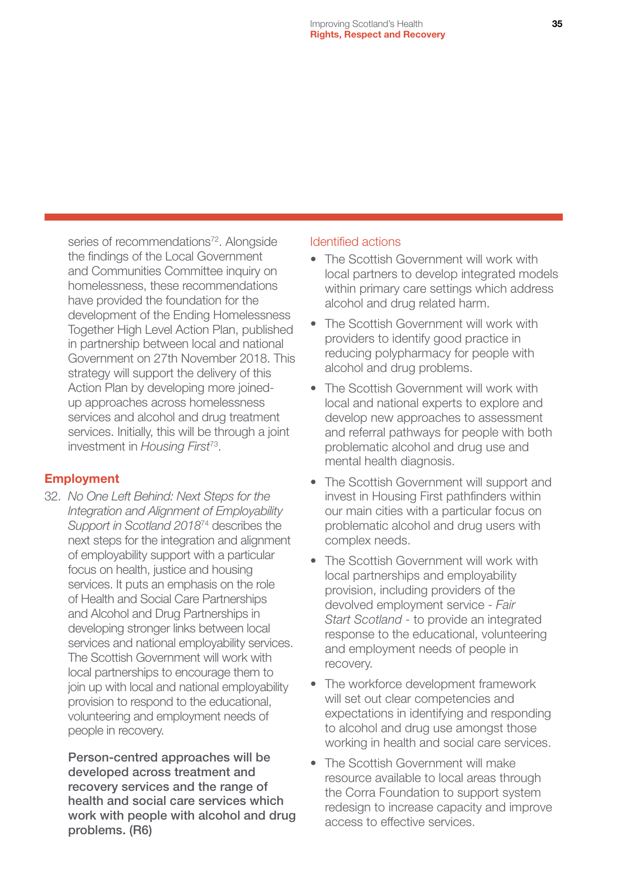series of recommendations[72]. Alongside the findings of the Local Government and Communities Committee inquiry on homelessness, these recommendations have provided the foundation for the development of the Ending Homelessness Together High Level Action Plan, published in partnership between local and national Government on 27th November 2018. This strategy will support the delivery of this Action Plan by developing more joined-up approaches across homelessness services and alcohol and drug treatment services. Initially, this will be through a joint investment in *Housing First*[73].

## Employment

32. *No One Left Behind: Next Steps for the Integration and Alignment of Employability Support in Scotland 2018*[74] describes the next steps for the integration and alignment of employability support with a particular focus on health, justice and housing services. It puts an emphasis on the role of Health and Social Care Partnerships and Alcohol and Drug Partnerships in developing stronger links between local services and national employability services. The Scottish Government will work with local partnerships to encourage them to join up with local and national employability provision to respond to the educational, volunteering and employment needs of people in recovery.

**Person-centred approaches will be developed across treatment and recovery services and the range of health and social care services which work with people with alcohol and drug problems. (R6)**

### Identified actions

- The Scottish Government will work with local partners to develop integrated models within primary care settings which address alcohol and drug related harm.
- The Scottish Government will work with providers to identify good practice in reducing polypharmacy for people with alcohol and drug problems.
- The Scottish Government will work with local and national experts to explore and develop new approaches to assessment and referral pathways for people with both problematic alcohol and drug use and mental health diagnosis.
- The Scottish Government will support and invest in Housing First pathfinders within our main cities with a particular focus on problematic alcohol and drug users with complex needs.
- The Scottish Government will work with local partnerships and employability provision, including providers of the devolved employment service - *Fair Start Scotland* - to provide an integrated response to the educational, volunteering and employment needs of people in recovery.
- The workforce development framework will set out clear competencies and expectations in identifying and responding to alcohol and drug use amongst those working in health and social care services.
- The Scottish Government will make resource available to local areas through the Corra Foundation to support system redesign to increase capacity and improve access to effective services.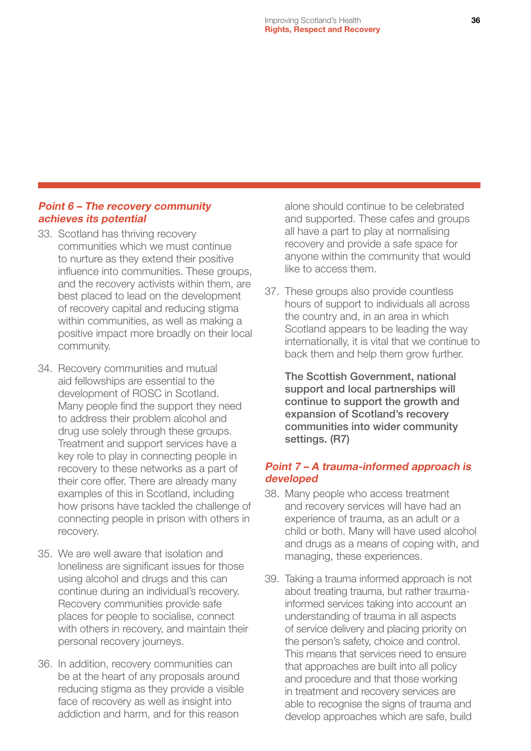### *Point 6 – The recovery community achieves its potential*

33. Scotland has thriving recovery communities which we must continue to nurture as they extend their positive influence into communities. These groups, and the recovery activists within them, are best placed to lead on the development of recovery capital and reducing stigma within communities, as well as making a positive impact more broadly on their local community.

34. Recovery communities and mutual aid fellowships are essential to the development of ROSC in Scotland. Many people find the support they need to address their problem alcohol and drug use solely through these groups. Treatment and support services have a key role to play in connecting people in recovery to these networks as a part of their core offer. There are already many examples of this in Scotland, including how prisons have tackled the challenge of connecting people in prison with others in recovery.

35. We are well aware that isolation and loneliness are significant issues for those using alcohol and drugs and this can continue during an individual's recovery. Recovery communities provide safe places for people to socialise, connect with others in recovery, and maintain their personal recovery journeys.

36. In addition, recovery communities can be at the heart of any proposals around reducing stigma as they provide a visible face of recovery as well as insight into addiction and harm, and for this reason alone should continue to be celebrated and supported. These cafes and groups all have a part to play at normalising recovery and provide a safe space for anyone within the community that would like to access them.

37. These groups also provide countless hours of support to individuals all across the country and, in an area in which Scotland appears to be leading the way internationally, it is vital that we continue to back them and help them grow further.

**The Scottish Government, national support and local partnerships will continue to support the growth and expansion of Scotland's recovery communities into wider community settings. (R7)**

### *Point 7 – A trauma-informed approach is developed*

38. Many people who access treatment and recovery services will have had an experience of trauma, as an adult or a child or both. Many will have used alcohol and drugs as a means of coping with, and managing, these experiences.

39. Taking a trauma informed approach is not about treating trauma, but rather trauma-informed services taking into account an understanding of trauma in all aspects of service delivery and placing priority on the person's safety, choice and control. This means that services need to ensure that approaches are built into all policy and procedure and that those working in treatment and recovery services are able to recognise the signs of trauma and develop approaches which are safe, build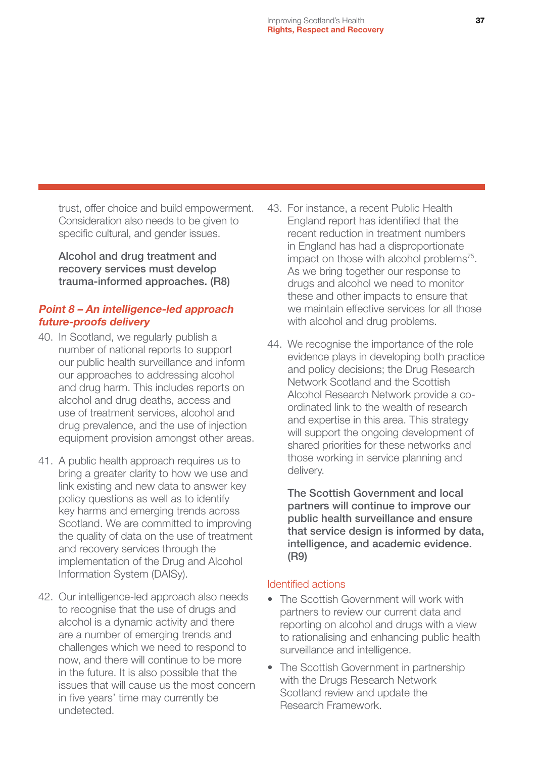trust, offer choice and build empowerment. Consideration also needs to be given to specific cultural, and gender issues.

**Alcohol and drug treatment and recovery services must develop trauma-informed approaches. (R8)**

### *Point 8 – An intelligence-led approach future-proofs delivery*

40. In Scotland, we regularly publish a number of national reports to support our public health surveillance and inform our approaches to addressing alcohol and drug harm. This includes reports on alcohol and drug deaths, access and use of treatment services, alcohol and drug prevalence, and the use of injection equipment provision amongst other areas.

41. A public health approach requires us to bring a greater clarity to how we use and link existing and new data to answer key policy questions as well as to identify key harms and emerging trends across Scotland. We are committed to improving the quality of data on the use of treatment and recovery services through the implementation of the Drug and Alcohol Information System (DAISy).

42. Our intelligence-led approach also needs to recognise that the use of drugs and alcohol is a dynamic activity and there are a number of emerging trends and challenges which we need to respond to now, and there will continue to be more in the future. It is also possible that the issues that will cause us the most concern in five years' time may currently be undetected.

43. For instance, a recent Public Health England report has identified that the recent reduction in treatment numbers in England has had a disproportionate impact on those with alcohol problems[75]. As we bring together our response to drugs and alcohol we need to monitor these and other impacts to ensure that we maintain effective services for all those with alcohol and drug problems.

44. We recognise the importance of the role evidence plays in developing both practice and policy decisions; the Drug Research Network Scotland and the Scottish Alcohol Research Network provide a co-ordinated link to the wealth of research and expertise in this area. This strategy will support the ongoing development of shared priorities for these networks and those working in service planning and delivery.

**The Scottish Government and local partners will continue to improve our public health surveillance and ensure that service design is informed by data, intelligence, and academic evidence. (R9)**

#### Identified actions

- The Scottish Government will work with partners to review our current data and reporting on alcohol and drugs with a view to rationalising and enhancing public health surveillance and intelligence.
- The Scottish Government in partnership with the Drugs Research Network Scotland review and update the Research Framework.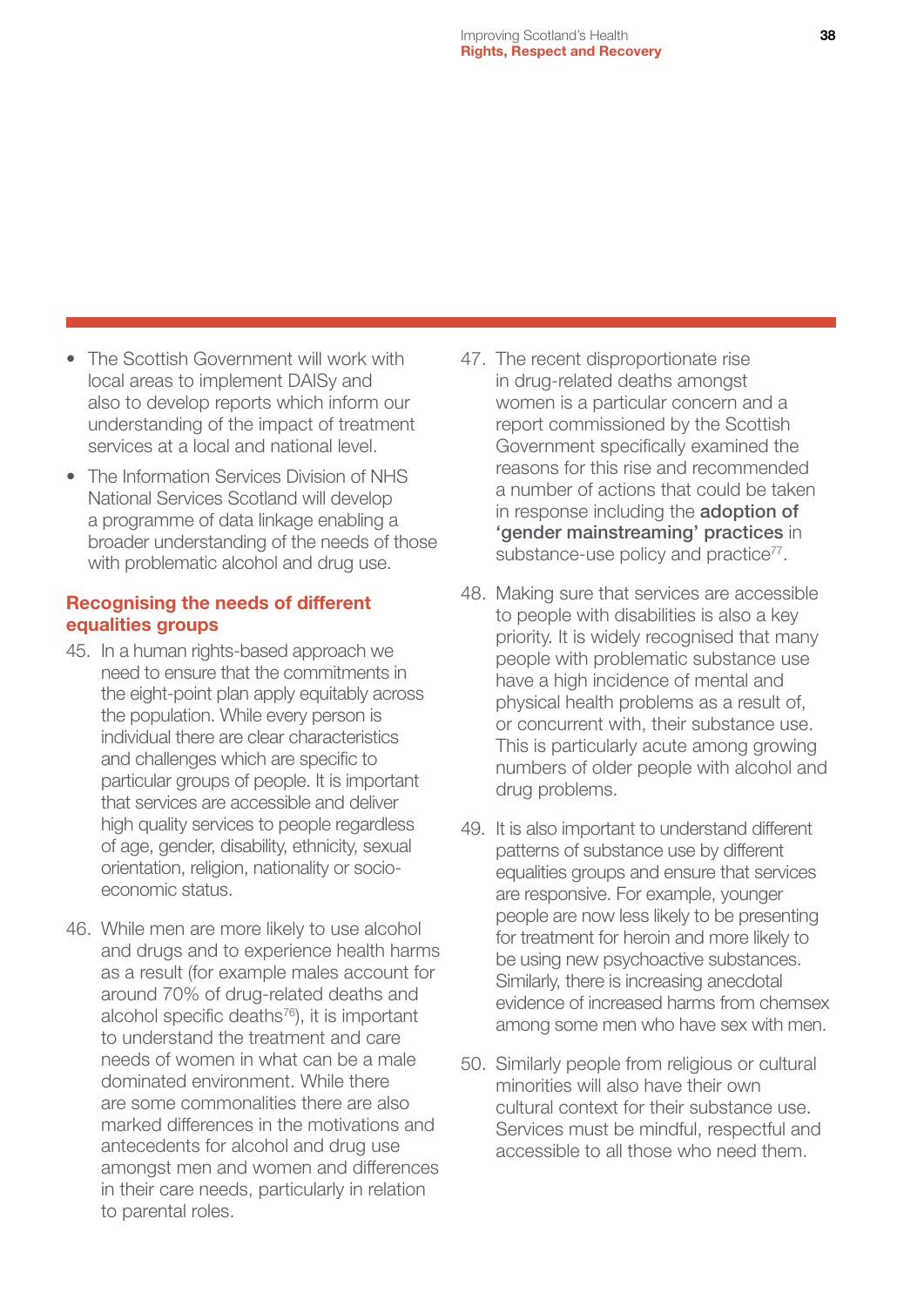- The Scottish Government will work with local areas to implement DAISy and also to develop reports which inform our understanding of the impact of treatment services at a local and national level.
- The Information Services Division of NHS National Services Scotland will develop a programme of data linkage enabling a broader understanding of the needs of those with problematic alcohol and drug use.

### Recognising the needs of different equalities groups

45. In a human rights-based approach we need to ensure that the commitments in the eight-point plan apply equitably across the population. While every person is individual there are clear characteristics and challenges which are specific to particular groups of people. It is important that services are accessible and deliver high quality services to people regardless of age, gender, disability, ethnicity, sexual orientation, religion, nationality or socio-economic status.

46. While men are more likely to use alcohol and drugs and to experience health harms as a result (for example males account for around 70% of drug-related deaths and alcohol specific deaths[76]), it is important to understand the treatment and care needs of women in what can be a male dominated environment. While there are some commonalities there are also marked differences in the motivations and antecedents for alcohol and drug use amongst men and women and differences in their care needs, particularly in relation to parental roles.

47. The recent disproportionate rise in drug-related deaths amongst women is a particular concern and a report commissioned by the Scottish Government specifically examined the reasons for this rise and recommended a number of actions that could be taken in response including the **adoption of 'gender mainstreaming' practices** in substance-use policy and practice[77].

48. Making sure that services are accessible to people with disabilities is also a key priority. It is widely recognised that many people with problematic substance use have a high incidence of mental and physical health problems as a result of, or concurrent with, their substance use. This is particularly acute among growing numbers of older people with alcohol and drug problems.

49. It is also important to understand different patterns of substance use by different equalities groups and ensure that services are responsive. For example, younger people are now less likely to be presenting for treatment for heroin and more likely to be using new psychoactive substances. Similarly, there is increasing anecdotal evidence of increased harms from chemsex among some men who have sex with men.

50. Similarly people from religious or cultural minorities will also have their own cultural context for their substance use. Services must be mindful, respectful and accessible to all those who need them.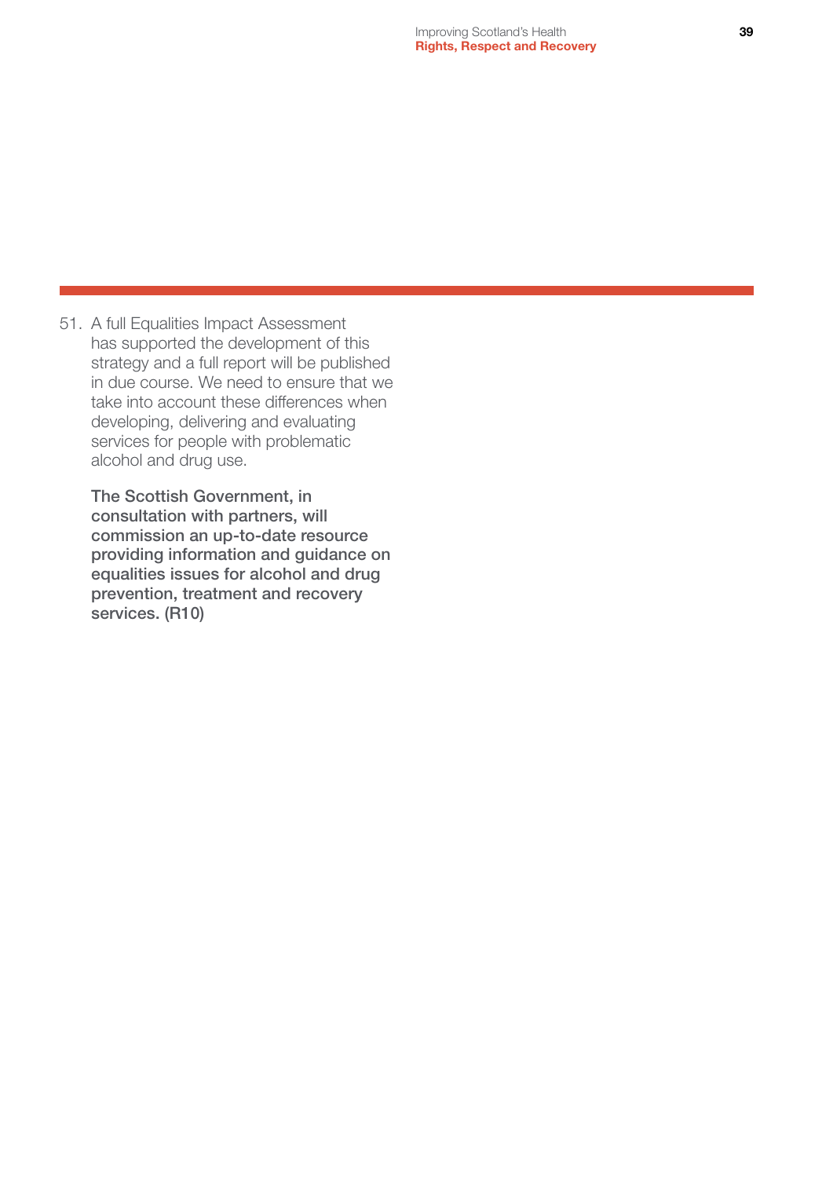51. A full Equalities Impact Assessment has supported the development of this strategy and a full report will be published in due course. We need to ensure that we take into account these differences when developing, delivering and evaluating services for people with problematic alcohol and drug use.

    **The Scottish Government, in consultation with partners, will commission an up-to-date resource providing information and guidance on equalities issues for alcohol and drug prevention, treatment and recovery services. (R10)**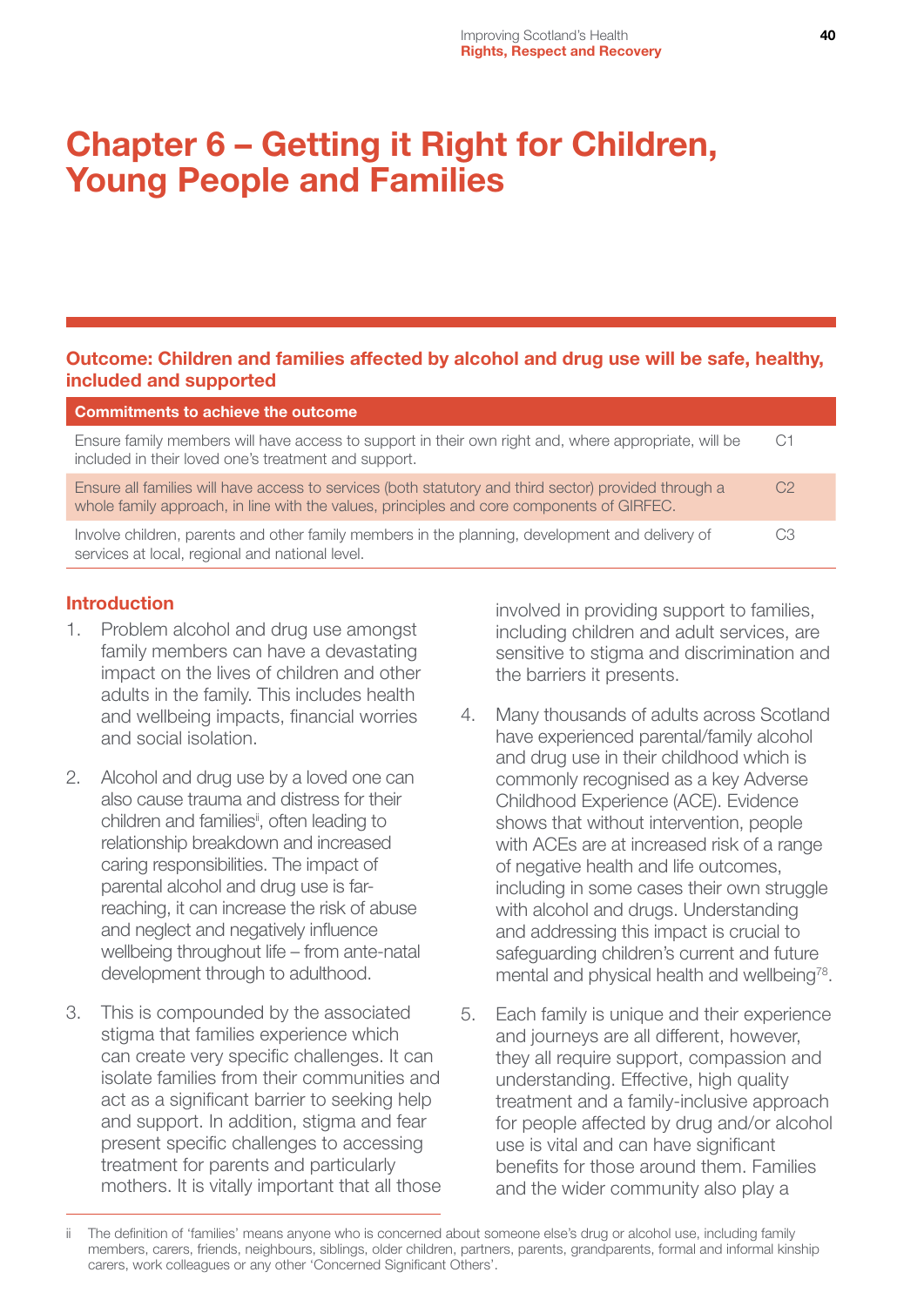# Chapter 6 – Getting it Right for Children, Young People and Families

**Outcome: Children and families affected by alcohol and drug use will be safe, healthy, included and supported**

| Commitments to achieve the outcome | |
|---|---|
| Ensure family members will have access to support in their own right and, where appropriate, will be included in their loved one's treatment and support. | C1 |
| Ensure all families will have access to services (both statutory and third sector) provided through a whole family approach, in line with the values, principles and core components of GIRFEC. | C2 |
| Involve children, parents and other family members in the planning, development and delivery of services at local, regional and national level. | C3 |

## Introduction

1. Problem alcohol and drug use amongst family members can have a devastating impact on the lives of children and other adults in the family. This includes health and wellbeing impacts, financial worries and social isolation.

2. Alcohol and drug use by a loved one can also cause trauma and distress for their children and families[ii], often leading to relationship breakdown and increased caring responsibilities. The impact of parental alcohol and drug use is far-reaching, it can increase the risk of abuse and neglect and negatively influence wellbeing throughout life – from ante-natal development through to adulthood.

3. This is compounded by the associated stigma that families experience which can create very specific challenges. It can isolate families from their communities and act as a significant barrier to seeking help and support. In addition, stigma and fear present specific challenges to accessing treatment for parents and particularly mothers. It is vitally important that all those involved in providing support to families, including children and adult services, are sensitive to stigma and discrimination and the barriers it presents.

4. Many thousands of adults across Scotland have experienced parental/family alcohol and drug use in their childhood which is commonly recognised as a key Adverse Childhood Experience (ACE). Evidence shows that without intervention, people with ACEs are at increased risk of a range of negative health and life outcomes, including in some cases their own struggle with alcohol and drugs. Understanding and addressing this impact is crucial to safeguarding children's current and future mental and physical health and wellbeing[78].

5. Each family is unique and their experience and journeys are all different, however, they all require support, compassion and understanding. Effective, high quality treatment and a family-inclusive approach for people affected by drug and/or alcohol use is vital and can have significant benefits for those around them. Families and the wider community also play a

ii The definition of 'families' means anyone who is concerned about someone else's drug or alcohol use, including family members, carers, friends, neighbours, siblings, older children, partners, parents, grandparents, formal and informal kinship carers, work colleagues or any other 'Concerned Significant Others'.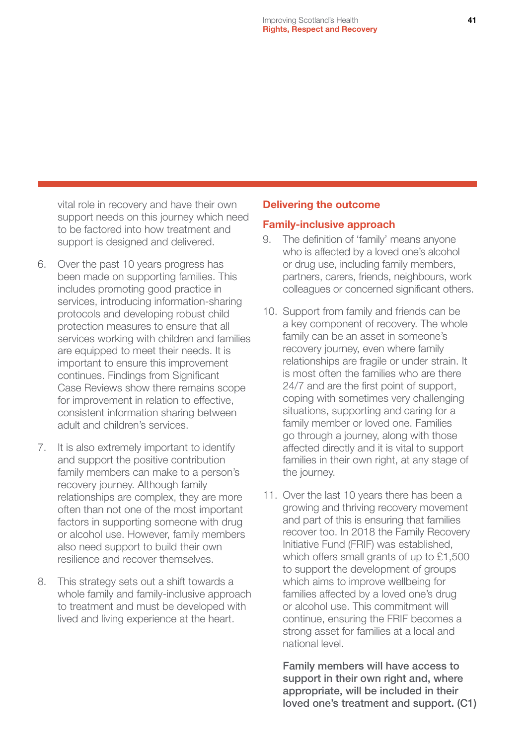vital role in recovery and have their own support needs on this journey which need to be factored into how treatment and support is designed and delivered.

6. Over the past 10 years progress has been made on supporting families. This includes promoting good practice in services, introducing information-sharing protocols and developing robust child protection measures to ensure that all services working with children and families are equipped to meet their needs. It is important to ensure this improvement continues. Findings from Significant Case Reviews show there remains scope for improvement in relation to effective, consistent information sharing between adult and children's services.

7. It is also extremely important to identify and support the positive contribution family members can make to a person's recovery journey. Although family relationships are complex, they are more often than not one of the most important factors in supporting someone with drug or alcohol use. However, family members also need support to build their own resilience and recover themselves.

8. This strategy sets out a shift towards a whole family and family-inclusive approach to treatment and must be developed with lived and living experience at the heart.

## Delivering the outcome

### Family-inclusive approach

9. The definition of 'family' means anyone who is affected by a loved one's alcohol or drug use, including family members, partners, carers, friends, neighbours, work colleagues or concerned significant others.

10. Support from family and friends can be a key component of recovery. The whole family can be an asset in someone's recovery journey, even where family relationships are fragile or under strain. It is most often the families who are there 24/7 and are the first point of support, coping with sometimes very challenging situations, supporting and caring for a family member or loved one. Families go through a journey, along with those affected directly and it is vital to support families in their own right, at any stage of the journey.

11. Over the last 10 years there has been a growing and thriving recovery movement and part of this is ensuring that families recover too. In 2018 the Family Recovery Initiative Fund (FRIF) was established, which offers small grants of up to £1,500 to support the development of groups which aims to improve wellbeing for families affected by a loved one's drug or alcohol use. This commitment will continue, ensuring the FRIF becomes a strong asset for families at a local and national level.

**Family members will have access to support in their own right and, where appropriate, will be included in their loved one's treatment and support. (C1)**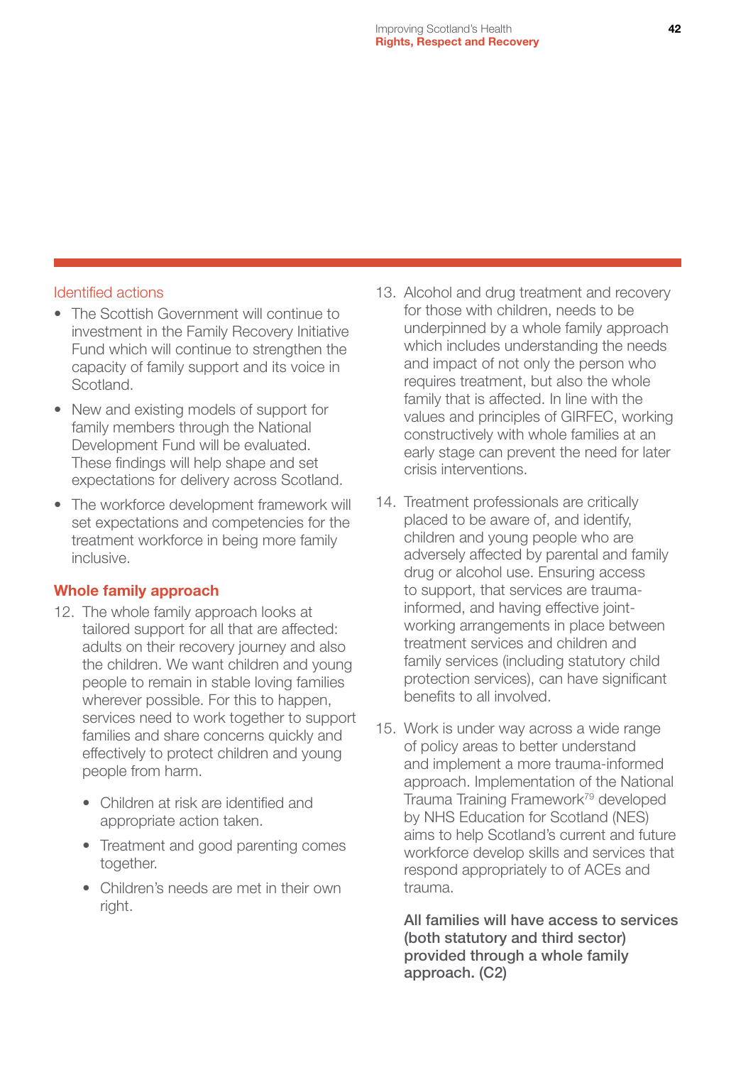Identified actions

- The Scottish Government will continue to investment in the Family Recovery Initiative Fund which will continue to strengthen the capacity of family support and its voice in Scotland.
- New and existing models of support for family members through the National Development Fund will be evaluated. These findings will help shape and set expectations for delivery across Scotland.
- The workforce development framework will set expectations and competencies for the treatment workforce in being more family inclusive.

## Whole family approach

12. The whole family approach looks at tailored support for all that are affected: adults on their recovery journey and also the children. We want children and young people to remain in stable loving families wherever possible. For this to happen, services need to work together to support families and share concerns quickly and effectively to protect children and young people from harm.

    - Children at risk are identified and appropriate action taken.
    - Treatment and good parenting comes together.
    - Children's needs are met in their own right.

13. Alcohol and drug treatment and recovery for those with children, needs to be underpinned by a whole family approach which includes understanding the needs and impact of not only the person who requires treatment, but also the whole family that is affected. In line with the values and principles of GIRFEC, working constructively with whole families at an early stage can prevent the need for later crisis interventions.

14. Treatment professionals are critically placed to be aware of, and identify, children and young people who are adversely affected by parental and family drug or alcohol use. Ensuring access to support, that services are trauma-informed, and having effective joint-working arrangements in place between treatment services and children and family services (including statutory child protection services), can have significant benefits to all involved.

15. Work is under way across a wide range of policy areas to better understand and implement a more trauma-informed approach. Implementation of the National Trauma Training Framework[79] developed by NHS Education for Scotland (NES) aims to help Scotland's current and future workforce develop skills and services that respond appropriately to of ACEs and trauma.

    **All families will have access to services (both statutory and third sector) provided through a whole family approach. (C2)**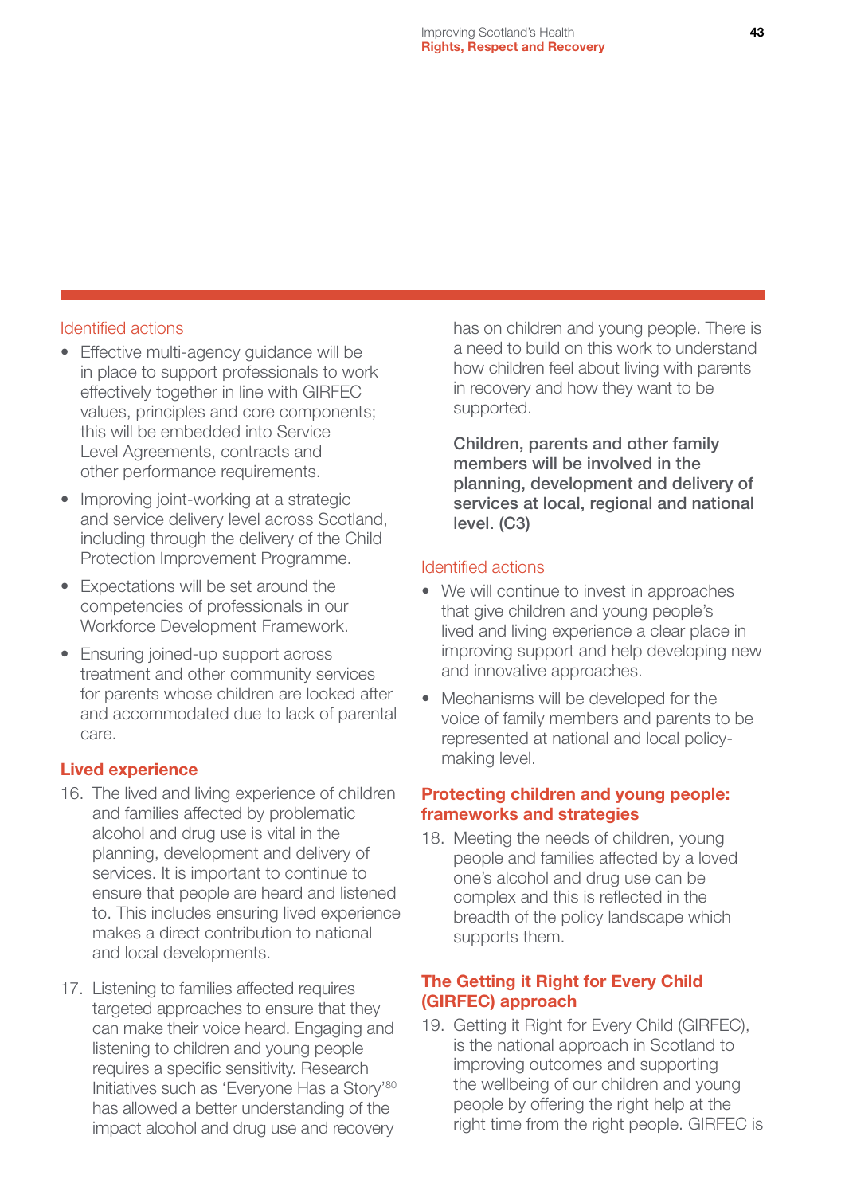Identified actions

- Effective multi-agency guidance will be in place to support professionals to work effectively together in line with GIRFEC values, principles and core components; this will be embedded into Service Level Agreements, contracts and other performance requirements.
- Improving joint-working at a strategic and service delivery level across Scotland, including through the delivery of the Child Protection Improvement Programme.
- Expectations will be set around the competencies of professionals in our Workforce Development Framework.
- Ensuring joined-up support across treatment and other community services for parents whose children are looked after and accommodated due to lack of parental care.

### Lived experience

16. The lived and living experience of children and families affected by problematic alcohol and drug use is vital in the planning, development and delivery of services. It is important to continue to ensure that people are heard and listened to. This includes ensuring lived experience makes a direct contribution to national and local developments.

17. Listening to families affected requires targeted approaches to ensure that they can make their voice heard. Engaging and listening to children and young people requires a specific sensitivity. Research Initiatives such as 'Everyone Has a Story'[80] has allowed a better understanding of the impact alcohol and drug use and recovery has on children and young people. There is a need to build on this work to understand how children feel about living with parents in recovery and how they want to be supported.

**Children, parents and other family members will be involved in the planning, development and delivery of services at local, regional and national level. (C3)**

Identified actions

- We will continue to invest in approaches that give children and young people's lived and living experience a clear place in improving support and help developing new and innovative approaches.
- Mechanisms will be developed for the voice of family members and parents to be represented at national and local policy-making level.

### Protecting children and young people: frameworks and strategies

18. Meeting the needs of children, young people and families affected by a loved one's alcohol and drug use can be complex and this is reflected in the breadth of the policy landscape which supports them.

### The Getting it Right for Every Child (GIRFEC) approach

19. Getting it Right for Every Child (GIRFEC), is the national approach in Scotland to improving outcomes and supporting the wellbeing of our children and young people by offering the right help at the right time from the right people. GIRFEC is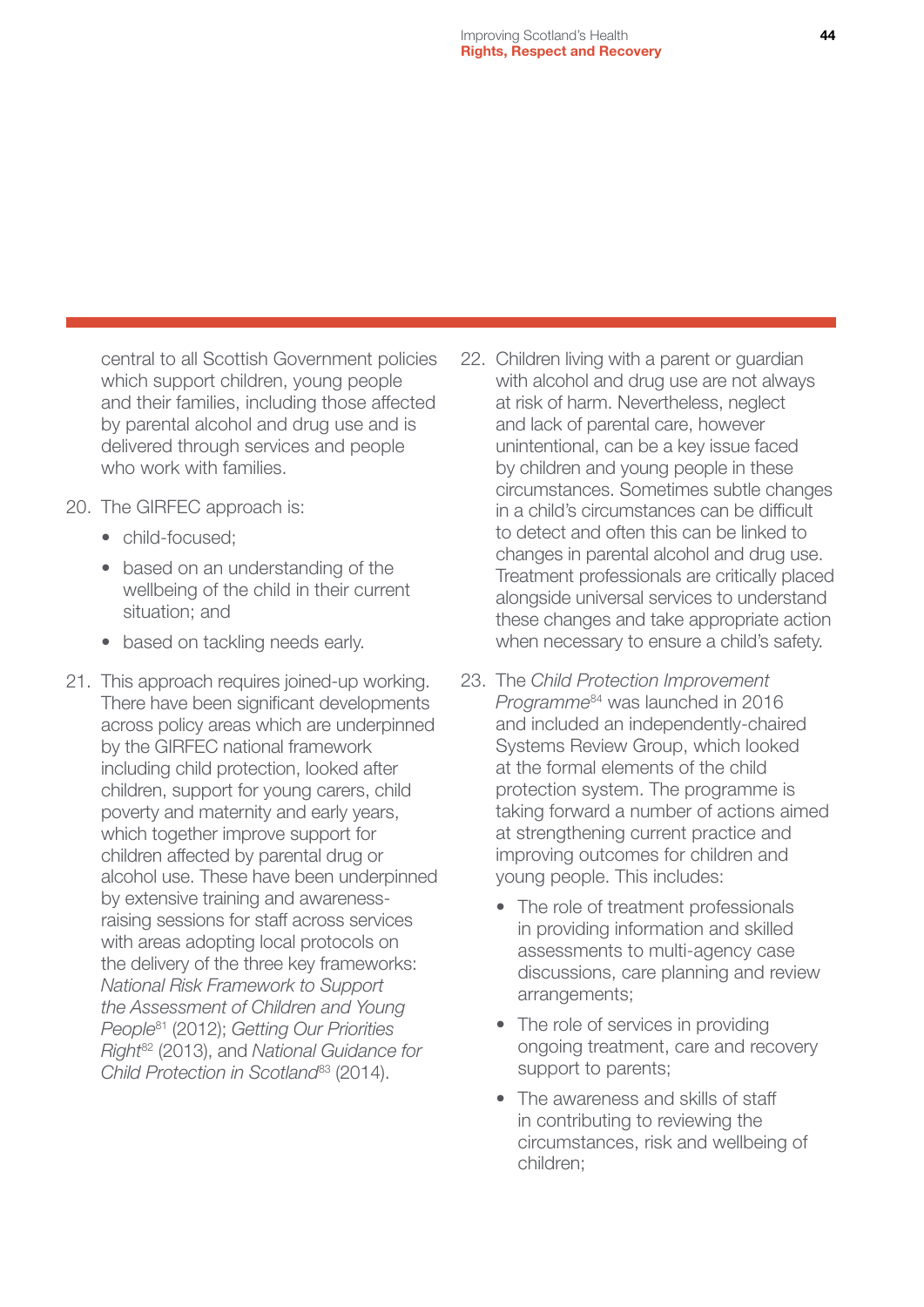central to all Scottish Government policies which support children, young people and their families, including those affected by parental alcohol and drug use and is delivered through services and people who work with families.

20. The GIRFEC approach is:
    - child-focused;
    - based on an understanding of the wellbeing of the child in their current situation; and
    - based on tackling needs early.

21. This approach requires joined-up working. There have been significant developments across policy areas which are underpinned by the GIRFEC national framework including child protection, looked after children, support for young carers, child poverty and maternity and early years, which together improve support for children affected by parental drug or alcohol use. These have been underpinned by extensive training and awareness-raising sessions for staff across services with areas adopting local protocols on the delivery of the three key frameworks: *National Risk Framework to Support the Assessment of Children and Young People*[81] (2012); *Getting Our Priorities Right*[82] (2013), and *National Guidance for Child Protection in Scotland*[83] (2014).

22. Children living with a parent or guardian with alcohol and drug use are not always at risk of harm. Nevertheless, neglect and lack of parental care, however unintentional, can be a key issue faced by children and young people in these circumstances. Sometimes subtle changes in a child's circumstances can be difficult to detect and often this can be linked to changes in parental alcohol and drug use. Treatment professionals are critically placed alongside universal services to understand these changes and take appropriate action when necessary to ensure a child's safety.

23. The *Child Protection Improvement Programme*[84] was launched in 2016 and included an independently-chaired Systems Review Group, which looked at the formal elements of the child protection system. The programme is taking forward a number of actions aimed at strengthening current practice and improving outcomes for children and young people. This includes:
    - The role of treatment professionals in providing information and skilled assessments to multi-agency case discussions, care planning and review arrangements;
    - The role of services in providing ongoing treatment, care and recovery support to parents;
    - The awareness and skills of staff in contributing to reviewing the circumstances, risk and wellbeing of children;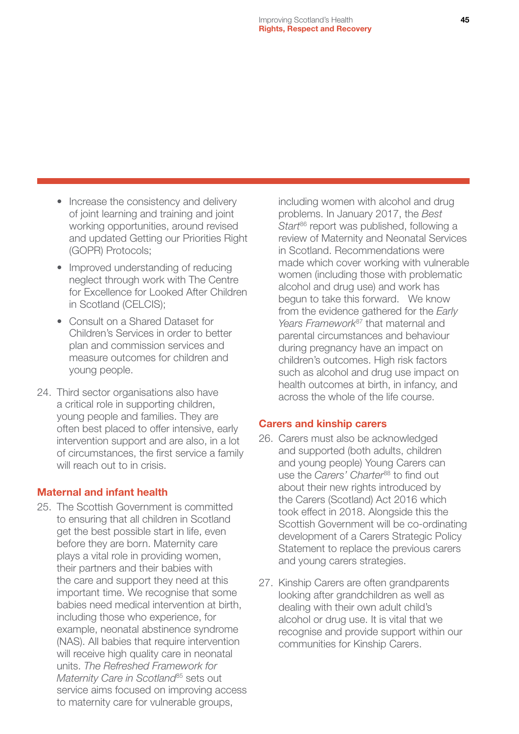- Increase the consistency and delivery of joint learning and training and joint working opportunities, around revised and updated Getting our Priorities Right (GOPR) Protocols;
- Improved understanding of reducing neglect through work with The Centre for Excellence for Looked After Children in Scotland (CELCIS);
- Consult on a Shared Dataset for Children's Services in order to better plan and commission services and measure outcomes for children and young people.

24. Third sector organisations also have a critical role in supporting children, young people and families. They are often best placed to offer intensive, early intervention support and are also, in a lot of circumstances, the first service a family will reach out to in crisis.

## Maternal and infant health

25. The Scottish Government is committed to ensuring that all children in Scotland get the best possible start in life, even before they are born. Maternity care plays a vital role in providing women, their partners and their babies with the care and support they need at this important time. We recognise that some babies need medical intervention at birth, including those who experience, for example, neonatal abstinence syndrome (NAS). All babies that require intervention will receive high quality care in neonatal units. *The Refreshed Framework for Maternity Care in Scotland*[85] sets out service aims focused on improving access to maternity care for vulnerable groups, including women with alcohol and drug problems. In January 2017, the *Best Start*[86] report was published, following a review of Maternity and Neonatal Services in Scotland. Recommendations were made which cover working with vulnerable women (including those with problematic alcohol and drug use) and work has begun to take this forward. We know from the evidence gathered for the *Early Years Framework*[87] that maternal and parental circumstances and behaviour during pregnancy have an impact on children's outcomes. High risk factors such as alcohol and drug use impact on health outcomes at birth, in infancy, and across the whole of the life course.

## Carers and kinship carers

26. Carers must also be acknowledged and supported (both adults, children and young people) Young Carers can use the *Carers' Charter*[88] to find out about their new rights introduced by the Carers (Scotland) Act 2016 which took effect in 2018. Alongside this the Scottish Government will be co-ordinating development of a Carers Strategic Policy Statement to replace the previous carers and young carers strategies.

27. Kinship Carers are often grandparents looking after grandchildren as well as dealing with their own adult child's alcohol or drug use. It is vital that we recognise and provide support within our communities for Kinship Carers.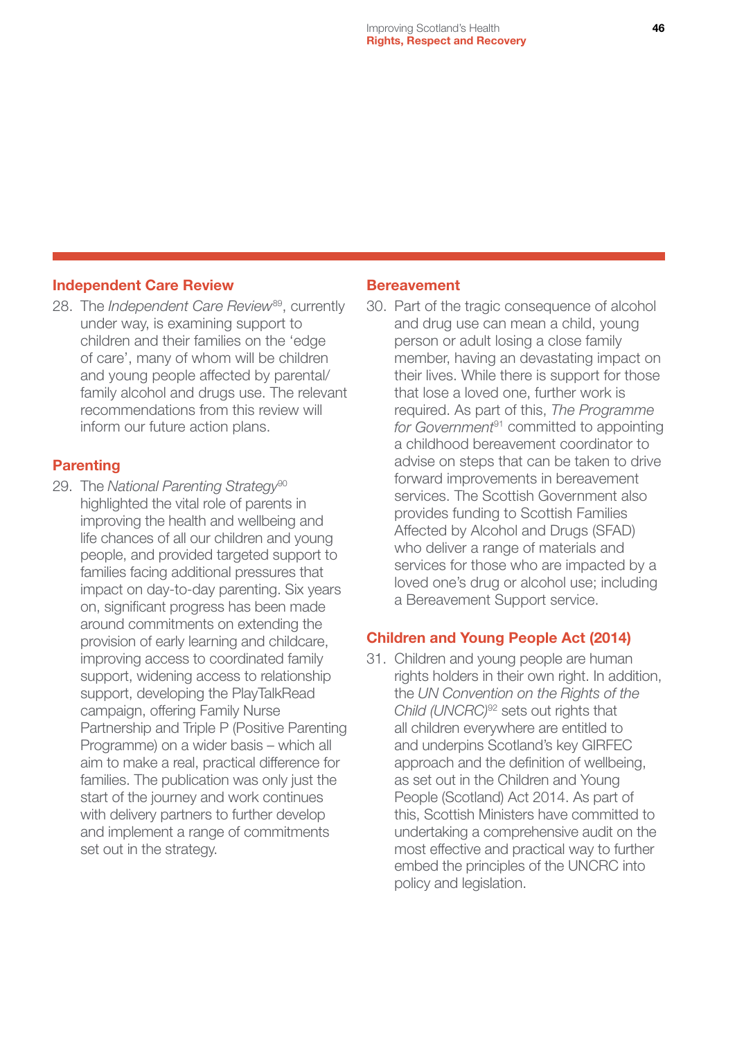## Independent Care Review

28. The *Independent Care Review*[89], currently under way, is examining support to children and their families on the 'edge of care', many of whom will be children and young people affected by parental/ family alcohol and drugs use. The relevant recommendations from this review will inform our future action plans.

## Parenting

29. The *National Parenting Strategy*[90] highlighted the vital role of parents in improving the health and wellbeing and life chances of all our children and young people, and provided targeted support to families facing additional pressures that impact on day-to-day parenting. Six years on, significant progress has been made around commitments on extending the provision of early learning and childcare, improving access to coordinated family support, widening access to relationship support, developing the PlayTalkRead campaign, offering Family Nurse Partnership and Triple P (Positive Parenting Programme) on a wider basis – which all aim to make a real, practical difference for families. The publication was only just the start of the journey and work continues with delivery partners to further develop and implement a range of commitments set out in the strategy.

## Bereavement

30. Part of the tragic consequence of alcohol and drug use can mean a child, young person or adult losing a close family member, having an devastating impact on their lives. While there is support for those that lose a loved one, further work is required. As part of this, *The Programme for Government*[91] committed to appointing a childhood bereavement coordinator to advise on steps that can be taken to drive forward improvements in bereavement services. The Scottish Government also provides funding to Scottish Families Affected by Alcohol and Drugs (SFAD) who deliver a range of materials and services for those who are impacted by a loved one's drug or alcohol use; including a Bereavement Support service.

## Children and Young People Act (2014)

31. Children and young people are human rights holders in their own right. In addition, the *UN Convention on the Rights of the Child (UNCRC)*[92] sets out rights that all children everywhere are entitled to and underpins Scotland's key GIRFEC approach and the definition of wellbeing, as set out in the Children and Young People (Scotland) Act 2014. As part of this, Scottish Ministers have committed to undertaking a comprehensive audit on the most effective and practical way to further embed the principles of the UNCRC into policy and legislation.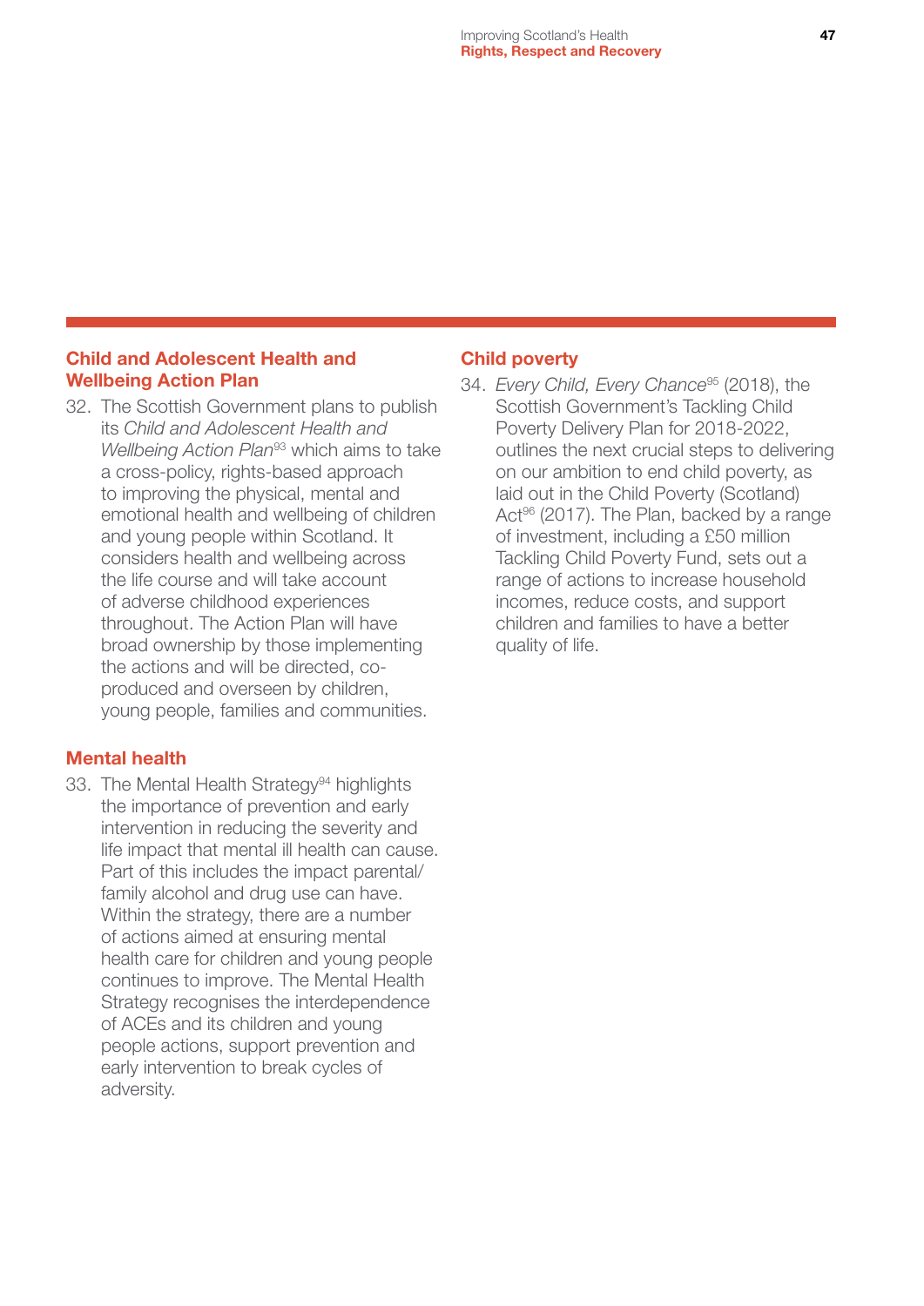## Child and Adolescent Health and Wellbeing Action Plan

32. The Scottish Government plans to publish its *Child and Adolescent Health and Wellbeing Action Plan*[93] which aims to take a cross-policy, rights-based approach to improving the physical, mental and emotional health and wellbeing of children and young people within Scotland. It considers health and wellbeing across the life course and will take account of adverse childhood experiences throughout. The Action Plan will have broad ownership by those implementing the actions and will be directed, co-produced and overseen by children, young people, families and communities.

## Mental health

33. The Mental Health Strategy[94] highlights the importance of prevention and early intervention in reducing the severity and life impact that mental ill health can cause. Part of this includes the impact parental/family alcohol and drug use can have. Within the strategy, there are a number of actions aimed at ensuring mental health care for children and young people continues to improve. The Mental Health Strategy recognises the interdependence of ACEs and its children and young people actions, support prevention and early intervention to break cycles of adversity.

## Child poverty

34. *Every Child, Every Chance*[95] (2018), the Scottish Government's Tackling Child Poverty Delivery Plan for 2018-2022, outlines the next crucial steps to delivering on our ambition to end child poverty, as laid out in the Child Poverty (Scotland) Act[96] (2017). The Plan, backed by a range of investment, including a £50 million Tackling Child Poverty Fund, sets out a range of actions to increase household incomes, reduce costs, and support children and families to have a better quality of life.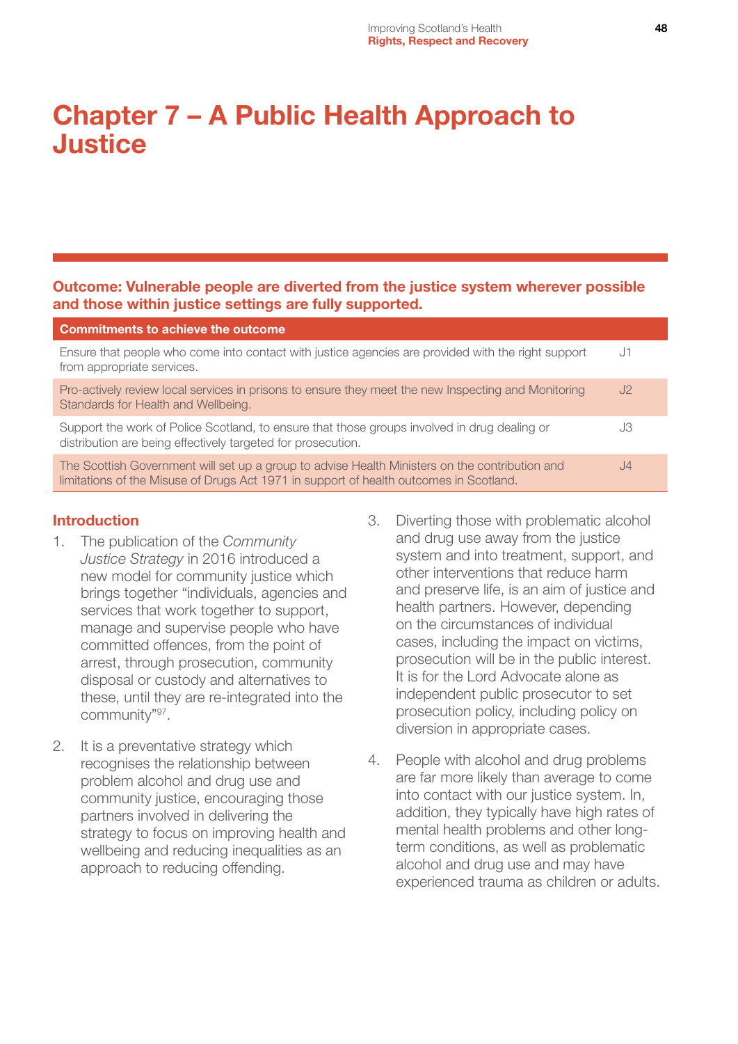# Chapter 7 – A Public Health Approach to Justice

**Outcome: Vulnerable people are diverted from the justice system wherever possible and those within justice settings are fully supported.**

| Commitments to achieve the outcome | |
|---|---|
| Ensure that people who come into contact with justice agencies are provided with the right support from appropriate services. | J1 |
| Pro-actively review local services in prisons to ensure they meet the new Inspecting and Monitoring Standards for Health and Wellbeing. | J2 |
| Support the work of Police Scotland, to ensure that those groups involved in drug dealing or distribution are being effectively targeted for prosecution. | J3 |
| The Scottish Government will set up a group to advise Health Ministers on the contribution and limitations of the Misuse of Drugs Act 1971 in support of health outcomes in Scotland. | J4 |

## Introduction

1. The publication of the *Community Justice Strategy* in 2016 introduced a new model for community justice which brings together "individuals, agencies and services that work together to support, manage and supervise people who have committed offences, from the point of arrest, through prosecution, community disposal or custody and alternatives to these, until they are re-integrated into the community"[97].

2. It is a preventative strategy which recognises the relationship between problem alcohol and drug use and community justice, encouraging those partners involved in delivering the strategy to focus on improving health and wellbeing and reducing inequalities as an approach to reducing offending.

3. Diverting those with problematic alcohol and drug use away from the justice system and into treatment, support, and other interventions that reduce harm and preserve life, is an aim of justice and health partners. However, depending on the circumstances of individual cases, including the impact on victims, prosecution will be in the public interest. It is for the Lord Advocate alone as independent public prosecutor to set prosecution policy, including policy on diversion in appropriate cases.

4. People with alcohol and drug problems are far more likely than average to come into contact with our justice system. In, addition, they typically have high rates of mental health problems and other long-term conditions, as well as problematic alcohol and drug use and may have experienced trauma as children or adults.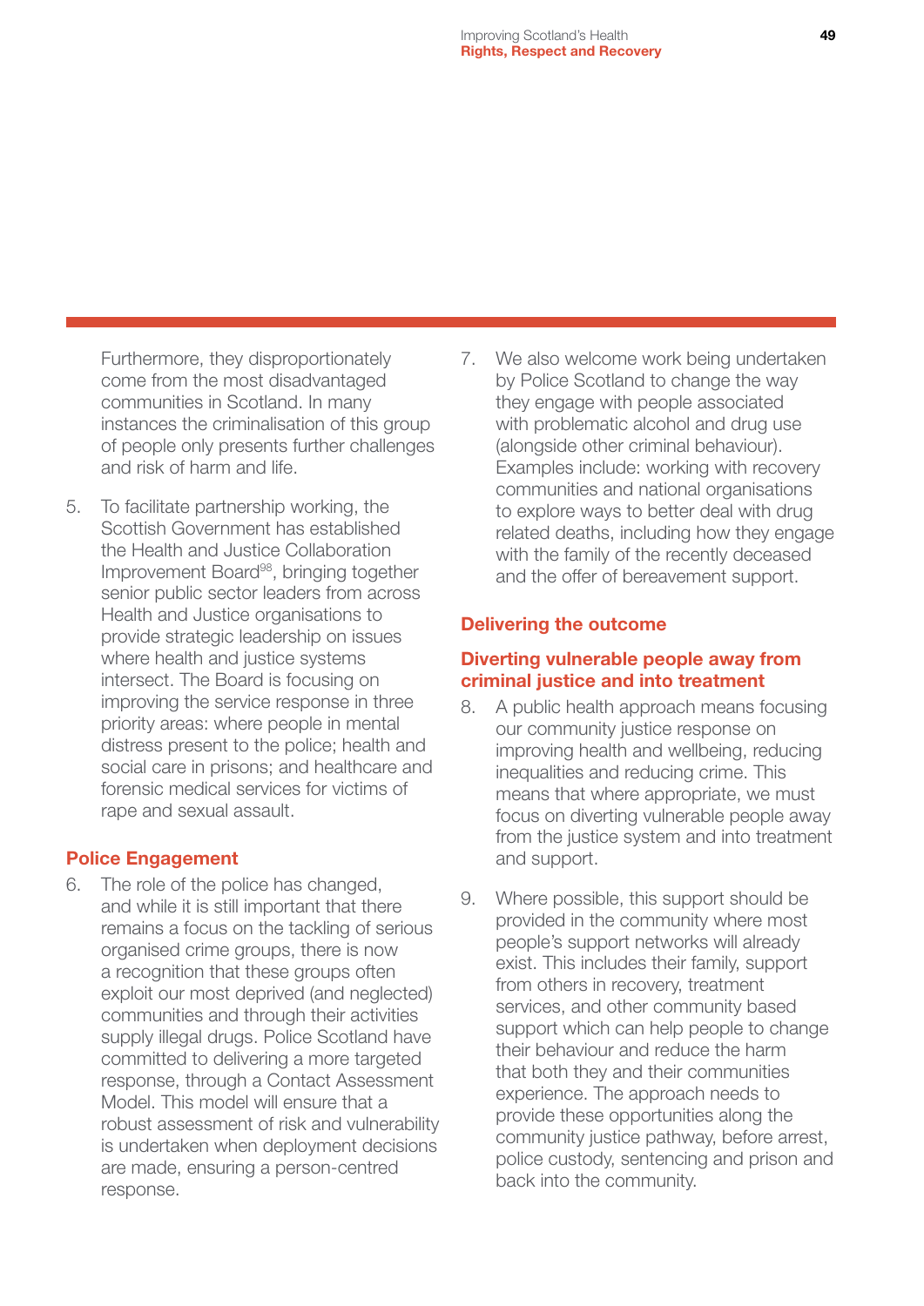Furthermore, they disproportionately come from the most disadvantaged communities in Scotland. In many instances the criminalisation of this group of people only presents further challenges and risk of harm and life.

5. To facilitate partnership working, the Scottish Government has established the Health and Justice Collaboration Improvement Board[98], bringing together senior public sector leaders from across Health and Justice organisations to provide strategic leadership on issues where health and justice systems intersect. The Board is focusing on improving the service response in three priority areas: where people in mental distress present to the police; health and social care in prisons; and healthcare and forensic medical services for victims of rape and sexual assault.

## Police Engagement

6. The role of the police has changed, and while it is still important that there remains a focus on the tackling of serious organised crime groups, there is now a recognition that these groups often exploit our most deprived (and neglected) communities and through their activities supply illegal drugs. Police Scotland have committed to delivering a more targeted response, through a Contact Assessment Model. This model will ensure that a robust assessment of risk and vulnerability is undertaken when deployment decisions are made, ensuring a person-centred response.

7. We also welcome work being undertaken by Police Scotland to change the way they engage with people associated with problematic alcohol and drug use (alongside other criminal behaviour). Examples include: working with recovery communities and national organisations to explore ways to better deal with drug related deaths, including how they engage with the family of the recently deceased and the offer of bereavement support.

## Delivering the outcome

### Diverting vulnerable people away from criminal justice and into treatment

8. A public health approach means focusing our community justice response on improving health and wellbeing, reducing inequalities and reducing crime. This means that where appropriate, we must focus on diverting vulnerable people away from the justice system and into treatment and support.

9. Where possible, this support should be provided in the community where most people's support networks will already exist. This includes their family, support from others in recovery, treatment services, and other community based support which can help people to change their behaviour and reduce the harm that both they and their communities experience. The approach needs to provide these opportunities along the community justice pathway, before arrest, police custody, sentencing and prison and back into the community.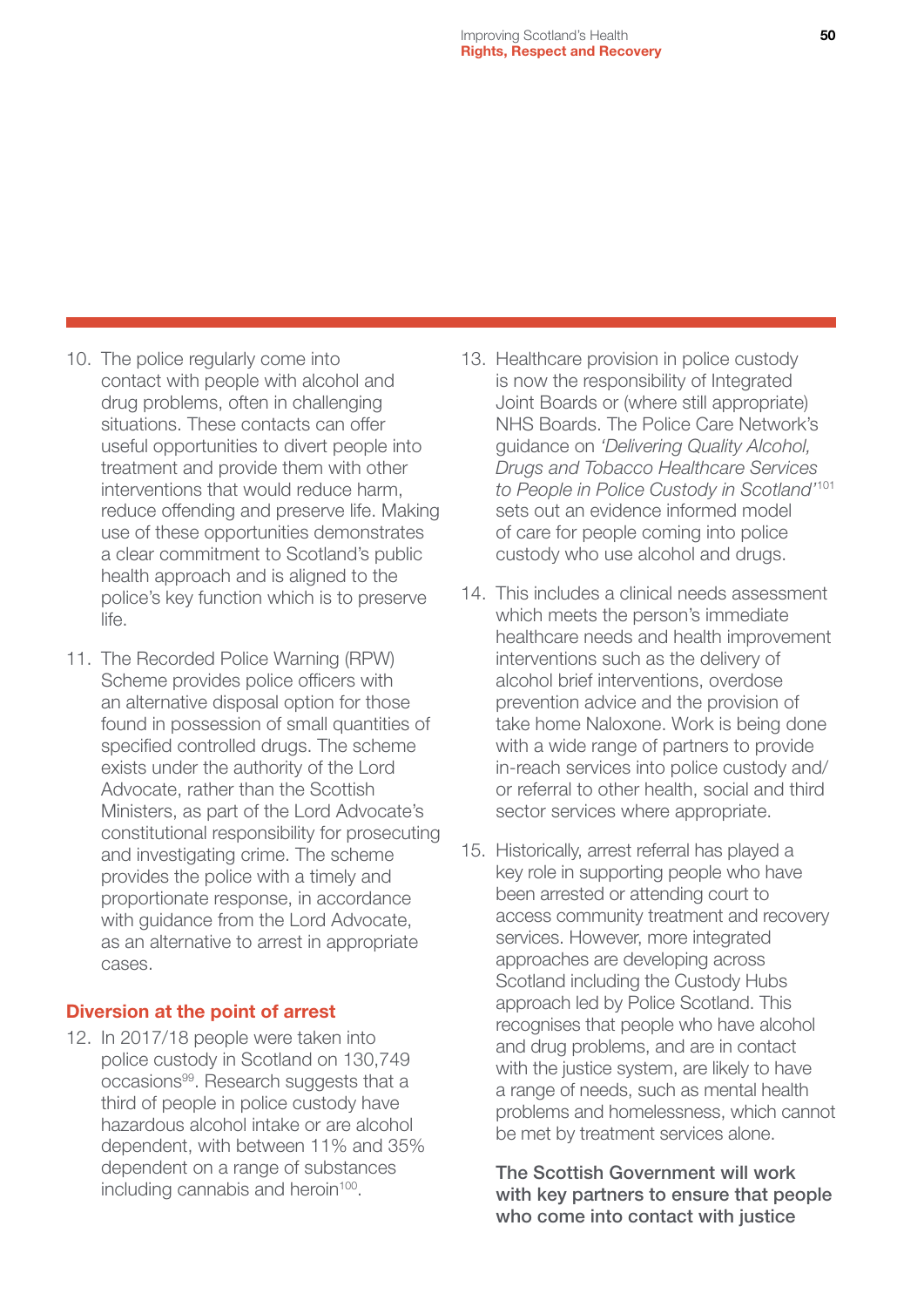10. The police regularly come into contact with people with alcohol and drug problems, often in challenging situations. These contacts can offer useful opportunities to divert people into treatment and provide them with other interventions that would reduce harm, reduce offending and preserve life. Making use of these opportunities demonstrates a clear commitment to Scotland's public health approach and is aligned to the police's key function which is to preserve life.

11. The Recorded Police Warning (RPW) Scheme provides police officers with an alternative disposal option for those found in possession of small quantities of specified controlled drugs. The scheme exists under the authority of the Lord Advocate, rather than the Scottish Ministers, as part of the Lord Advocate's constitutional responsibility for prosecuting and investigating crime. The scheme provides the police with a timely and proportionate response, in accordance with guidance from the Lord Advocate, as an alternative to arrest in appropriate cases.

### Diversion at the point of arrest

12. In 2017/18 people were taken into police custody in Scotland on 130,749 occasions[99]. Research suggests that a third of people in police custody have hazardous alcohol intake or are alcohol dependent, with between 11% and 35% dependent on a range of substances including cannabis and heroin[100].

13. Healthcare provision in police custody is now the responsibility of Integrated Joint Boards or (where still appropriate) NHS Boards. The Police Care Network's guidance on *'Delivering Quality Alcohol, Drugs and Tobacco Healthcare Services to People in Police Custody in Scotland'*[101] sets out an evidence informed model of care for people coming into police custody who use alcohol and drugs.

14. This includes a clinical needs assessment which meets the person's immediate healthcare needs and health improvement interventions such as the delivery of alcohol brief interventions, overdose prevention advice and the provision of take home Naloxone. Work is being done with a wide range of partners to provide in-reach services into police custody and/or referral to other health, social and third sector services where appropriate.

15. Historically, arrest referral has played a key role in supporting people who have been arrested or attending court to access community treatment and recovery services. However, more integrated approaches are developing across Scotland including the Custody Hubs approach led by Police Scotland. This recognises that people who have alcohol and drug problems, and are in contact with the justice system, are likely to have a range of needs, such as mental health problems and homelessness, which cannot be met by treatment services alone.

**The Scottish Government will work with key partners to ensure that people who come into contact with justice**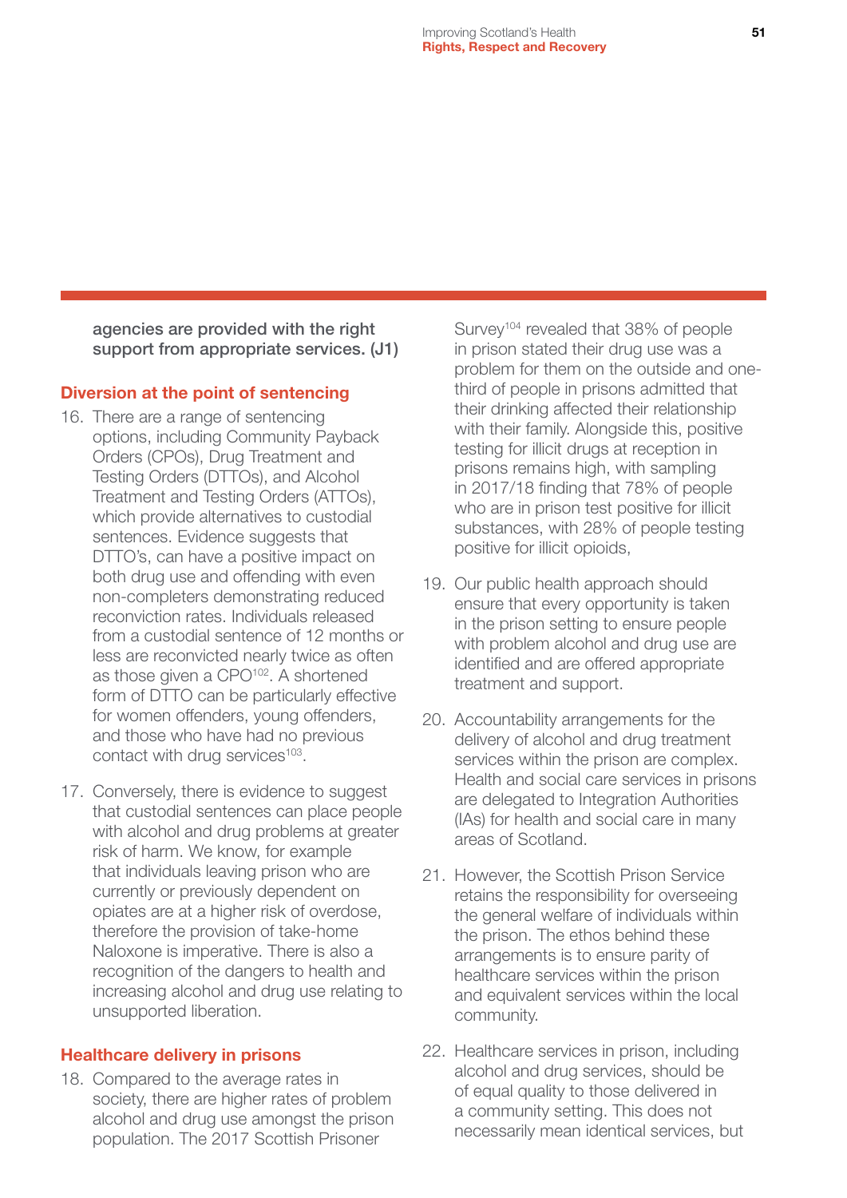**agencies are provided with the right support from appropriate services. (J1)**

## Diversion at the point of sentencing

16. There are a range of sentencing options, including Community Payback Orders (CPOs), Drug Treatment and Testing Orders (DTTOs), and Alcohol Treatment and Testing Orders (ATTOs), which provide alternatives to custodial sentences. Evidence suggests that DTTO's, can have a positive impact on both drug use and offending with even non-completers demonstrating reduced reconviction rates. Individuals released from a custodial sentence of 12 months or less are reconvicted nearly twice as often as those given a CPO[102]. A shortened form of DTTO can be particularly effective for women offenders, young offenders, and those who have had no previous contact with drug services[103].

17. Conversely, there is evidence to suggest that custodial sentences can place people with alcohol and drug problems at greater risk of harm. We know, for example that individuals leaving prison who are currently or previously dependent on opiates are at a higher risk of overdose, therefore the provision of take-home Naloxone is imperative. There is also a recognition of the dangers to health and increasing alcohol and drug use relating to unsupported liberation.

## Healthcare delivery in prisons

18. Compared to the average rates in society, there are higher rates of problem alcohol and drug use amongst the prison population. The 2017 Scottish Prisoner Survey[104] revealed that 38% of people in prison stated their drug use was a problem for them on the outside and one-third of people in prisons admitted that their drinking affected their relationship with their family. Alongside this, positive testing for illicit drugs at reception in prisons remains high, with sampling in 2017/18 finding that 78% of people who are in prison test positive for illicit substances, with 28% of people testing positive for illicit opioids,

19. Our public health approach should ensure that every opportunity is taken in the prison setting to ensure people with problem alcohol and drug use are identified and are offered appropriate treatment and support.

20. Accountability arrangements for the delivery of alcohol and drug treatment services within the prison are complex. Health and social care services in prisons are delegated to Integration Authorities (IAs) for health and social care in many areas of Scotland.

21. However, the Scottish Prison Service retains the responsibility for overseeing the general welfare of individuals within the prison. The ethos behind these arrangements is to ensure parity of healthcare services within the prison and equivalent services within the local community.

22. Healthcare services in prison, including alcohol and drug services, should be of equal quality to those delivered in a community setting. This does not necessarily mean identical services, but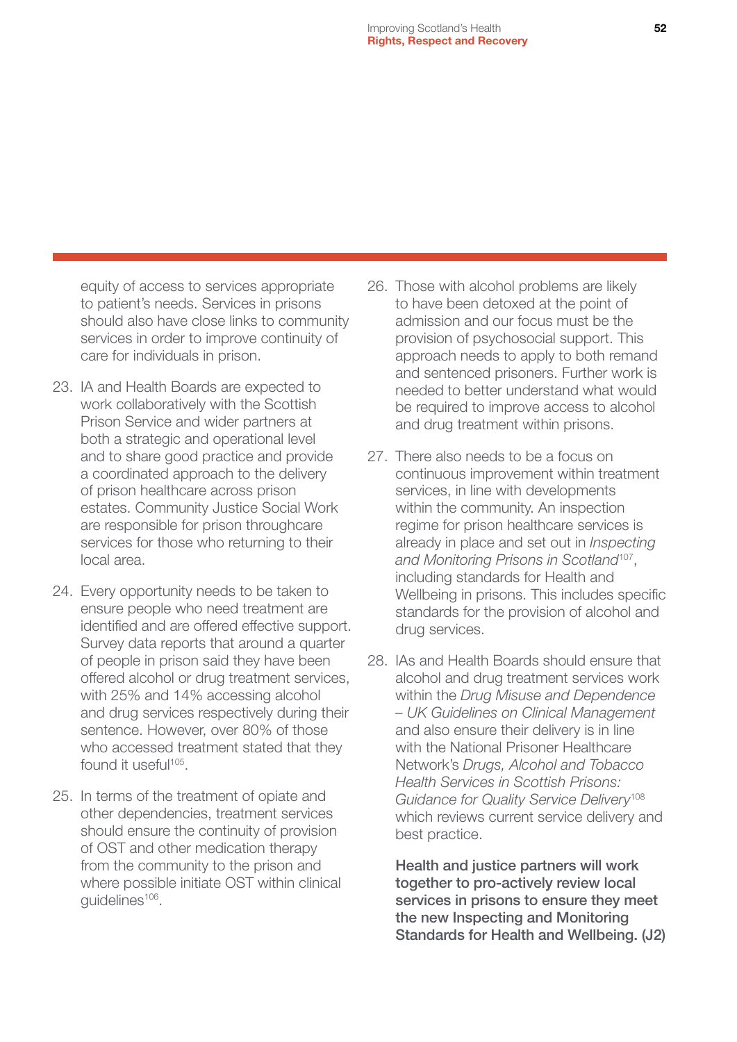equity of access to services appropriate to patient's needs. Services in prisons should also have close links to community services in order to improve continuity of care for individuals in prison.

23. IA and Health Boards are expected to work collaboratively with the Scottish Prison Service and wider partners at both a strategic and operational level and to share good practice and provide a coordinated approach to the delivery of prison healthcare across prison estates. Community Justice Social Work are responsible for prison throughcare services for those who returning to their local area.

24. Every opportunity needs to be taken to ensure people who need treatment are identified and are offered effective support. Survey data reports that around a quarter of people in prison said they have been offered alcohol or drug treatment services, with 25% and 14% accessing alcohol and drug services respectively during their sentence. However, over 80% of those who accessed treatment stated that they found it useful[105].

25. In terms of the treatment of opiate and other dependencies, treatment services should ensure the continuity of provision of OST and other medication therapy from the community to the prison and where possible initiate OST within clinical guidelines[106].

26. Those with alcohol problems are likely to have been detoxed at the point of admission and our focus must be the provision of psychosocial support. This approach needs to apply to both remand and sentenced prisoners. Further work is needed to better understand what would be required to improve access to alcohol and drug treatment within prisons.

27. There also needs to be a focus on continuous improvement within treatment services, in line with developments within the community. An inspection regime for prison healthcare services is already in place and set out in *Inspecting and Monitoring Prisons in Scotland*[107], including standards for Health and Wellbeing in prisons. This includes specific standards for the provision of alcohol and drug services.

28. IAs and Health Boards should ensure that alcohol and drug treatment services work within the *Drug Misuse and Dependence – UK Guidelines on Clinical Management* and also ensure their delivery is in line with the National Prisoner Healthcare Network's *Drugs, Alcohol and Tobacco Health Services in Scottish Prisons: Guidance for Quality Service Delivery*[108] which reviews current service delivery and best practice.

**Health and justice partners will work together to pro-actively review local services in prisons to ensure they meet the new Inspecting and Monitoring Standards for Health and Wellbeing. (J2)**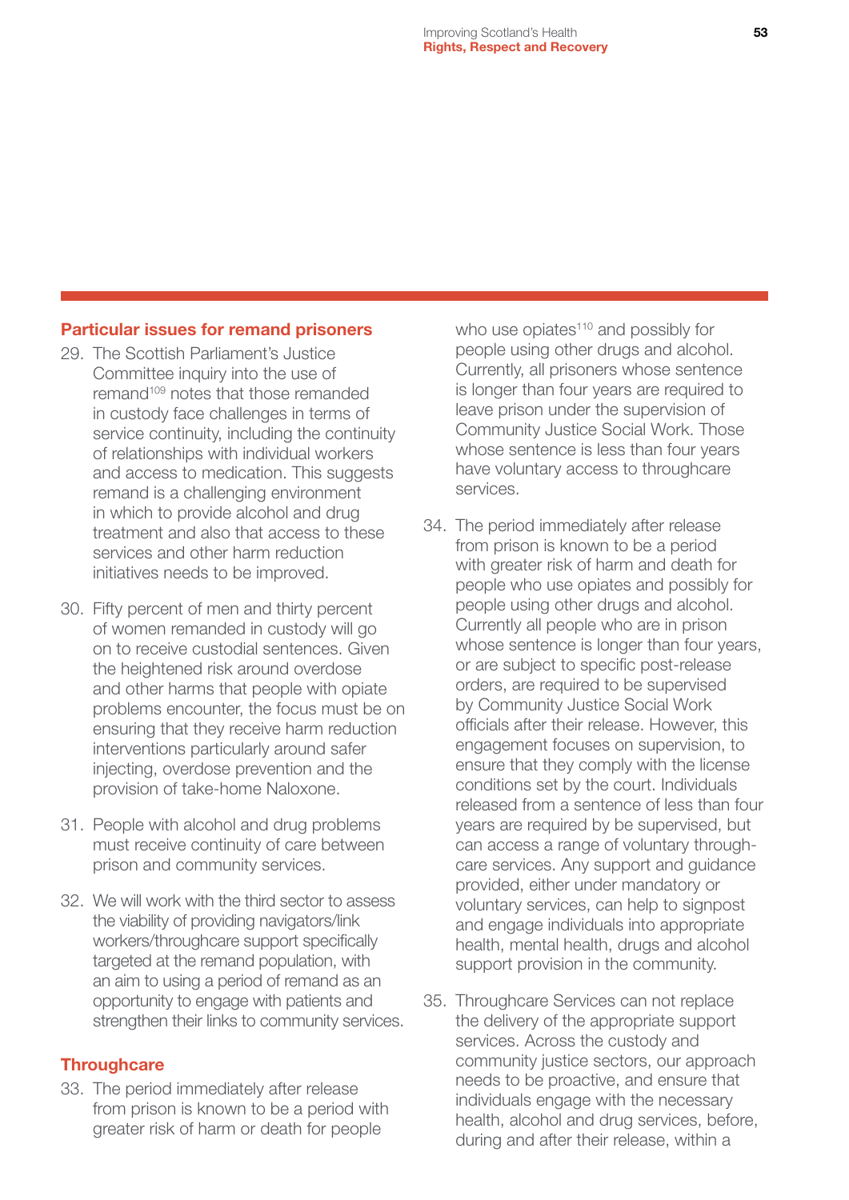## Particular issues for remand prisoners

29. The Scottish Parliament's Justice Committee inquiry into the use of remand[109] notes that those remanded in custody face challenges in terms of service continuity, including the continuity of relationships with individual workers and access to medication. This suggests remand is a challenging environment in which to provide alcohol and drug treatment and also that access to these services and other harm reduction initiatives needs to be improved.

30. Fifty percent of men and thirty percent of women remanded in custody will go on to receive custodial sentences. Given the heightened risk around overdose and other harms that people with opiate problems encounter, the focus must be on ensuring that they receive harm reduction interventions particularly around safer injecting, overdose prevention and the provision of take-home Naloxone.

31. People with alcohol and drug problems must receive continuity of care between prison and community services.

32. We will work with the third sector to assess the viability of providing navigators/link workers/throughcare support specifically targeted at the remand population, with an aim to using a period of remand as an opportunity to engage with patients and strengthen their links to community services.

## Throughcare

33. The period immediately after release from prison is known to be a period with greater risk of harm or death for people who use opiates[110] and possibly for people using other drugs and alcohol. Currently, all prisoners whose sentence is longer than four years are required to leave prison under the supervision of Community Justice Social Work. Those whose sentence is less than four years have voluntary access to throughcare services.

34. The period immediately after release from prison is known to be a period with greater risk of harm and death for people who use opiates and possibly for people using other drugs and alcohol. Currently all people who are in prison whose sentence is longer than four years, or are subject to specific post-release orders, are required to be supervised by Community Justice Social Work officials after their release. However, this engagement focuses on supervision, to ensure that they comply with the license conditions set by the court. Individuals released from a sentence of less than four years are required by be supervised, but can access a range of voluntary through-care services. Any support and guidance provided, either under mandatory or voluntary services, can help to signpost and engage individuals into appropriate health, mental health, drugs and alcohol support provision in the community.

35. Throughcare Services can not replace the delivery of the appropriate support services. Across the custody and community justice sectors, our approach needs to be proactive, and ensure that individuals engage with the necessary health, alcohol and drug services, before, during and after their release, within a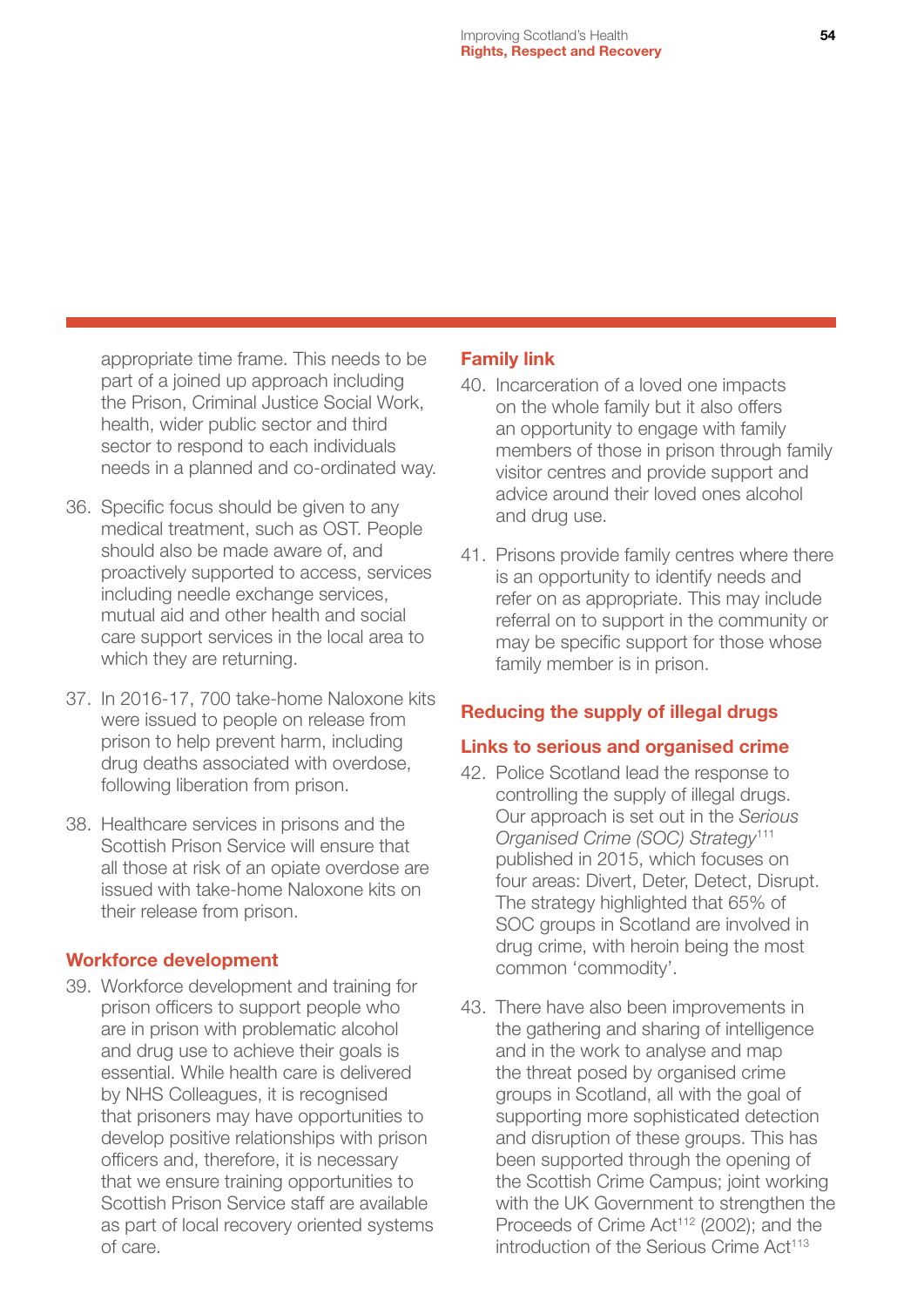appropriate time frame. This needs to be part of a joined up approach including the Prison, Criminal Justice Social Work, health, wider public sector and third sector to respond to each individuals needs in a planned and co-ordinated way.

36. Specific focus should be given to any medical treatment, such as OST. People should also be made aware of, and proactively supported to access, services including needle exchange services, mutual aid and other health and social care support services in the local area to which they are returning.

37. In 2016-17, 700 take-home Naloxone kits were issued to people on release from prison to help prevent harm, including drug deaths associated with overdose, following liberation from prison.

38. Healthcare services in prisons and the Scottish Prison Service will ensure that all those at risk of an opiate overdose are issued with take-home Naloxone kits on their release from prison.

### Workforce development

39. Workforce development and training for prison officers to support people who are in prison with problematic alcohol and drug use to achieve their goals is essential. While health care is delivered by NHS Colleagues, it is recognised that prisoners may have opportunities to develop positive relationships with prison officers and, therefore, it is necessary that we ensure training opportunities to Scottish Prison Service staff are available as part of local recovery oriented systems of care.

### Family link

40. Incarceration of a loved one impacts on the whole family but it also offers an opportunity to engage with family members of those in prison through family visitor centres and provide support and advice around their loved ones alcohol and drug use.

41. Prisons provide family centres where there is an opportunity to identify needs and refer on as appropriate. This may include referral on to support in the community or may be specific support for those whose family member is in prison.

## Reducing the supply of illegal drugs

### Links to serious and organised crime

42. Police Scotland lead the response to controlling the supply of illegal drugs. Our approach is set out in the *Serious Organised Crime (SOC) Strategy*[111] published in 2015, which focuses on four areas: Divert, Deter, Detect, Disrupt. The strategy highlighted that 65% of SOC groups in Scotland are involved in drug crime, with heroin being the most common 'commodity'.

43. There have also been improvements in the gathering and sharing of intelligence and in the work to analyse and map the threat posed by organised crime groups in Scotland, all with the goal of supporting more sophisticated detection and disruption of these groups. This has been supported through the opening of the Scottish Crime Campus; joint working with the UK Government to strengthen the Proceeds of Crime Act[112] (2002); and the introduction of the Serious Crime Act[113]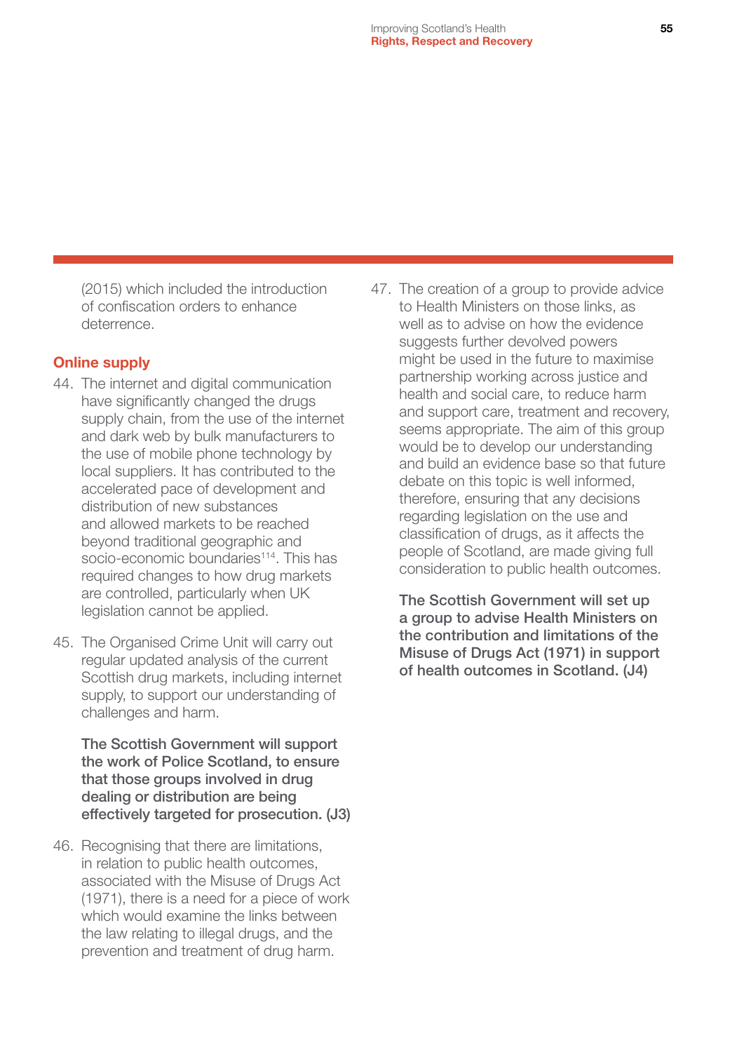(2015) which included the introduction of confiscation orders to enhance deterrence.

## Online supply

44. The internet and digital communication have significantly changed the drugs supply chain, from the use of the internet and dark web by bulk manufacturers to the use of mobile phone technology by local suppliers. It has contributed to the accelerated pace of development and distribution of new substances and allowed markets to be reached beyond traditional geographic and socio-economic boundaries[114]. This has required changes to how drug markets are controlled, particularly when UK legislation cannot be applied.

45. The Organised Crime Unit will carry out regular updated analysis of the current Scottish drug markets, including internet supply, to support our understanding of challenges and harm.

    **The Scottish Government will support the work of Police Scotland, to ensure that those groups involved in drug dealing or distribution are being effectively targeted for prosecution. (J3)**

46. Recognising that there are limitations, in relation to public health outcomes, associated with the Misuse of Drugs Act (1971), there is a need for a piece of work which would examine the links between the law relating to illegal drugs, and the prevention and treatment of drug harm.

47. The creation of a group to provide advice to Health Ministers on those links, as well as to advise on how the evidence suggests further devolved powers might be used in the future to maximise partnership working across justice and health and social care, to reduce harm and support care, treatment and recovery, seems appropriate. The aim of this group would be to develop our understanding and build an evidence base so that future debate on this topic is well informed, therefore, ensuring that any decisions regarding legislation on the use and classification of drugs, as it affects the people of Scotland, are made giving full consideration to public health outcomes.

    **The Scottish Government will set up a group to advise Health Ministers on the contribution and limitations of the Misuse of Drugs Act (1971) in support of health outcomes in Scotland. (J4)**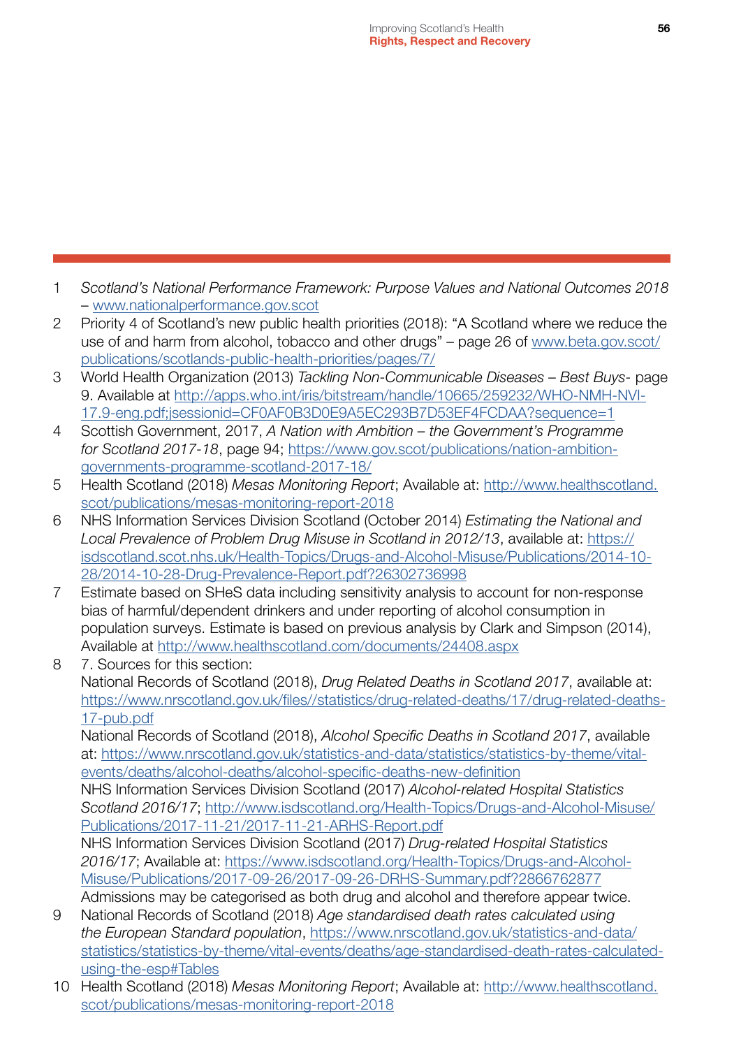1. *Scotland's National Performance Framework: Purpose Values and National Outcomes 2018* – www.nationalperformance.gov.scot
2. Priority 4 of Scotland's new public health priorities (2018): "A Scotland where we reduce the use of and harm from alcohol, tobacco and other drugs" – page 26 of www.beta.gov.scot/publications/scotlands-public-health-priorities/pages/7/
3. World Health Organization (2013) *Tackling Non-Communicable Diseases – Best Buys*- page 9. Available at http://apps.who.int/iris/bitstream/handle/10665/259232/WHO-NMH-NVI-17.9-eng.pdf;jsessionid=CF0AF0B3D0E9A5EC293B7D53EF4FCDAA?sequence=1
4. Scottish Government, 2017, *A Nation with Ambition – the Government's Programme for Scotland 2017-18*, page 94; https://www.gov.scot/publications/nation-ambition-governments-programme-scotland-2017-18/
5. Health Scotland (2018) *Mesas Monitoring Report*; Available at: http://www.healthscotland.scot/publications/mesas-monitoring-report-2018
6. NHS Information Services Division Scotland (October 2014) *Estimating the National and Local Prevalence of Problem Drug Misuse in Scotland in 2012/13*, available at: https://isdscotland.scot.nhs.uk/Health-Topics/Drugs-and-Alcohol-Misuse/Publications/2014-10-28/2014-10-28-Drug-Prevalence-Report.pdf?26302736998
7. Estimate based on SHeS data including sensitivity analysis to account for non-response bias of harmful/dependent drinkers and under reporting of alcohol consumption in population surveys. Estimate is based on previous analysis by Clark and Simpson (2014), Available at http://www.healthscotland.com/documents/24408.aspx
8. 7. Sources for this section:
   National Records of Scotland (2018), *Drug Related Deaths in Scotland 2017*, available at: https://www.nrscotland.gov.uk/files//statistics/drug-related-deaths/17/drug-related-deaths-17-pub.pdf
   National Records of Scotland (2018), *Alcohol Specific Deaths in Scotland 2017*, available at: https://www.nrscotland.gov.uk/statistics-and-data/statistics/statistics-by-theme/vital-events/deaths/alcohol-deaths/alcohol-specific-deaths-new-definition
   NHS Information Services Division Scotland (2017) *Alcohol-related Hospital Statistics Scotland 2016/17*; http://www.isdscotland.org/Health-Topics/Drugs-and-Alcohol-Misuse/Publications/2017-11-21/2017-11-21-ARHS-Report.pdf
   NHS Information Services Division Scotland (2017) *Drug-related Hospital Statistics 2016/17*; Available at: https://www.isdscotland.org/Health-Topics/Drugs-and-Alcohol-Misuse/Publications/2017-09-26/2017-09-26-DRHS-Summary.pdf?2866762877
   Admissions may be categorised as both drug and alcohol and therefore appear twice.
9. National Records of Scotland (2018) *Age standardised death rates calculated using the European Standard population*, https://www.nrscotland.gov.uk/statistics-and-data/statistics/statistics-by-theme/vital-events/deaths/age-standardised-death-rates-calculated-using-the-esp#Tables
10. Health Scotland (2018) *Mesas Monitoring Report*; Available at: http://www.healthscotland.scot/publications/mesas-monitoring-report-2018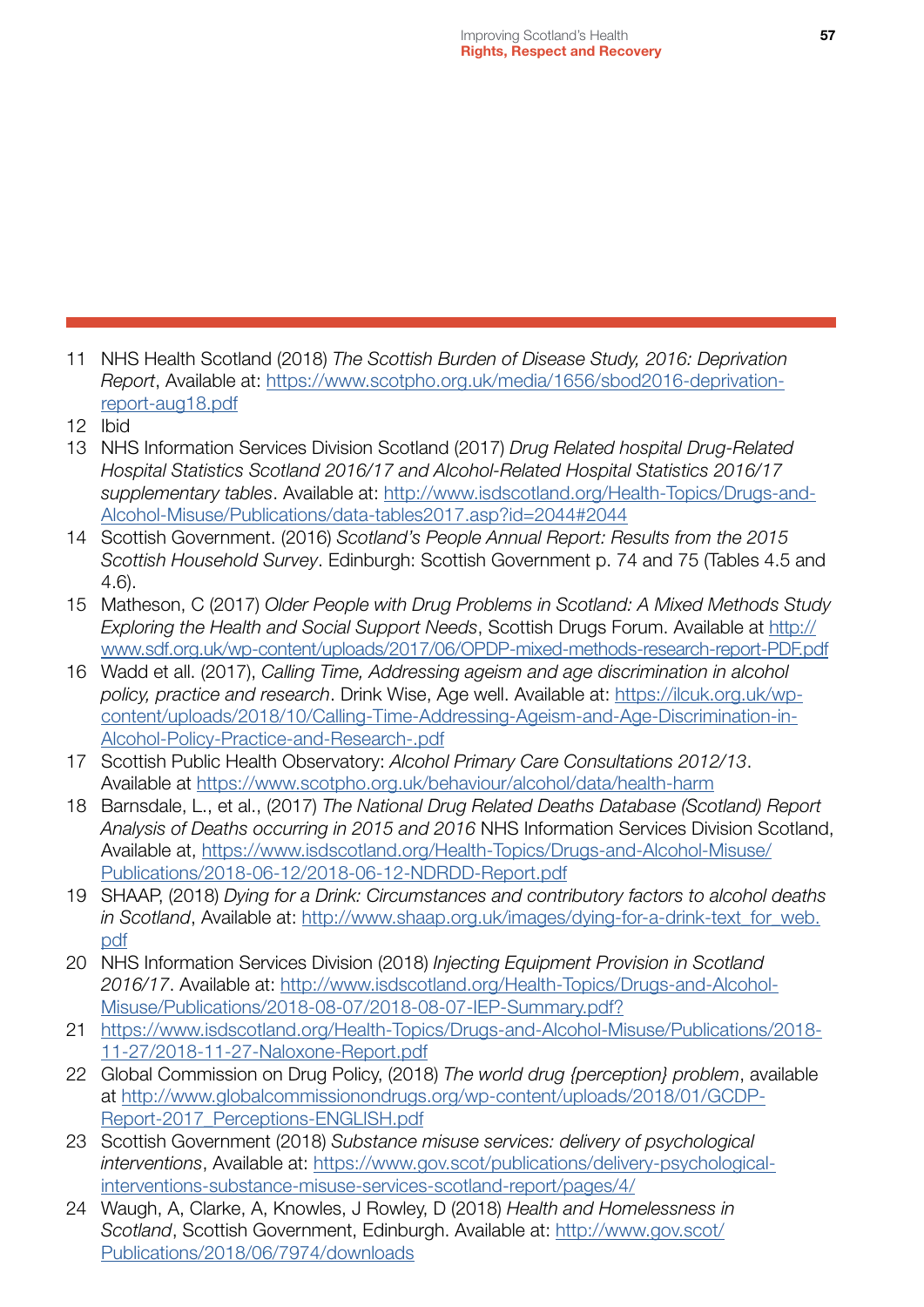11 NHS Health Scotland (2018) *The Scottish Burden of Disease Study, 2016: Deprivation Report*, Available at: https://www.scotpho.org.uk/media/1656/sbod2016-deprivation-report-aug18.pdf

12 Ibid

13 NHS Information Services Division Scotland (2017) *Drug Related hospital Drug-Related Hospital Statistics Scotland 2016/17 and Alcohol-Related Hospital Statistics 2016/17 supplementary tables*. Available at: http://www.isdscotland.org/Health-Topics/Drugs-and-Alcohol-Misuse/Publications/data-tables2017.asp?id=2044#2044

14 Scottish Government. (2016) *Scotland's People Annual Report: Results from the 2015 Scottish Household Survey*. Edinburgh: Scottish Government p. 74 and 75 (Tables 4.5 and 4.6).

15 Matheson, C (2017) *Older People with Drug Problems in Scotland: A Mixed Methods Study Exploring the Health and Social Support Needs*, Scottish Drugs Forum. Available at http://www.sdf.org.uk/wp-content/uploads/2017/06/OPDP-mixed-methods-research-report-PDF.pdf

16 Wadd et all. (2017), *Calling Time, Addressing ageism and age discrimination in alcohol policy, practice and research*. Drink Wise, Age well. Available at: https://ilcuk.org.uk/wp-content/uploads/2018/10/Calling-Time-Addressing-Ageism-and-Age-Discrimination-in-Alcohol-Policy-Practice-and-Research-.pdf

17 Scottish Public Health Observatory: *Alcohol Primary Care Consultations 2012/13*. Available at https://www.scotpho.org.uk/behaviour/alcohol/data/health-harm

18 Barnsdale, L., et al., (2017) *The National Drug Related Deaths Database (Scotland) Report Analysis of Deaths occurring in 2015 and 2016* NHS Information Services Division Scotland, Available at, https://www.isdscotland.org/Health-Topics/Drugs-and-Alcohol-Misuse/Publications/2018-06-12/2018-06-12-NDRDD-Report.pdf

19 SHAAP, (2018) *Dying for a Drink: Circumstances and contributory factors to alcohol deaths in Scotland*, Available at: http://www.shaap.org.uk/images/dying-for-a-drink-text_for_web.pdf

20 NHS Information Services Division (2018) *Injecting Equipment Provision in Scotland 2016/17*. Available at: http://www.isdscotland.org/Health-Topics/Drugs-and-Alcohol-Misuse/Publications/2018-08-07/2018-08-07-IEP-Summary.pdf?

21 https://www.isdscotland.org/Health-Topics/Drugs-and-Alcohol-Misuse/Publications/2018-11-27/2018-11-27-Naloxone-Report.pdf

22 Global Commission on Drug Policy, (2018) *The world drug {perception} problem*, available at http://www.globalcommissionondrugs.org/wp-content/uploads/2018/01/GCDP-Report-2017_Perceptions-ENGLISH.pdf

23 Scottish Government (2018) *Substance misuse services: delivery of psychological interventions*, Available at: https://www.gov.scot/publications/delivery-psychological-interventions-substance-misuse-services-scotland-report/pages/4/

24 Waugh, A, Clarke, A, Knowles, J Rowley, D (2018) *Health and Homelessness in Scotland*, Scottish Government, Edinburgh. Available at: http://www.gov.scot/Publications/2018/06/7974/downloads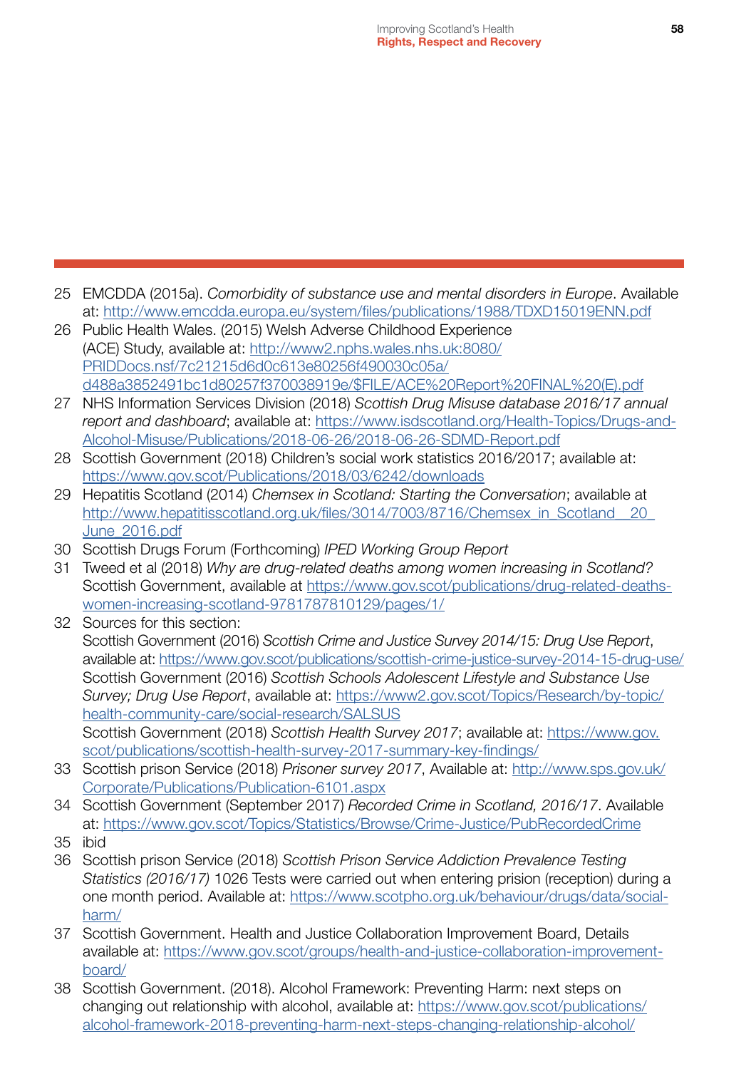25 EMCDDA (2015a). *Comorbidity of substance use and mental disorders in Europe*. Available at: http://www.emcdda.europa.eu/system/files/publications/1988/TDXD15019ENN.pdf

26 Public Health Wales. (2015) Welsh Adverse Childhood Experience (ACE) Study, available at: http://www2.nphs.wales.nhs.uk:8080/PRIDDocs.nsf/7c21215d6d0c613e80256f490030c05a/d488a3852491bc1d80257f370038919e/$FILE/ACE%20Report%20FINAL%20(E).pdf

27 NHS Information Services Division (2018) *Scottish Drug Misuse database 2016/17 annual report and dashboard*; available at: https://www.isdscotland.org/Health-Topics/Drugs-and-Alcohol-Misuse/Publications/2018-06-26/2018-06-26-SDMD-Report.pdf

28 Scottish Government (2018) Children's social work statistics 2016/2017; available at: https://www.gov.scot/Publications/2018/03/6242/downloads

29 Hepatitis Scotland (2014) *Chemsex in Scotland: Starting the Conversation*; available at http://www.hepatitisscotland.org.uk/files/3014/7003/8716/Chemsex_in_Scotland__20_June_2016.pdf

30 Scottish Drugs Forum (Forthcoming) *IPED Working Group Report*

31 Tweed et al (2018) *Why are drug-related deaths among women increasing in Scotland?* Scottish Government, available at https://www.gov.scot/publications/drug-related-deaths-women-increasing-scotland-9781787810129/pages/1/

32 Sources for this section:
Scottish Government (2016) *Scottish Crime and Justice Survey 2014/15: Drug Use Report*, available at: https://www.gov.scot/publications/scottish-crime-justice-survey-2014-15-drug-use/
Scottish Government (2016) *Scottish Schools Adolescent Lifestyle and Substance Use Survey; Drug Use Report*, available at: https://www2.gov.scot/Topics/Research/by-topic/health-community-care/social-research/SALSUS
Scottish Government (2018) *Scottish Health Survey 2017*; available at: https://www.gov.scot/publications/scottish-health-survey-2017-summary-key-findings/

33 Scottish prison Service (2018) *Prisoner survey 2017*, Available at: http://www.sps.gov.uk/Corporate/Publications/Publication-6101.aspx

34 Scottish Government (September 2017) *Recorded Crime in Scotland, 2016/17*. Available at: https://www.gov.scot/Topics/Statistics/Browse/Crime-Justice/PubRecordedCrime

35 ibid

36 Scottish prison Service (2018) *Scottish Prison Service Addiction Prevalence Testing Statistics (2016/17)* 1026 Tests were carried out when entering prision (reception) during a one month period. Available at: https://www.scotpho.org.uk/behaviour/drugs/data/social-harm/

37 Scottish Government. Health and Justice Collaboration Improvement Board, Details available at: https://www.gov.scot/groups/health-and-justice-collaboration-improvement-board/

38 Scottish Government. (2018). Alcohol Framework: Preventing Harm: next steps on changing out relationship with alcohol, available at: https://www.gov.scot/publications/alcohol-framework-2018-preventing-harm-next-steps-changing-relationship-alcohol/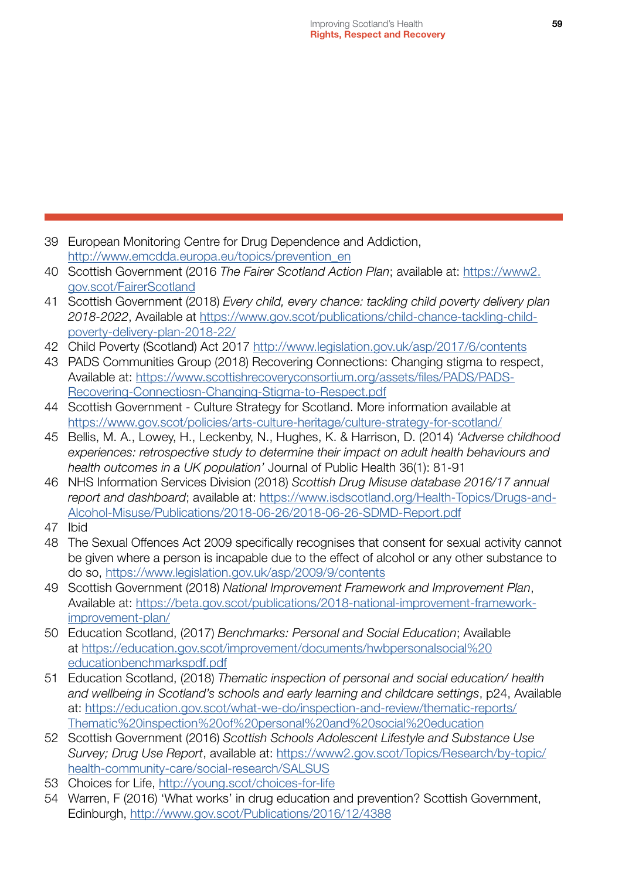39 European Monitoring Centre for Drug Dependence and Addiction, http://www.emcdda.europa.eu/topics/prevention_en

40 Scottish Government (2016 *The Fairer Scotland Action Plan*; available at: https://www2.gov.scot/FairerScotland

41 Scottish Government (2018) *Every child, every chance: tackling child poverty delivery plan 2018-2022*, Available at https://www.gov.scot/publications/child-chance-tackling-child-poverty-delivery-plan-2018-22/

42 Child Poverty (Scotland) Act 2017 http://www.legislation.gov.uk/asp/2017/6/contents

43 PADS Communities Group (2018) Recovering Connections: Changing stigma to respect, Available at: https://www.scottishrecoveryconsortium.org/assets/files/PADS/PADS-Recovering-Connectiosn-Changing-Stigma-to-Respect.pdf

44 Scottish Government - Culture Strategy for Scotland. More information available at https://www.gov.scot/policies/arts-culture-heritage/culture-strategy-for-scotland/

45 Bellis, M. A., Lowey, H., Leckenby, N., Hughes, K. & Harrison, D. (2014) *'Adverse childhood experiences: retrospective study to determine their impact on adult health behaviours and health outcomes in a UK population'* Journal of Public Health 36(1): 81-91

46 NHS Information Services Division (2018) *Scottish Drug Misuse database 2016/17 annual report and dashboard*; available at: https://www.isdscotland.org/Health-Topics/Drugs-and-Alcohol-Misuse/Publications/2018-06-26/2018-06-26-SDMD-Report.pdf

47 Ibid

48 The Sexual Offences Act 2009 specifically recognises that consent for sexual activity cannot be given where a person is incapable due to the effect of alcohol or any other substance to do so, https://www.legislation.gov.uk/asp/2009/9/contents

49 Scottish Government (2018) *National Improvement Framework and Improvement Plan*, Available at: https://beta.gov.scot/publications/2018-national-improvement-framework-improvement-plan/

50 Education Scotland, (2017) *Benchmarks: Personal and Social Education*; Available at https://education.gov.scot/improvement/documents/hwbpersonalsocial%20educationbenchmarkspdf.pdf

51 Education Scotland, (2018) *Thematic inspection of personal and social education/ health and wellbeing in Scotland's schools and early learning and childcare settings*, p24, Available at: https://education.gov.scot/what-we-do/inspection-and-review/thematic-reports/Thematic%20inspection%20of%20personal%20and%20social%20education

52 Scottish Government (2016) *Scottish Schools Adolescent Lifestyle and Substance Use Survey; Drug Use Report*, available at: https://www2.gov.scot/Topics/Research/by-topic/health-community-care/social-research/SALSUS

53 Choices for Life, http://young.scot/choices-for-life

54 Warren, F (2016) 'What works' in drug education and prevention? Scottish Government, Edinburgh, http://www.gov.scot/Publications/2016/12/4388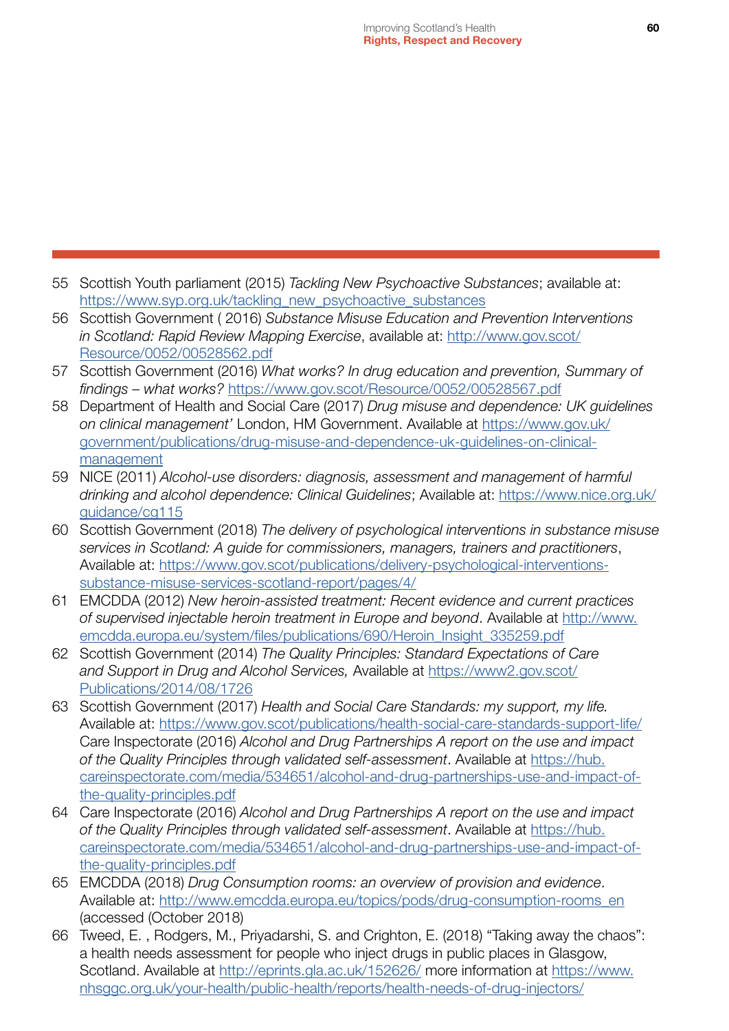55 Scottish Youth parliament (2015) *Tackling New Psychoactive Substances*; available at: https://www.syp.org.uk/tackling_new_psychoactive_substances

56 Scottish Government ( 2016) *Substance Misuse Education and Prevention Interventions in Scotland: Rapid Review Mapping Exercise*, available at: http://www.gov.scot/Resource/0052/00528562.pdf

57 Scottish Government (2016) *What works? In drug education and prevention, Summary of findings – what works?* https://www.gov.scot/Resource/0052/00528567.pdf

58 Department of Health and Social Care (2017) *Drug misuse and dependence: UK guidelines on clinical management'* London, HM Government. Available at https://www.gov.uk/government/publications/drug-misuse-and-dependence-uk-guidelines-on-clinical-management

59 NICE (2011) *Alcohol-use disorders: diagnosis, assessment and management of harmful drinking and alcohol dependence: Clinical Guidelines*; Available at: https://www.nice.org.uk/guidance/cg115

60 Scottish Government (2018) *The delivery of psychological interventions in substance misuse services in Scotland: A guide for commissioners, managers, trainers and practitioners*, Available at: https://www.gov.scot/publications/delivery-psychological-interventions-substance-misuse-services-scotland-report/pages/4/

61 EMCDDA (2012) *New heroin-assisted treatment: Recent evidence and current practices of supervised injectable heroin treatment in Europe and beyond*. Available at http://www.emcdda.europa.eu/system/files/publications/690/Heroin_Insight_335259.pdf

62 Scottish Government (2014) *The Quality Principles: Standard Expectations of Care and Support in Drug and Alcohol Services,* Available at https://www2.gov.scot/Publications/2014/08/1726

63 Scottish Government (2017) *Health and Social Care Standards: my support, my life.* Available at: https://www.gov.scot/publications/health-social-care-standards-support-life/ Care Inspectorate (2016) *Alcohol and Drug Partnerships A report on the use and impact of the Quality Principles through validated self-assessment*. Available at https://hub.careinspectorate.com/media/534651/alcohol-and-drug-partnerships-use-and-impact-of-the-quality-principles.pdf

64 Care Inspectorate (2016) *Alcohol and Drug Partnerships A report on the use and impact of the Quality Principles through validated self-assessment*. Available at https://hub.careinspectorate.com/media/534651/alcohol-and-drug-partnerships-use-and-impact-of-the-quality-principles.pdf

65 EMCDDA (2018) *Drug Consumption rooms: an overview of provision and evidence*. Available at: http://www.emcdda.europa.eu/topics/pods/drug-consumption-rooms_en (accessed (October 2018)

66 Tweed, E. , Rodgers, M., Priyadarshi, S. and Crighton, E. (2018) "Taking away the chaos": a health needs assessment for people who inject drugs in public places in Glasgow, Scotland. Available at http://eprints.gla.ac.uk/152626/ more information at https://www.nhsggc.org.uk/your-health/public-health/reports/health-needs-of-drug-injectors/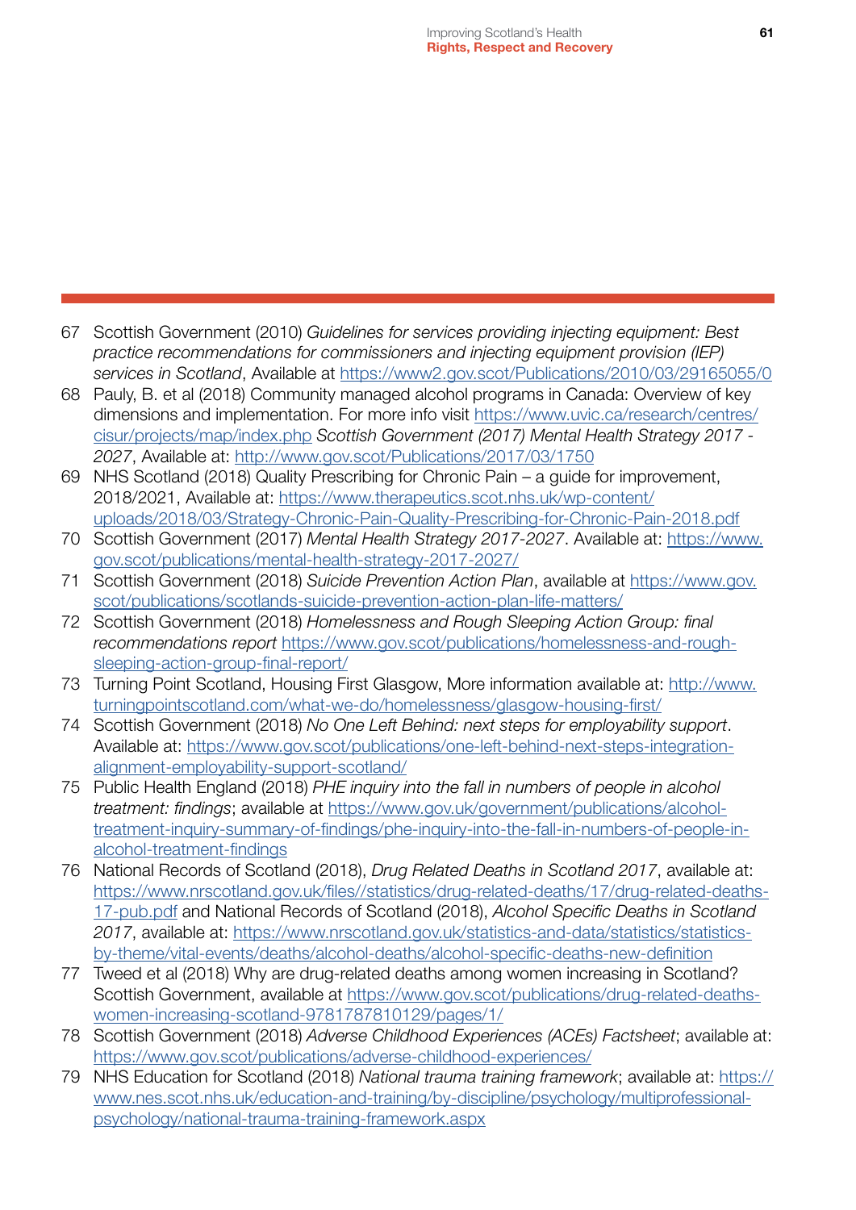67 Scottish Government (2010) *Guidelines for services providing injecting equipment: Best practice recommendations for commissioners and injecting equipment provision (IEP) services in Scotland*, Available at https://www2.gov.scot/Publications/2010/03/29165055/0

68 Pauly, B. et al (2018) Community managed alcohol programs in Canada: Overview of key dimensions and implementation. For more info visit https://www.uvic.ca/research/centres/cisur/projects/map/index.php *Scottish Government (2017) Mental Health Strategy 2017 - 2027*, Available at: http://www.gov.scot/Publications/2017/03/1750

69 NHS Scotland (2018) Quality Prescribing for Chronic Pain – a guide for improvement, 2018/2021, Available at: https://www.therapeutics.scot.nhs.uk/wp-content/uploads/2018/03/Strategy-Chronic-Pain-Quality-Prescribing-for-Chronic-Pain-2018.pdf

70 Scottish Government (2017) *Mental Health Strategy 2017-2027*. Available at: https://www.gov.scot/publications/mental-health-strategy-2017-2027/

71 Scottish Government (2018) *Suicide Prevention Action Plan*, available at https://www.gov.scot/publications/scotlands-suicide-prevention-action-plan-life-matters/

72 Scottish Government (2018) *Homelessness and Rough Sleeping Action Group: final recommendations report* https://www.gov.scot/publications/homelessness-and-rough-sleeping-action-group-final-report/

73 Turning Point Scotland, Housing First Glasgow, More information available at: http://www.turningpointscotland.com/what-we-do/homelessness/glasgow-housing-first/

74 Scottish Government (2018) *No One Left Behind: next steps for employability support*. Available at: https://www.gov.scot/publications/one-left-behind-next-steps-integration-alignment-employability-support-scotland/

75 Public Health England (2018) *PHE inquiry into the fall in numbers of people in alcohol treatment: findings*; available at https://www.gov.uk/government/publications/alcohol-treatment-inquiry-summary-of-findings/phe-inquiry-into-the-fall-in-numbers-of-people-in-alcohol-treatment-findings

76 National Records of Scotland (2018), *Drug Related Deaths in Scotland 2017*, available at: https://www.nrscotland.gov.uk/files//statistics/drug-related-deaths/17/drug-related-deaths-17-pub.pdf and National Records of Scotland (2018), *Alcohol Specific Deaths in Scotland 2017*, available at: https://www.nrscotland.gov.uk/statistics-and-data/statistics/statistics-by-theme/vital-events/deaths/alcohol-deaths/alcohol-specific-deaths-new-definition

77 Tweed et al (2018) Why are drug-related deaths among women increasing in Scotland? Scottish Government, available at https://www.gov.scot/publications/drug-related-deaths-women-increasing-scotland-9781787810129/pages/1/

78 Scottish Government (2018) *Adverse Childhood Experiences (ACEs) Factsheet*; available at: https://www.gov.scot/publications/adverse-childhood-experiences/

79 NHS Education for Scotland (2018) *National trauma training framework*; available at: https://www.nes.scot.nhs.uk/education-and-training/by-discipline/psychology/multiprofessional-psychology/national-trauma-training-framework.aspx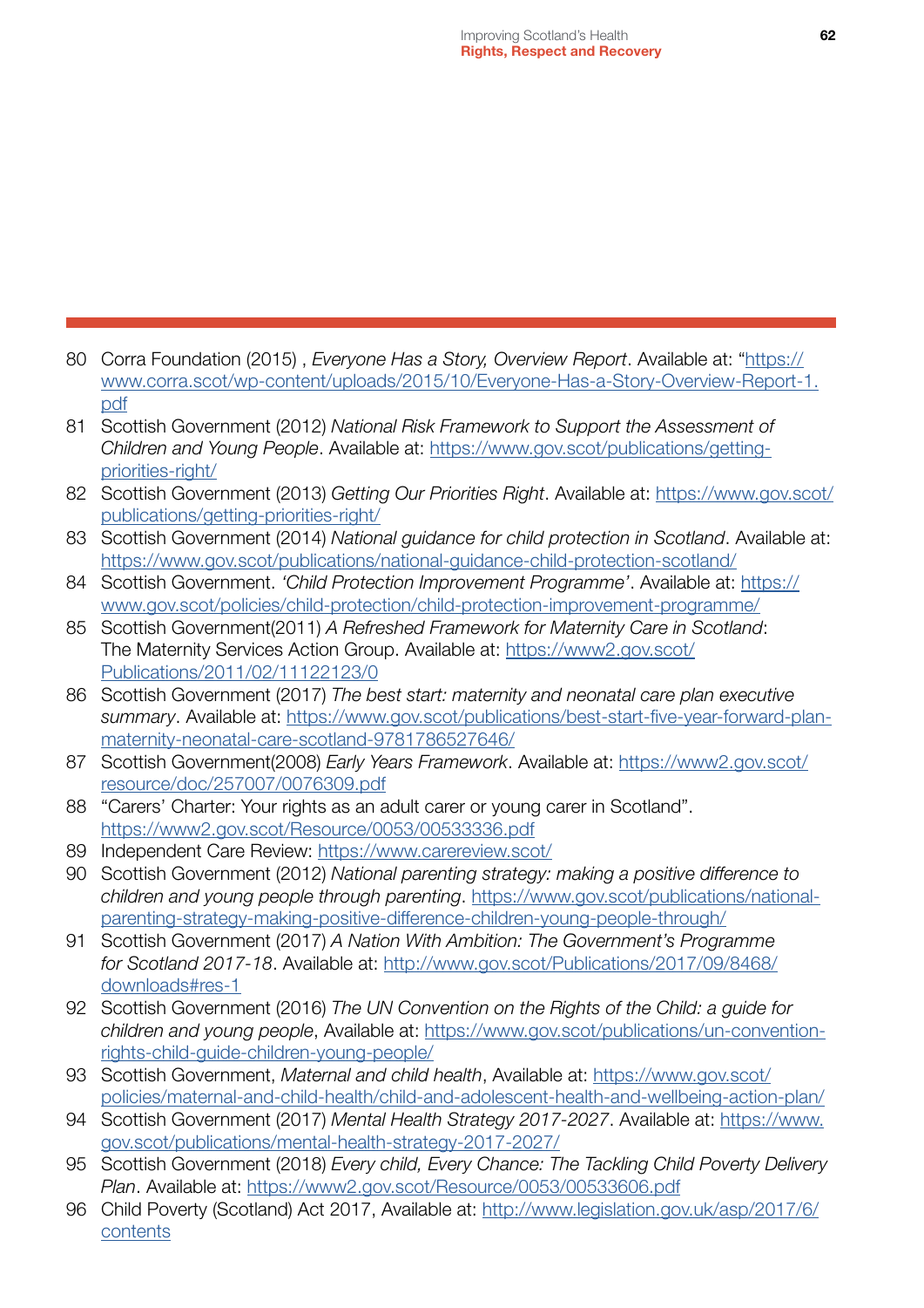80 Corra Foundation (2015) , *Everyone Has a Story, Overview Report*. Available at: "https://www.corra.scot/wp-content/uploads/2015/10/Everyone-Has-a-Story-Overview-Report-1.pdf

81 Scottish Government (2012) *National Risk Framework to Support the Assessment of Children and Young People*. Available at: https://www.gov.scot/publications/getting-priorities-right/

82 Scottish Government (2013) *Getting Our Priorities Right*. Available at: https://www.gov.scot/publications/getting-priorities-right/

83 Scottish Government (2014) *National guidance for child protection in Scotland*. Available at: https://www.gov.scot/publications/national-guidance-child-protection-scotland/

84 Scottish Government. *'Child Protection Improvement Programme'*. Available at: https://www.gov.scot/policies/child-protection/child-protection-improvement-programme/

85 Scottish Government(2011) *A Refreshed Framework for Maternity Care in Scotland*: The Maternity Services Action Group. Available at: https://www2.gov.scot/Publications/2011/02/11122123/0

86 Scottish Government (2017) *The best start: maternity and neonatal care plan executive summary*. Available at: https://www.gov.scot/publications/best-start-five-year-forward-plan-maternity-neonatal-care-scotland-9781786527646/

87 Scottish Government(2008) *Early Years Framework*. Available at: https://www2.gov.scot/resource/doc/257007/0076309.pdf

88 "Carers' Charter: Your rights as an adult carer or young carer in Scotland". https://www2.gov.scot/Resource/0053/00533336.pdf

89 Independent Care Review: https://www.carereview.scot/

90 Scottish Government (2012) *National parenting strategy: making a positive difference to children and young people through parenting*. https://www.gov.scot/publications/national-parenting-strategy-making-positive-difference-children-young-people-through/

91 Scottish Government (2017) *A Nation With Ambition: The Government's Programme for Scotland 2017-18*. Available at: http://www.gov.scot/Publications/2017/09/8468/downloads#res-1

92 Scottish Government (2016) *The UN Convention on the Rights of the Child: a guide for children and young people*, Available at: https://www.gov.scot/publications/un-convention-rights-child-guide-children-young-people/

93 Scottish Government, *Maternal and child health*, Available at: https://www.gov.scot/policies/maternal-and-child-health/child-and-adolescent-health-and-wellbeing-action-plan/

94 Scottish Government (2017) *Mental Health Strategy 2017-2027*. Available at: https://www.gov.scot/publications/mental-health-strategy-2017-2027/

95 Scottish Government (2018) *Every child, Every Chance: The Tackling Child Poverty Delivery Plan*. Available at: https://www2.gov.scot/Resource/0053/00533606.pdf

96 Child Poverty (Scotland) Act 2017, Available at: http://www.legislation.gov.uk/asp/2017/6/contents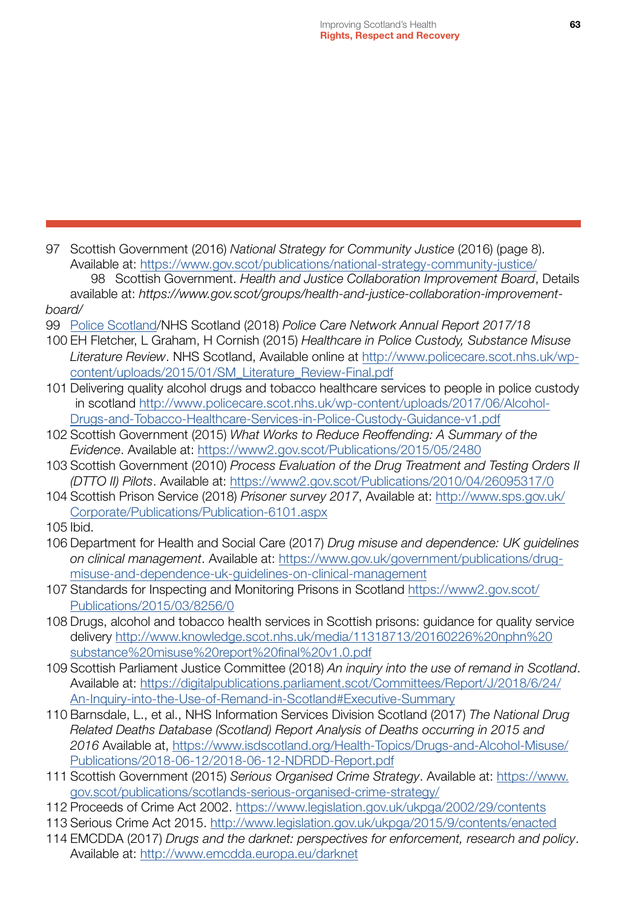97 Scottish Government (2016) *National Strategy for Community Justice* (2016) (page 8). Available at: https://www.gov.scot/publications/national-strategy-community-justice/

98 Scottish Government. *Health and Justice Collaboration Improvement Board*, Details available at: *https://www.gov.scot/groups/health-and-justice-collaboration-improvement-board/*

99 Police Scotland/NHS Scotland (2018) *Police Care Network Annual Report 2017/18*

100 EH Fletcher, L Graham, H Cornish (2015) *Healthcare in Police Custody, Substance Misuse Literature Review*. NHS Scotland, Available online at http://www.policecare.scot.nhs.uk/wp-content/uploads/2015/01/SM_Literature_Review-Final.pdf

101 Delivering quality alcohol drugs and tobacco healthcare services to people in police custody in scotland http://www.policecare.scot.nhs.uk/wp-content/uploads/2017/06/Alcohol-Drugs-and-Tobacco-Healthcare-Services-in-Police-Custody-Guidance-v1.pdf

102 Scottish Government (2015) *What Works to Reduce Reoffending: A Summary of the Evidence*. Available at: https://www2.gov.scot/Publications/2015/05/2480

103 Scottish Government (2010) *Process Evaluation of the Drug Treatment and Testing Orders II (DTTO II) Pilots*. Available at: https://www2.gov.scot/Publications/2010/04/26095317/0

104 Scottish Prison Service (2018) *Prisoner survey 2017*, Available at: http://www.sps.gov.uk/Corporate/Publications/Publication-6101.aspx

105 Ibid.

106 Department for Health and Social Care (2017) *Drug misuse and dependence: UK guidelines on clinical management*. Available at: https://www.gov.uk/government/publications/drug-misuse-and-dependence-uk-guidelines-on-clinical-management

107 Standards for Inspecting and Monitoring Prisons in Scotland https://www2.gov.scot/Publications/2015/03/8256/0

108 Drugs, alcohol and tobacco health services in Scottish prisons: guidance for quality service delivery http://www.knowledge.scot.nhs.uk/media/11318713/20160226%20nphn%20substance%20misuse%20report%20final%20v1.0.pdf

109 Scottish Parliament Justice Committee (2018) *An inquiry into the use of remand in Scotland*. Available at: https://digitalpublications.parliament.scot/Committees/Report/J/2018/6/24/An-Inquiry-into-the-Use-of-Remand-in-Scotland#Executive-Summary

110 Barnsdale, L., et al., NHS Information Services Division Scotland (2017) *The National Drug Related Deaths Database (Scotland) Report Analysis of Deaths occurring in 2015 and 2016* Available at, https://www.isdscotland.org/Health-Topics/Drugs-and-Alcohol-Misuse/Publications/2018-06-12/2018-06-12-NDRDD-Report.pdf

111 Scottish Government (2015) *Serious Organised Crime Strategy*. Available at: https://www.gov.scot/publications/scotlands-serious-organised-crime-strategy/

112 Proceeds of Crime Act 2002. https://www.legislation.gov.uk/ukpga/2002/29/contents

113 Serious Crime Act 2015. http://www.legislation.gov.uk/ukpga/2015/9/contents/enacted

114 EMCDDA (2017) *Drugs and the darknet: perspectives for enforcement, research and policy*. Available at: http://www.emcdda.europa.eu/darknet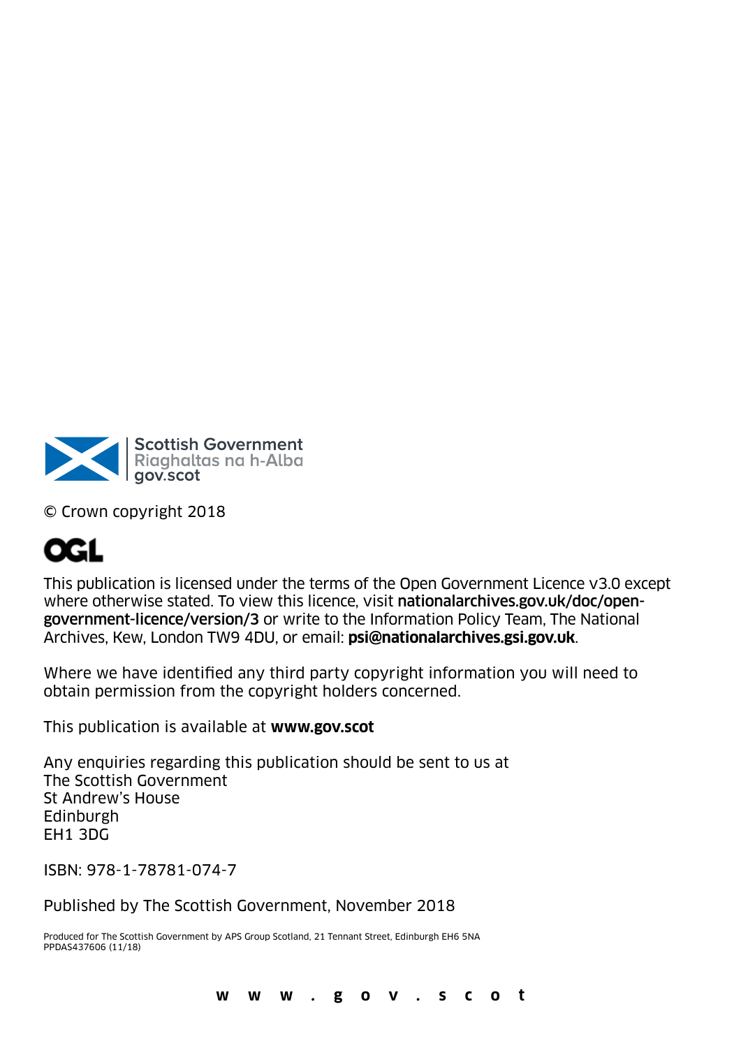Scottish Government
Riaghaltas na h-Alba
gov.scot

© Crown copyright 2018

OGL

This publication is licensed under the terms of the Open Government Licence v3.0 except where otherwise stated. To view this licence, visit **nationalarchives.gov.uk/doc/open-government-licence/version/3** or write to the Information Policy Team, The National Archives, Kew, London TW9 4DU, or email: **psi@nationalarchives.gsi.gov.uk**.

Where we have identified any third party copyright information you will need to obtain permission from the copyright holders concerned.

This publication is available at **www.gov.scot**

Any enquiries regarding this publication should be sent to us at
The Scottish Government
St Andrew's House
Edinburgh
EH1 3DG

ISBN: 978-1-78781-074-7

Published by The Scottish Government, November 2018

Produced for The Scottish Government by APS Group Scotland, 21 Tennant Street, Edinburgh EH6 5NA
PPDAS437606 (11/18)

**w w w . g o v . s c o t**